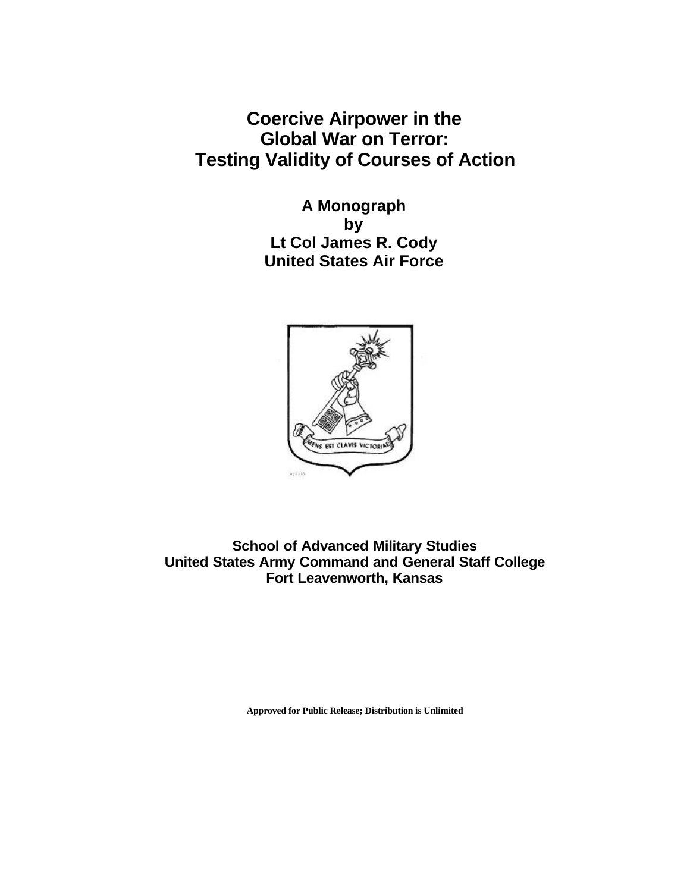# Coercive Airpower in the Global War on Terror: Testing Validity of Courses of Action

**A Monograph**
**by**
**Lt Col James R. Cody**
**United States Air Force**

**School of Advanced Military Studies**
**United States Army Command and General Staff College**
**Fort Leavenworth, Kansas**

**Approved for Public Release; Distribution is Unlimited**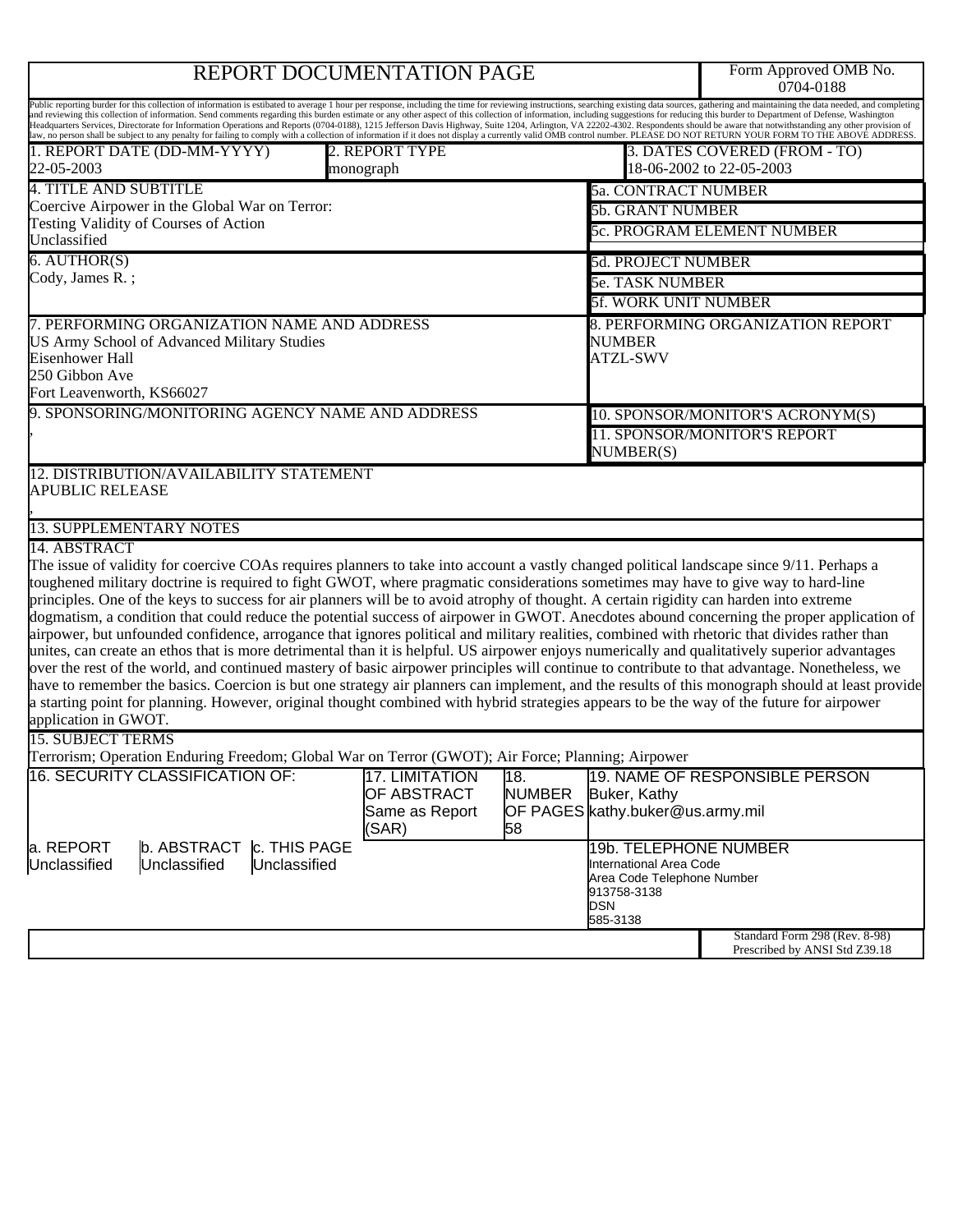# REPORT DOCUMENTATION PAGE

Form Approved OMB No. 0704-0188

Public reporting burder for this collection of information is estibated to average 1 hour per response, including the time for reviewing instructions, searching existing data sources, gathering and maintaining the data needed, and completing and reviewing this collection of information. Send comments regarding this burden estimate or any other aspect of this collection of information, including suggestions for reducing this burder to Department of Defense, Washington Headquarters Services, Directorate for Information Operations and Reports (0704-0188), 1215 Jefferson Davis Highway, Suite 1204, Arlington, VA 22202-4302. Respondents should be aware that notwithstanding any other provision of law, no person shall be subject to any penalty for failing to comply with a collection of information if it does not display a currently valid OMB control number. PLEASE DO NOT RETURN YOUR FORM TO THE ABOVE ADDRESS.

| 1. REPORT DATE (DD-MM-YYYY) | 2. REPORT TYPE | 3. DATES COVERED (FROM - TO) |
|---|---|---|
| 22-05-2003 | monograph | 18-06-2002 to 22-05-2003 |

**4. TITLE AND SUBTITLE**
Coercive Airpower in the Global War on Terror: Testing Validity of Courses of Action
Unclassified

5a. CONTRACT NUMBER
5b. GRANT NUMBER
5c. PROGRAM ELEMENT NUMBER

**6. AUTHOR(S)**
Cody, James R. ;

5d. PROJECT NUMBER
5e. TASK NUMBER
5f. WORK UNIT NUMBER

**7. PERFORMING ORGANIZATION NAME AND ADDRESS**
US Army School of Advanced Military Studies
Eisenhower Hall
250 Gibbon Ave
Fort Leavenworth, KS66027

**8. PERFORMING ORGANIZATION REPORT NUMBER**
ATZL-SWV

**9. SPONSORING/MONITORING AGENCY NAME AND ADDRESS**
,

10. SPONSOR/MONITOR'S ACRONYM(S)
11. SPONSOR/MONITOR'S REPORT NUMBER(S)

**12. DISTRIBUTION/AVAILABILITY STATEMENT**
APUBLIC RELEASE
,

**13. SUPPLEMENTARY NOTES**

**14. ABSTRACT**
The issue of validity for coercive COAs requires planners to take into account a vastly changed political landscape since 9/11. Perhaps a toughened military doctrine is required to fight GWOT, where pragmatic considerations sometimes may have to give way to hard-line principles. One of the keys to success for air planners will be to avoid atrophy of thought. A certain rigidity can harden into extreme dogmatism, a condition that could reduce the potential success of airpower in GWOT. Anecdotes abound concerning the proper application of airpower, but unfounded confidence, arrogance that ignores political and military realities, combined with rhetoric that divides rather than unites, can create an ethos that is more detrimental than it is helpful. US airpower enjoys numerically and qualitatively superior advantages over the rest of the world, and continued mastery of basic airpower principles will continue to contribute to that advantage. Nonetheless, we have to remember the basics. Coercion is but one strategy air planners can implement, and the results of this monograph should at least provide a starting point for planning. However, original thought combined with hybrid strategies appears to be the way of the future for airpower application in GWOT.

**15. SUBJECT TERMS**
Terrorism; Operation Enduring Freedom; Global War on Terror (GWOT); Air Force; Planning; Airpower

| 16. SECURITY CLASSIFICATION OF: | | | 17. LIMITATION OF ABSTRACT | 18. NUMBER OF PAGES | 19. NAME OF RESPONSIBLE PERSON |
|---|---|---|---|---|---|
| | | | Same as Report (SAR) | 58 | Buker, Kathy kathy.buker@us.army.mil |
| a. REPORT | b. ABSTRACT | c. THIS PAGE | | | 19b. TELEPHONE NUMBER |
| Unclassified | Unclassified | Unclassified | | | International Area Code<br>Area Code Telephone Number<br>913758-3138<br>DSN<br>585-3138 |

Standard Form 298 (Rev. 8-98)
Prescribed by ANSI Std Z39.18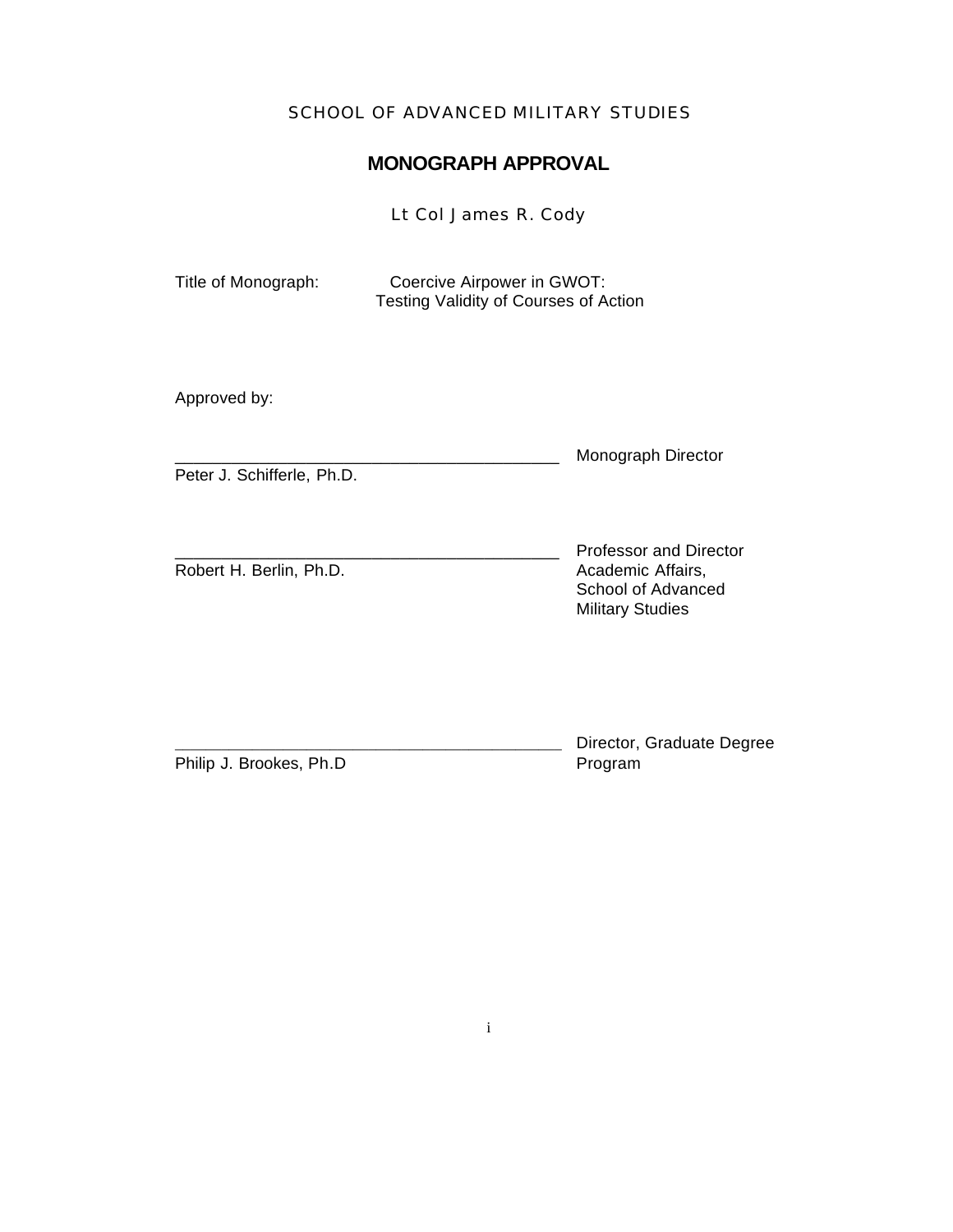SCHOOL OF ADVANCED MILITARY STUDIES

## MONOGRAPH APPROVAL

Lt Col James R. Cody

Title of Monograph: Coercive Airpower in GWOT: Testing Validity of Courses of Action

Approved by:

__________________________________________ Monograph Director
Peter J. Schifferle, Ph.D.

__________________________________________ Professor and Director Academic Affairs, School of Advanced Military Studies
Robert H. Berlin, Ph.D.

__________________________________________ Director, Graduate Degree Program
Philip J. Brookes, Ph.D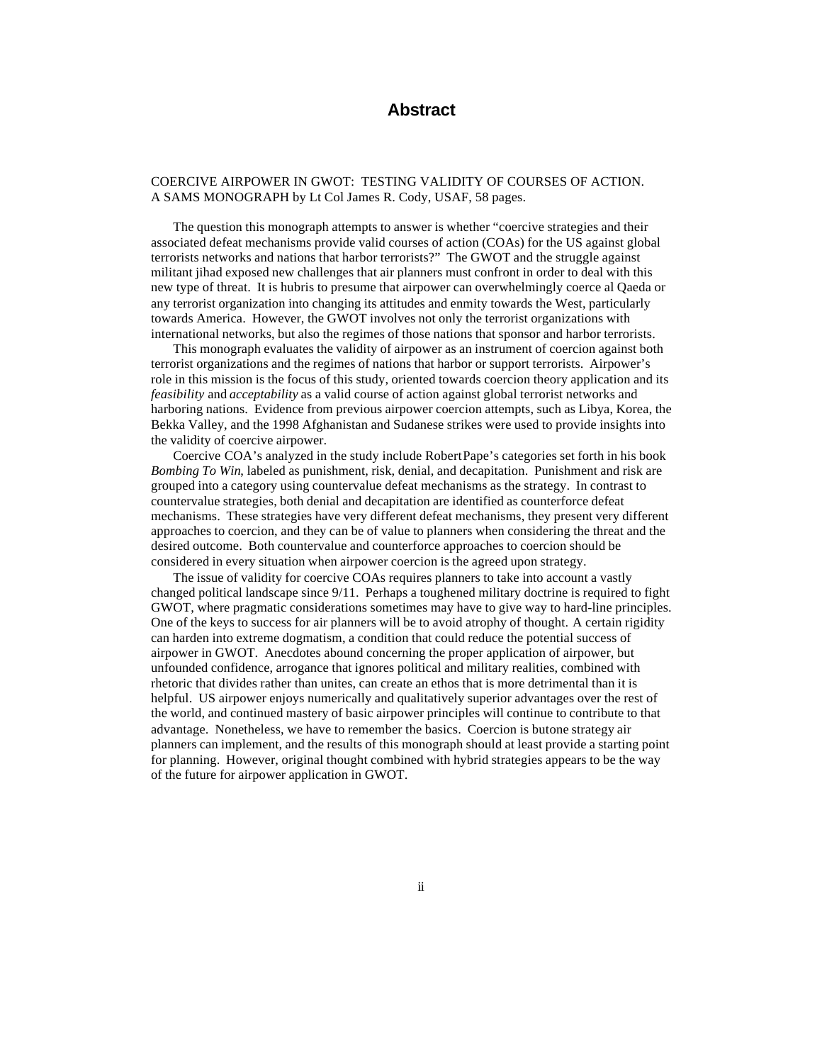# Abstract

COERCIVE AIRPOWER IN GWOT: TESTING VALIDITY OF COURSES OF ACTION. A SAMS MONOGRAPH by Lt Col James R. Cody, USAF, 58 pages.

The question this monograph attempts to answer is whether "coercive strategies and their associated defeat mechanisms provide valid courses of action (COAs) for the US against global terrorists networks and nations that harbor terrorists?" The GWOT and the struggle against militant jihad exposed new challenges that air planners must confront in order to deal with this new type of threat. It is hubris to presume that airpower can overwhelmingly coerce al Qaeda or any terrorist organization into changing its attitudes and enmity towards the West, particularly towards America. However, the GWOT involves not only the terrorist organizations with international networks, but also the regimes of those nations that sponsor and harbor terrorists.

This monograph evaluates the validity of airpower as an instrument of coercion against both terrorist organizations and the regimes of nations that harbor or support terrorists. Airpower's role in this mission is the focus of this study, oriented towards coercion theory application and its *feasibility* and *acceptability* as a valid course of action against global terrorist networks and harboring nations. Evidence from previous airpower coercion attempts, such as Libya, Korea, the Bekka Valley, and the 1998 Afghanistan and Sudanese strikes were used to provide insights into the validity of coercive airpower.

Coercive COA's analyzed in the study include Robert Pape's categories set forth in his book *Bombing To Win*, labeled as punishment, risk, denial, and decapitation. Punishment and risk are grouped into a category using countervalue defeat mechanisms as the strategy. In contrast to countervalue strategies, both denial and decapitation are identified as counterforce defeat mechanisms. These strategies have very different defeat mechanisms, they present very different approaches to coercion, and they can be of value to planners when considering the threat and the desired outcome. Both countervalue and counterforce approaches to coercion should be considered in every situation when airpower coercion is the agreed upon strategy.

The issue of validity for coercive COAs requires planners to take into account a vastly changed political landscape since 9/11. Perhaps a toughened military doctrine is required to fight GWOT, where pragmatic considerations sometimes may have to give way to hard-line principles. One of the keys to success for air planners will be to avoid atrophy of thought. A certain rigidity can harden into extreme dogmatism, a condition that could reduce the potential success of airpower in GWOT. Anecdotes abound concerning the proper application of airpower, but unfounded confidence, arrogance that ignores political and military realities, combined with rhetoric that divides rather than unites, can create an ethos that is more detrimental than it is helpful. US airpower enjoys numerically and qualitatively superior advantages over the rest of the world, and continued mastery of basic airpower principles will continue to contribute to that advantage. Nonetheless, we have to remember the basics. Coercion is but one strategy air planners can implement, and the results of this monograph should at least provide a starting point for planning. However, original thought combined with hybrid strategies appears to be the way of the future for airpower application in GWOT.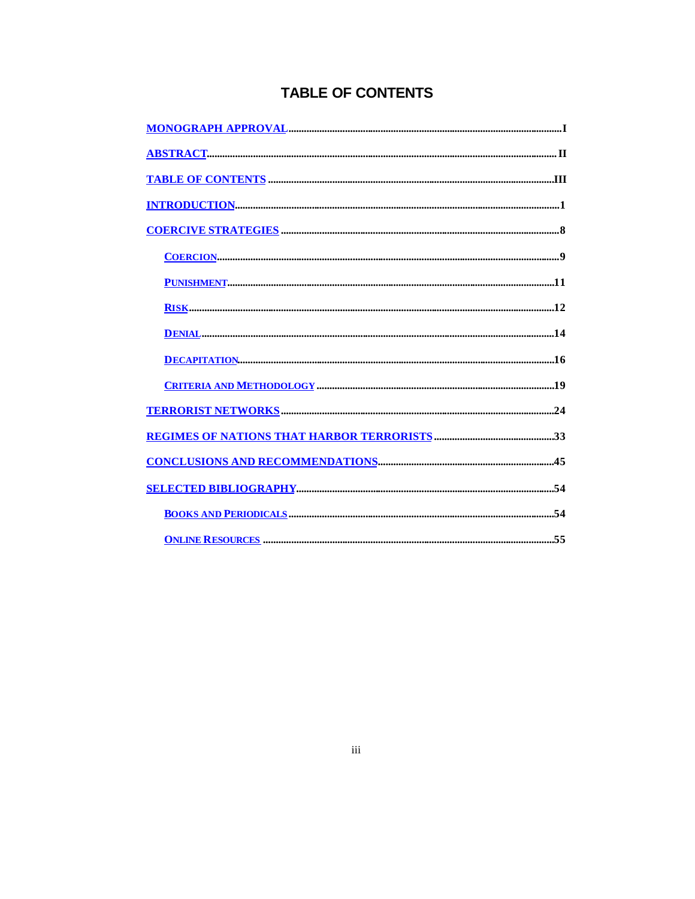# TABLE OF CONTENTS

MONOGRAPH APPROVAL .......... I

ABSTRACT .......... II

TABLE OF CONTENTS .......... III

INTRODUCTION .......... 1

COERCIVE STRATEGIES .......... 8

- COERCION .......... 9
- PUNISHMENT .......... 11
- RISK .......... 12
- DENIAL .......... 14
- DECAPITATION .......... 16
- CRITERIA AND METHODOLOGY .......... 19

TERRORIST NETWORKS .......... 24

REGIMES OF NATIONS THAT HARBOR TERRORISTS .......... 33

CONCLUSIONS AND RECOMMENDATIONS .......... 45

SELECTED BIBLIOGRAPHY .......... 54

- BOOKS AND PERIODICALS .......... 54
- ONLINE RESOURCES .......... 55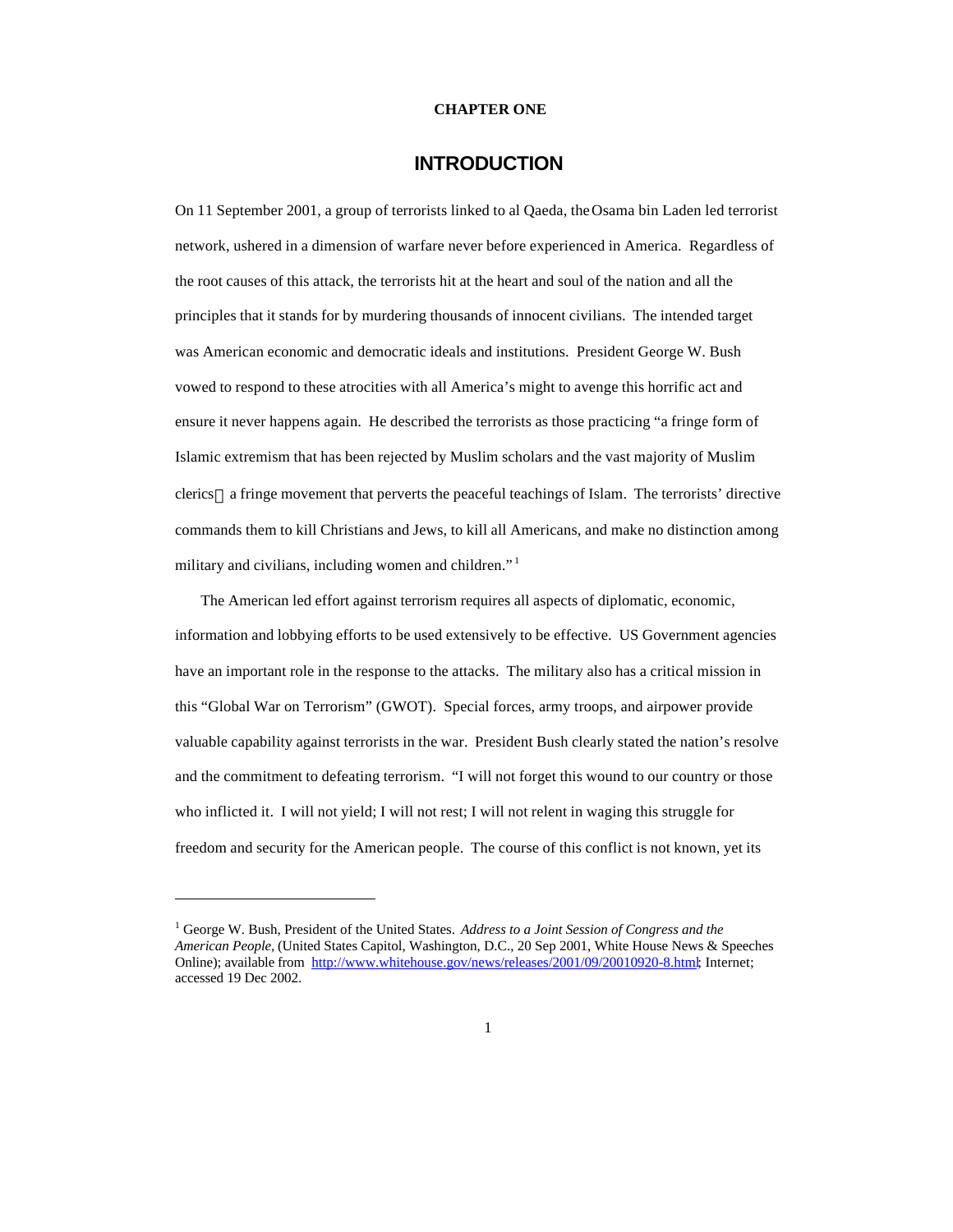**CHAPTER ONE**

# INTRODUCTION

On 11 September 2001, a group of terrorists linked to al Qaeda, the Osama bin Laden led terrorist network, ushered in a dimension of warfare never before experienced in America. Regardless of the root causes of this attack, the terrorists hit at the heart and soul of the nation and all the principles that it stands for by murdering thousands of innocent civilians. The intended target was American economic and democratic ideals and institutions. President George W. Bush vowed to respond to these atrocities with all America's might to avenge this horrific act and ensure it never happens again. He described the terrorists as those practicing "a fringe form of Islamic extremism that has been rejected by Muslim scholars and the vast majority of Muslim clerics—a fringe movement that perverts the peaceful teachings of Islam. The terrorists' directive commands them to kill Christians and Jews, to kill all Americans, and make no distinction among military and civilians, including women and children."[1]

The American led effort against terrorism requires all aspects of diplomatic, economic, information and lobbying efforts to be used extensively to be effective. US Government agencies have an important role in the response to the attacks. The military also has a critical mission in this "Global War on Terrorism" (GWOT). Special forces, army troops, and airpower provide valuable capability against terrorists in the war. President Bush clearly stated the nation's resolve and the commitment to defeating terrorism. "I will not forget this wound to our country or those who inflicted it. I will not yield; I will not rest; I will not relent in waging this struggle for freedom and security for the American people. The course of this conflict is not known, yet its

---

[1] George W. Bush, President of the United States. *Address to a Joint Session of Congress and the American People,* (United States Capitol, Washington, D.C., 20 Sep 2001, White House News & Speeches Online); available from http://www.whitehouse.gov/news/releases/2001/09/20010920-8.html; Internet; accessed 19 Dec 2002.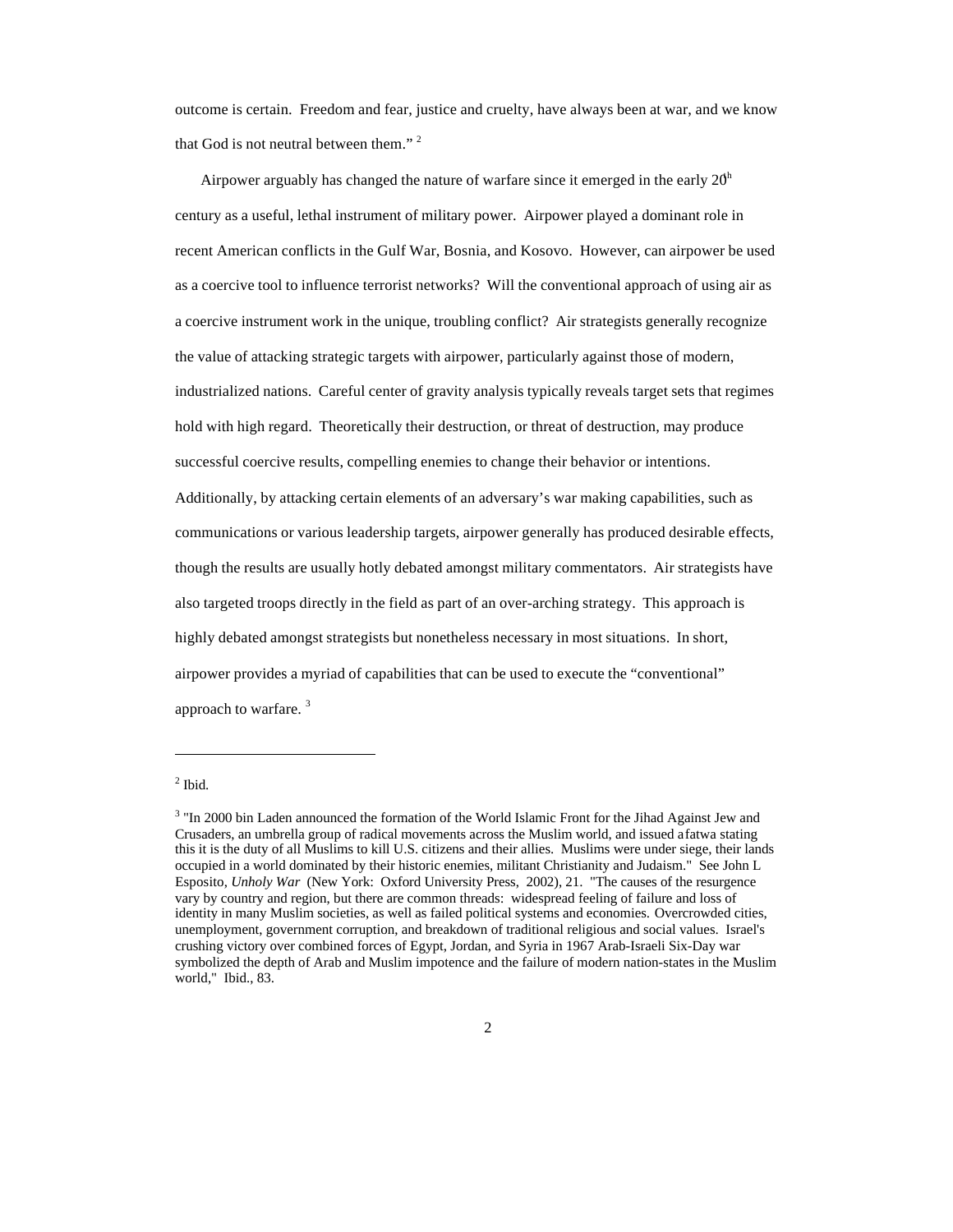outcome is certain. Freedom and fear, justice and cruelty, have always been at war, and we know that God is not neutral between them." [2]

Airpower arguably has changed the nature of warfare since it emerged in the early 20th century as a useful, lethal instrument of military power. Airpower played a dominant role in recent American conflicts in the Gulf War, Bosnia, and Kosovo. However, can airpower be used as a coercive tool to influence terrorist networks? Will the conventional approach of using air as a coercive instrument work in the unique, troubling conflict? Air strategists generally recognize the value of attacking strategic targets with airpower, particularly against those of modern, industrialized nations. Careful center of gravity analysis typically reveals target sets that regimes hold with high regard. Theoretically their destruction, or threat of destruction, may produce successful coercive results, compelling enemies to change their behavior or intentions. Additionally, by attacking certain elements of an adversary's war making capabilities, such as communications or various leadership targets, airpower generally has produced desirable effects, though the results are usually hotly debated amongst military commentators. Air strategists have also targeted troops directly in the field as part of an over-arching strategy. This approach is highly debated amongst strategists but nonetheless necessary in most situations. In short, airpower provides a myriad of capabilities that can be used to execute the "conventional" approach to warfare. [3]

---

[2] Ibid.

[3] "In 2000 bin Laden announced the formation of the World Islamic Front for the Jihad Against Jew and Crusaders, an umbrella group of radical movements across the Muslim world, and issued a fatwa stating this it is the duty of all Muslims to kill U.S. citizens and their allies. Muslims were under siege, their lands occupied in a world dominated by their historic enemies, militant Christianity and Judaism." See John L Esposito, *Unholy War* (New York: Oxford University Press, 2002), 21. "The causes of the resurgence vary by country and region, but there are common threads: widespread feeling of failure and loss of identity in many Muslim societies, as well as failed political systems and economies. Overcrowded cities, unemployment, government corruption, and breakdown of traditional religious and social values. Israel's crushing victory over combined forces of Egypt, Jordan, and Syria in 1967 Arab-Israeli Six-Day war symbolized the depth of Arab and Muslim impotence and the failure of modern nation-states in the Muslim world," Ibid., 83.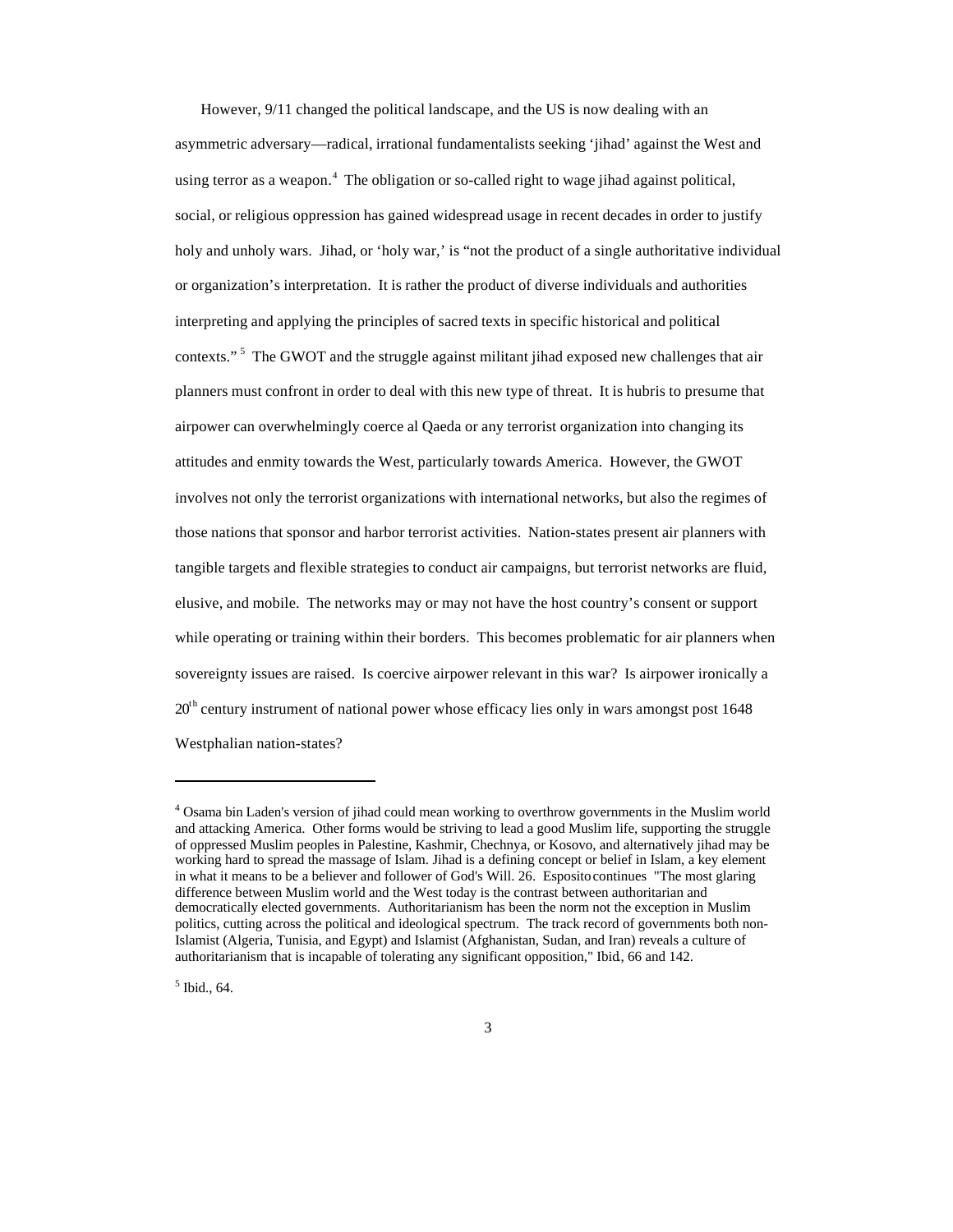However, 9/11 changed the political landscape, and the US is now dealing with an asymmetric adversary—radical, irrational fundamentalists seeking 'jihad' against the West and using terror as a weapon.[4] The obligation or so-called right to wage jihad against political, social, or religious oppression has gained widespread usage in recent decades in order to justify holy and unholy wars. Jihad, or 'holy war,' is "not the product of a single authoritative individual or organization's interpretation. It is rather the product of diverse individuals and authorities interpreting and applying the principles of sacred texts in specific historical and political contexts."[5] The GWOT and the struggle against militant jihad exposed new challenges that air planners must confront in order to deal with this new type of threat. It is hubris to presume that airpower can overwhelmingly coerce al Qaeda or any terrorist organization into changing its attitudes and enmity towards the West, particularly towards America. However, the GWOT involves not only the terrorist organizations with international networks, but also the regimes of those nations that sponsor and harbor terrorist activities. Nation-states present air planners with tangible targets and flexible strategies to conduct air campaigns, but terrorist networks are fluid, elusive, and mobile. The networks may or may not have the host country's consent or support while operating or training within their borders. This becomes problematic for air planners when sovereignty issues are raised. Is coercive airpower relevant in this war? Is airpower ironically a 20th century instrument of national power whose efficacy lies only in wars amongst post 1648 Westphalian nation-states?

---

[4] Osama bin Laden's version of jihad could mean working to overthrow governments in the Muslim world and attacking America. Other forms would be striving to lead a good Muslim life, supporting the struggle of oppressed Muslim peoples in Palestine, Kashmir, Chechnya, or Kosovo, and alternatively jihad may be working hard to spread the massage of Islam. Jihad is a defining concept or belief in Islam, a key element in what it means to be a believer and follower of God's Will. 26. Esposito continues "The most glaring difference between Muslim world and the West today is the contrast between authoritarian and democratically elected governments. Authoritarianism has been the norm not the exception in Muslim politics, cutting across the political and ideological spectrum. The track record of governments both non-Islamist (Algeria, Tunisia, and Egypt) and Islamist (Afghanistan, Sudan, and Iran) reveals a culture of authoritarianism that is incapable of tolerating any significant opposition," Ibid, 66 and 142.

[5] Ibid., 64.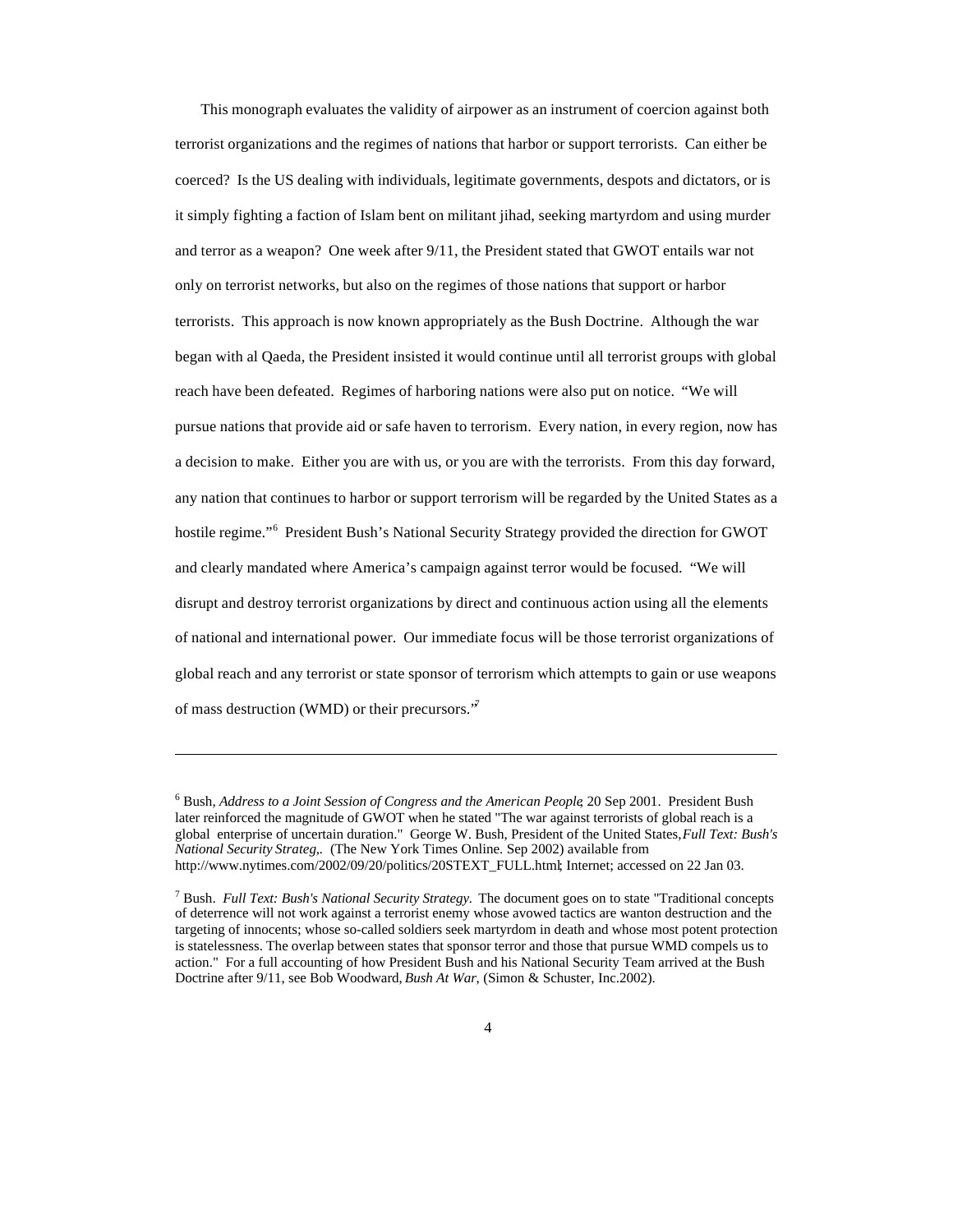This monograph evaluates the validity of airpower as an instrument of coercion against both terrorist organizations and the regimes of nations that harbor or support terrorists. Can either be coerced? Is the US dealing with individuals, legitimate governments, despots and dictators, or is it simply fighting a faction of Islam bent on militant jihad, seeking martyrdom and using murder and terror as a weapon? One week after 9/11, the President stated that GWOT entails war not only on terrorist networks, but also on the regimes of those nations that support or harbor terrorists. This approach is now known appropriately as the Bush Doctrine. Although the war began with al Qaeda, the President insisted it would continue until all terrorist groups with global reach have been defeated. Regimes of harboring nations were also put on notice. "We will pursue nations that provide aid or safe haven to terrorism. Every nation, in every region, now has a decision to make. Either you are with us, or you are with the terrorists. From this day forward, any nation that continues to harbor or support terrorism will be regarded by the United States as a hostile regime."[6] President Bush's National Security Strategy provided the direction for GWOT and clearly mandated where America's campaign against terror would be focused. "We will disrupt and destroy terrorist organizations by direct and continuous action using all the elements of national and international power. Our immediate focus will be those terrorist organizations of global reach and any terrorist or state sponsor of terrorism which attempts to gain or use weapons of mass destruction (WMD) or their precursors."[7]

---

[6] Bush, *Address to a Joint Session of Congress and the American People*; 20 Sep 2001. President Bush later reinforced the magnitude of GWOT when he stated "The war against terrorists of global reach is a global enterprise of uncertain duration." George W. Bush, President of the United States, *Full Text: Bush's National Security Strateg*,. (The New York Times Online. Sep 2002) available from http://www.nytimes.com/2002/09/20/politics/20STEXT_FULL.html; Internet; accessed on 22 Jan 03.

[7] Bush. *Full Text: Bush's National Security Strategy.* The document goes on to state "Traditional concepts of deterrence will not work against a terrorist enemy whose avowed tactics are wanton destruction and the targeting of innocents; whose so-called soldiers seek martyrdom in death and whose most potent protection is statelessness. The overlap between states that sponsor terror and those that pursue WMD compels us to action." For a full accounting of how President Bush and his National Security Team arrived at the Bush Doctrine after 9/11, see Bob Woodward, *Bush At War*, (Simon & Schuster, Inc.2002).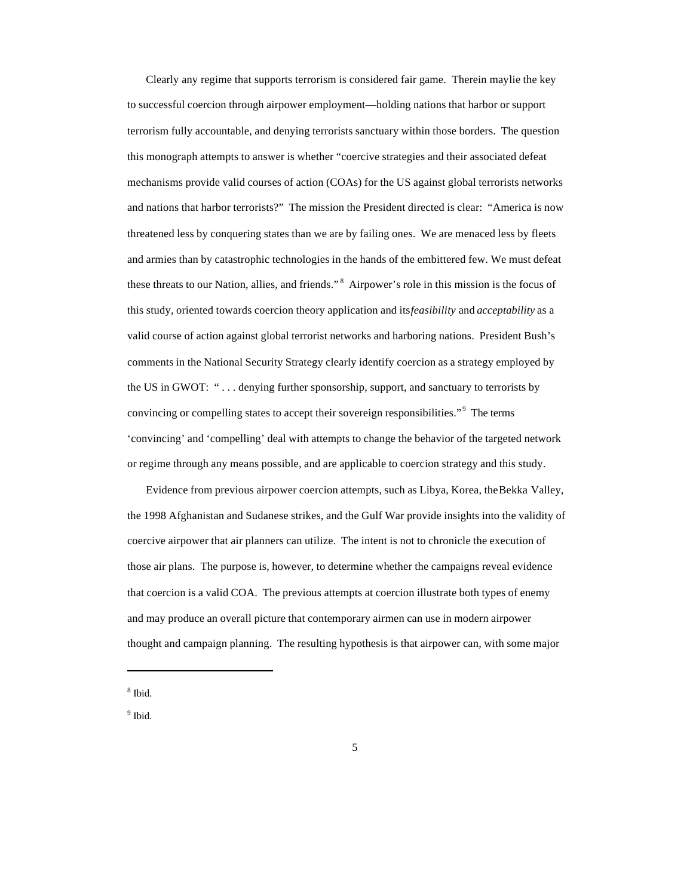Clearly any regime that supports terrorism is considered fair game. Therein maylie the key to successful coercion through airpower employment—holding nations that harbor or support terrorism fully accountable, and denying terrorists sanctuary within those borders. The question this monograph attempts to answer is whether "coercive strategies and their associated defeat mechanisms provide valid courses of action (COAs) for the US against global terrorists networks and nations that harbor terrorists?" The mission the President directed is clear: "America is now threatened less by conquering states than we are by failing ones. We are menaced less by fleets and armies than by catastrophic technologies in the hands of the embittered few. We must defeat these threats to our Nation, allies, and friends."[8] Airpower's role in this mission is the focus of this study, oriented towards coercion theory application and its *feasibility* and *acceptability* as a valid course of action against global terrorist networks and harboring nations. President Bush's comments in the National Security Strategy clearly identify coercion as a strategy employed by the US in GWOT: " . . . denying further sponsorship, support, and sanctuary to terrorists by convincing or compelling states to accept their sovereign responsibilities."[9] The terms 'convincing' and 'compelling' deal with attempts to change the behavior of the targeted network or regime through any means possible, and are applicable to coercion strategy and this study.

Evidence from previous airpower coercion attempts, such as Libya, Korea, the Bekka Valley, the 1998 Afghanistan and Sudanese strikes, and the Gulf War provide insights into the validity of coercive airpower that air planners can utilize. The intent is not to chronicle the execution of those air plans. The purpose is, however, to determine whether the campaigns reveal evidence that coercion is a valid COA. The previous attempts at coercion illustrate both types of enemy and may produce an overall picture that contemporary airmen can use in modern airpower thought and campaign planning. The resulting hypothesis is that airpower can, with some major

---

[8] Ibid.

[9] Ibid.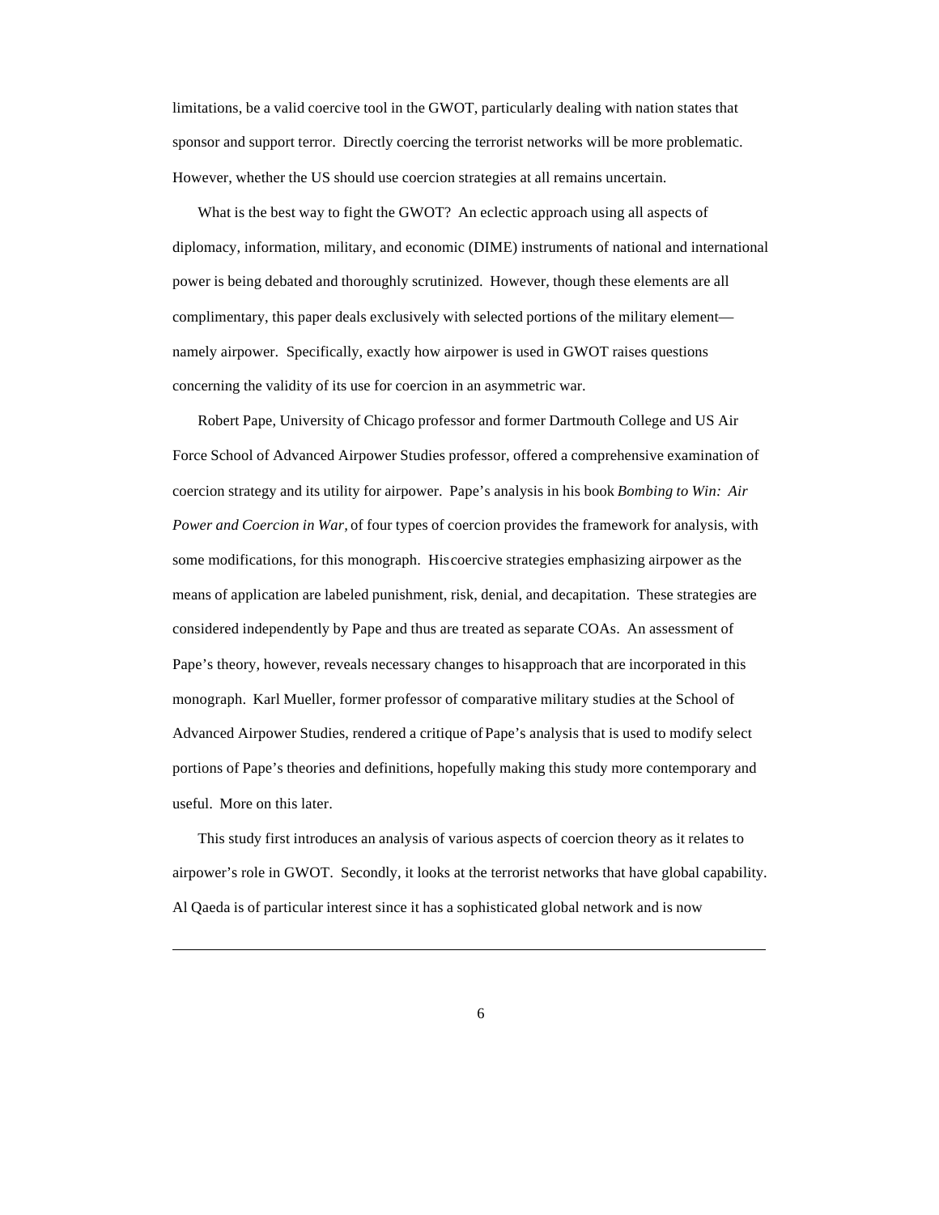limitations, be a valid coercive tool in the GWOT, particularly dealing with nation states that sponsor and support terror. Directly coercing the terrorist networks will be more problematic. However, whether the US should use coercion strategies at all remains uncertain.

What is the best way to fight the GWOT? An eclectic approach using all aspects of diplomacy, information, military, and economic (DIME) instruments of national and international power is being debated and thoroughly scrutinized. However, though these elements are all complimentary, this paper deals exclusively with selected portions of the military element—namely airpower. Specifically, exactly how airpower is used in GWOT raises questions concerning the validity of its use for coercion in an asymmetric war.

Robert Pape, University of Chicago professor and former Dartmouth College and US Air Force School of Advanced Airpower Studies professor, offered a comprehensive examination of coercion strategy and its utility for airpower. Pape's analysis in his book *Bombing to Win: Air Power and Coercion in War,* of four types of coercion provides the framework for analysis, with some modifications, for this monograph. His coercive strategies emphasizing airpower as the means of application are labeled punishment, risk, denial, and decapitation. These strategies are considered independently by Pape and thus are treated as separate COAs. An assessment of Pape's theory, however, reveals necessary changes to his approach that are incorporated in this monograph. Karl Mueller, former professor of comparative military studies at the School of Advanced Airpower Studies, rendered a critique of Pape's analysis that is used to modify select portions of Pape's theories and definitions, hopefully making this study more contemporary and useful. More on this later.

This study first introduces an analysis of various aspects of coercion theory as it relates to airpower's role in GWOT. Secondly, it looks at the terrorist networks that have global capability. Al Qaeda is of particular interest since it has a sophisticated global network and is now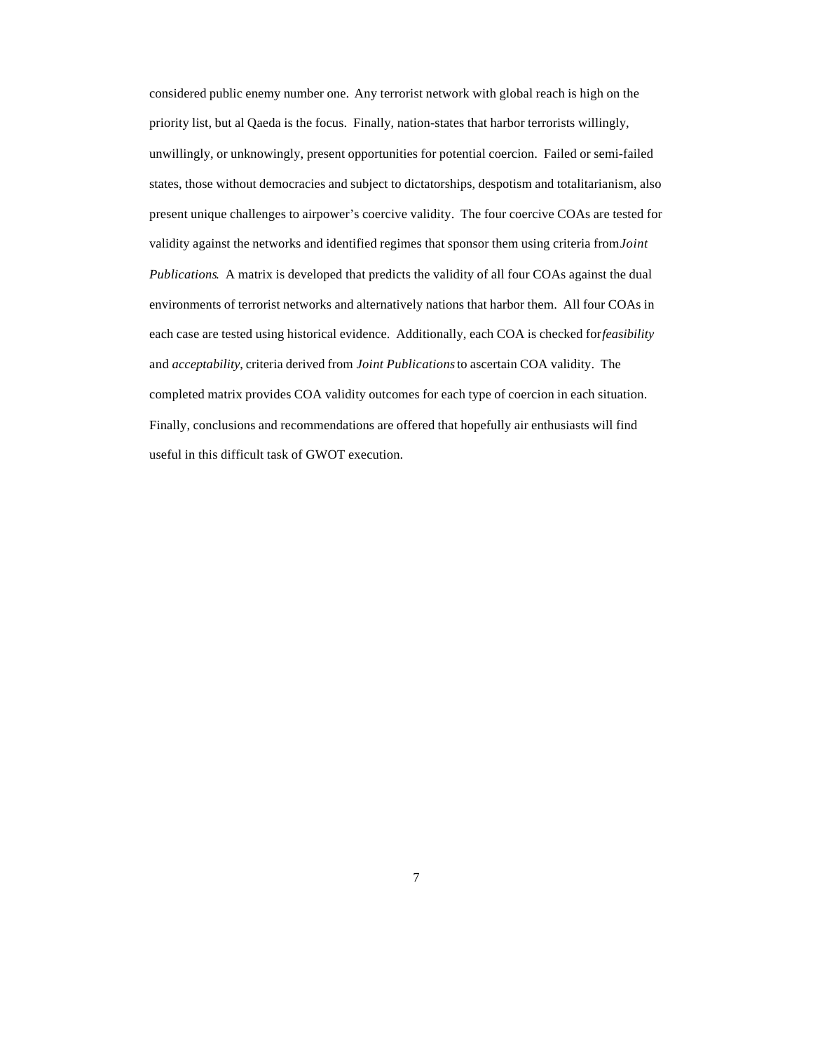considered public enemy number one. Any terrorist network with global reach is high on the priority list, but al Qaeda is the focus. Finally, nation-states that harbor terrorists willingly, unwillingly, or unknowingly, present opportunities for potential coercion. Failed or semi-failed states, those without democracies and subject to dictatorships, despotism and totalitarianism, also present unique challenges to airpower's coercive validity. The four coercive COAs are tested for validity against the networks and identified regimes that sponsor them using criteria from *Joint Publications*. A matrix is developed that predicts the validity of all four COAs against the dual environments of terrorist networks and alternatively nations that harbor them. All four COAs in each case are tested using historical evidence. Additionally, each COA is checked for *feasibility* and *acceptability*, criteria derived from *Joint Publications* to ascertain COA validity. The completed matrix provides COA validity outcomes for each type of coercion in each situation. Finally, conclusions and recommendations are offered that hopefully air enthusiasts will find useful in this difficult task of GWOT execution.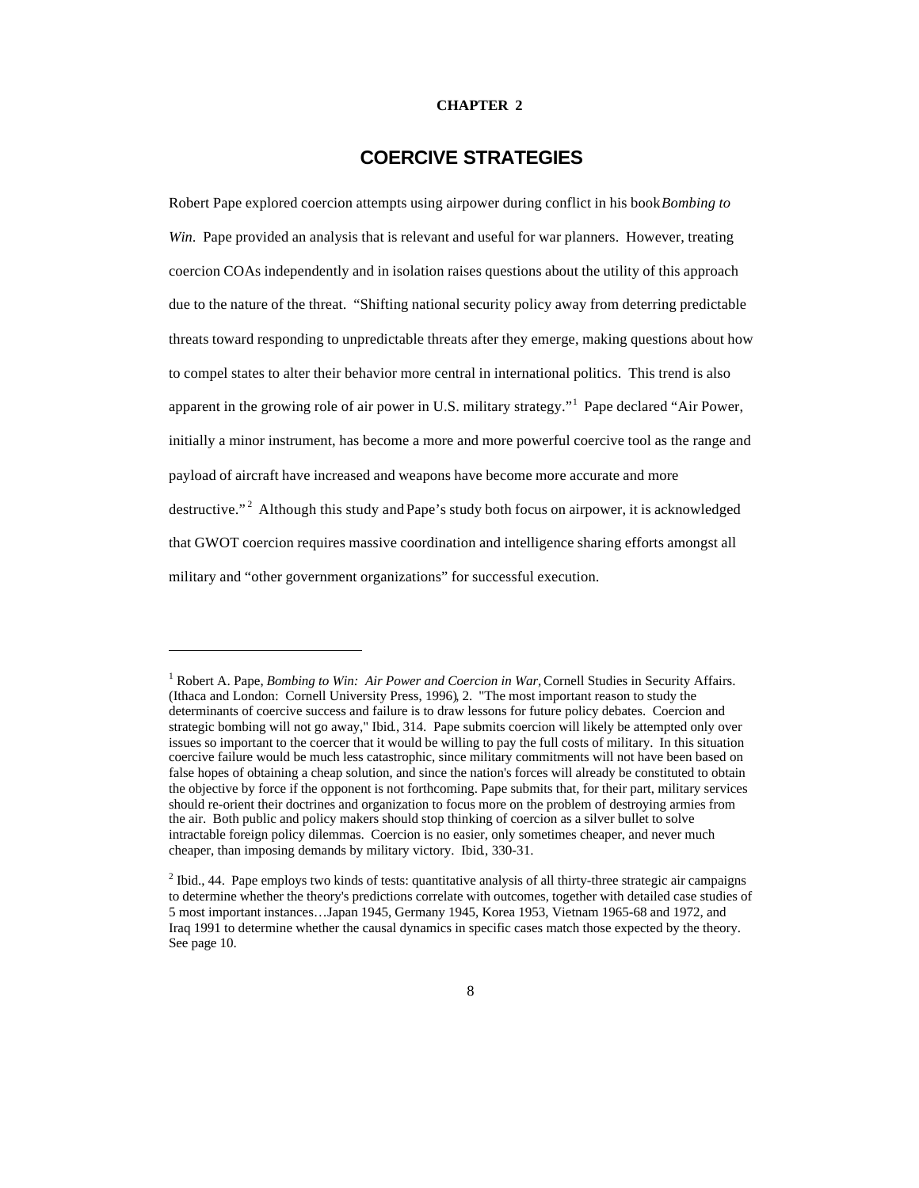**CHAPTER 2**

# COERCIVE STRATEGIES

Robert Pape explored coercion attempts using airpower during conflict in his book *Bombing to Win*. Pape provided an analysis that is relevant and useful for war planners. However, treating coercion COAs independently and in isolation raises questions about the utility of this approach due to the nature of the threat. "Shifting national security policy away from deterring predictable threats toward responding to unpredictable threats after they emerge, making questions about how to compel states to alter their behavior more central in international politics. This trend is also apparent in the growing role of air power in U.S. military strategy."[1] Pape declared "Air Power, initially a minor instrument, has become a more and more powerful coercive tool as the range and payload of aircraft have increased and weapons have become more accurate and more destructive."[2] Although this study and Pape's study both focus on airpower, it is acknowledged that GWOT coercion requires massive coordination and intelligence sharing efforts amongst all military and "other government organizations" for successful execution.

---

[1] Robert A. Pape, *Bombing to Win: Air Power and Coercion in War*, Cornell Studies in Security Affairs. (Ithaca and London: Cornell University Press, 1996), 2. "The most important reason to study the determinants of coercive success and failure is to draw lessons for future policy debates. Coercion and strategic bombing will not go away," Ibid., 314. Pape submits coercion will likely be attempted only over issues so important to the coercer that it would be willing to pay the full costs of military. In this situation coercive failure would be much less catastrophic, since military commitments will not have been based on false hopes of obtaining a cheap solution, and since the nation's forces will already be constituted to obtain the objective by force if the opponent is not forthcoming. Pape submits that, for their part, military services should re-orient their doctrines and organization to focus more on the problem of destroying armies from the air. Both public and policy makers should stop thinking of coercion as a silver bullet to solve intractable foreign policy dilemmas. Coercion is no easier, only sometimes cheaper, and never much cheaper, than imposing demands by military victory. Ibid., 330-31.

[2] Ibid., 44. Pape employs two kinds of tests: quantitative analysis of all thirty-three strategic air campaigns to determine whether the theory's predictions correlate with outcomes, together with detailed case studies of 5 most important instances…Japan 1945, Germany 1945, Korea 1953, Vietnam 1965-68 and 1972, and Iraq 1991 to determine whether the causal dynamics in specific cases match those expected by the theory. See page 10.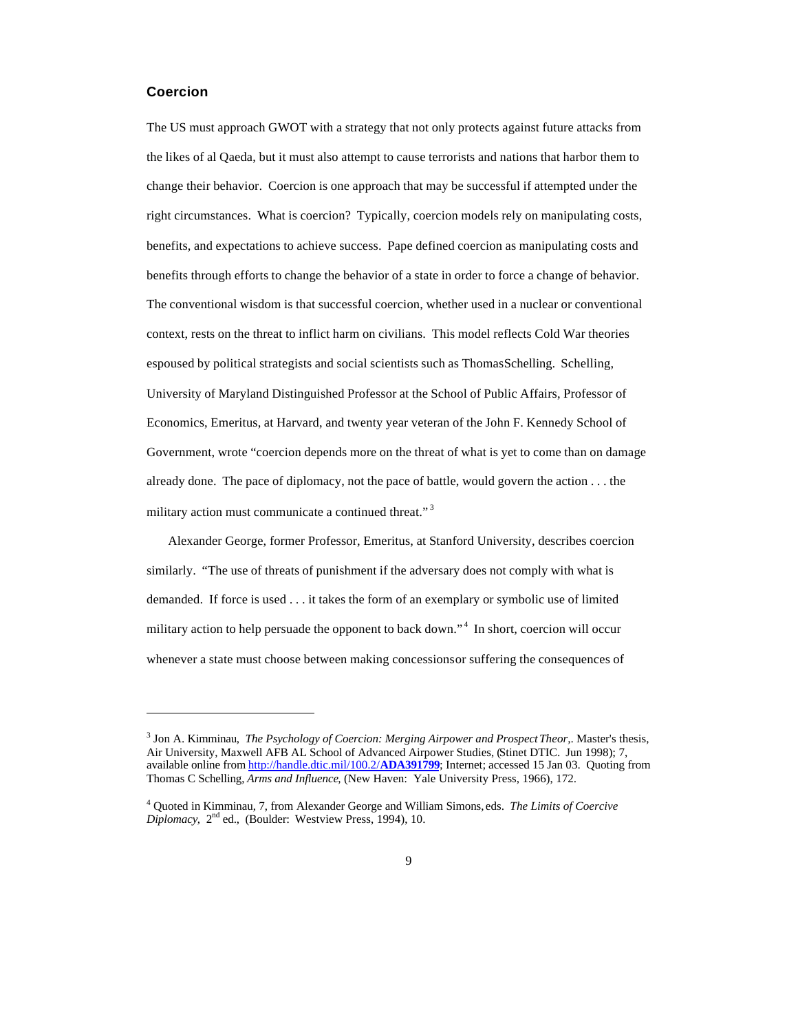## Coercion

The US must approach GWOT with a strategy that not only protects against future attacks from the likes of al Qaeda, but it must also attempt to cause terrorists and nations that harbor them to change their behavior. Coercion is one approach that may be successful if attempted under the right circumstances. What is coercion? Typically, coercion models rely on manipulating costs, benefits, and expectations to achieve success. Pape defined coercion as manipulating costs and benefits through efforts to change the behavior of a state in order to force a change of behavior. The conventional wisdom is that successful coercion, whether used in a nuclear or conventional context, rests on the threat to inflict harm on civilians. This model reflects Cold War theories espoused by political strategists and social scientists such as ThomasSchelling. Schelling, University of Maryland Distinguished Professor at the School of Public Affairs, Professor of Economics, Emeritus, at Harvard, and twenty year veteran of the John F. Kennedy School of Government, wrote "coercion depends more on the threat of what is yet to come than on damage already done. The pace of diplomacy, not the pace of battle, would govern the action . . . the military action must communicate a continued threat." [3]

Alexander George, former Professor, Emeritus, at Stanford University, describes coercion similarly. "The use of threats of punishment if the adversary does not comply with what is demanded. If force is used . . . it takes the form of an exemplary or symbolic use of limited military action to help persuade the opponent to back down." [4] In short, coercion will occur whenever a state must choose between making concessionsor suffering the consequences of

---

[3] Jon A. Kimminau, *The Psychology of Coercion: Merging Airpower and Prospect Theor,*. Master's thesis, Air University, Maxwell AFB AL School of Advanced Airpower Studies, (Stinet DTIC. Jun 1998); 7, available online from http://handle.dtic.mil/100.2/**ADA391799**; Internet; accessed 15 Jan 03. Quoting from Thomas C Schelling, *Arms and Influence*, (New Haven: Yale University Press, 1966), 172.

[4] Quoted in Kimminau, 7, from Alexander George and William Simons, eds. *The Limits of Coercive Diplomacy*, 2nd ed., (Boulder: Westview Press, 1994), 10.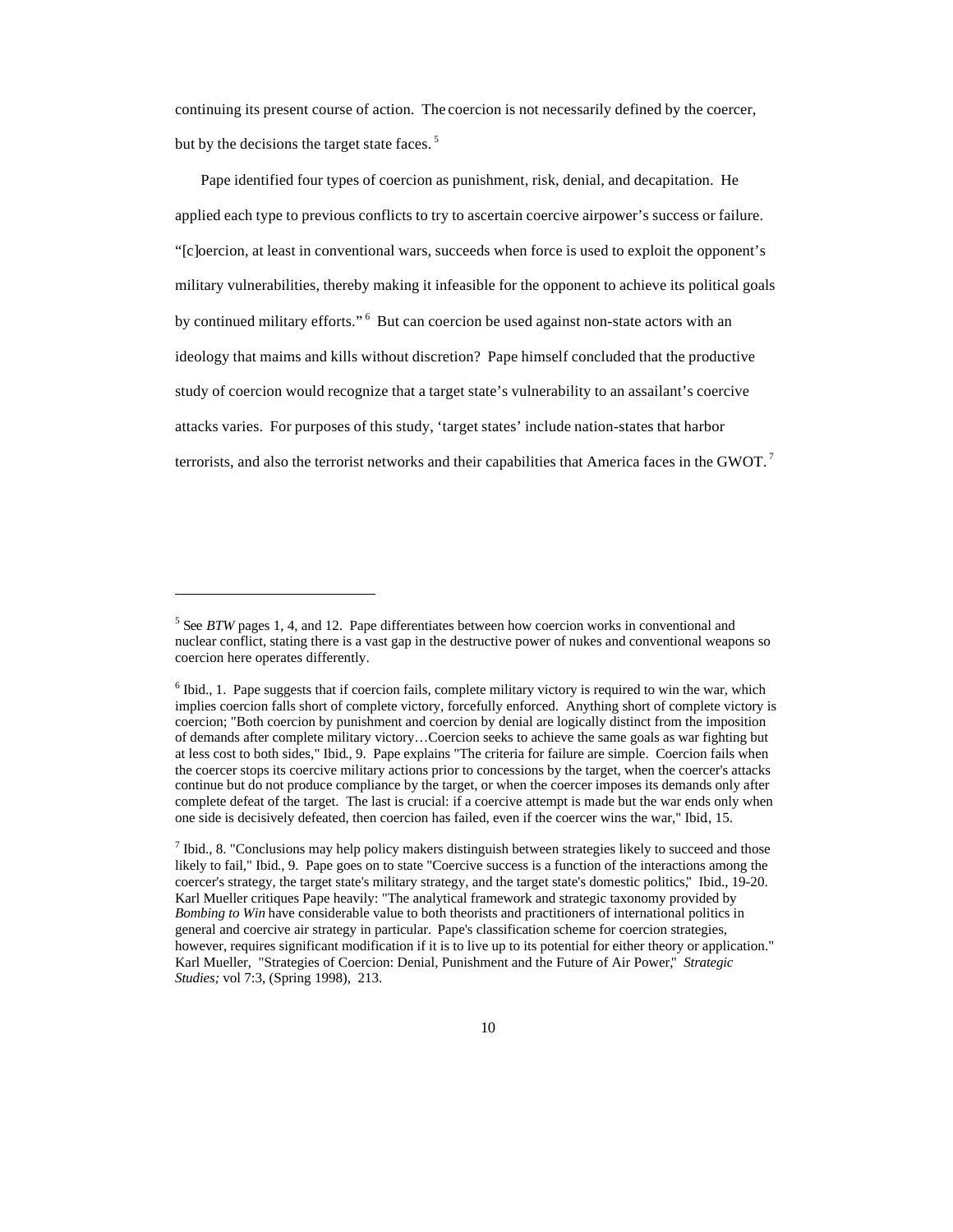continuing its present course of action. The coercion is not necessarily defined by the coercer, but by the decisions the target state faces. [5]

Pape identified four types of coercion as punishment, risk, denial, and decapitation. He applied each type to previous conflicts to try to ascertain coercive airpower's success or failure. "[c]oercion, at least in conventional wars, succeeds when force is used to exploit the opponent's military vulnerabilities, thereby making it infeasible for the opponent to achieve its political goals by continued military efforts." [6] But can coercion be used against non-state actors with an ideology that maims and kills without discretion? Pape himself concluded that the productive study of coercion would recognize that a target state's vulnerability to an assailant's coercive attacks varies. For purposes of this study, 'target states' include nation-states that harbor terrorists, and also the terrorist networks and their capabilities that America faces in the GWOT. [7]

---

[5] See *BTW* pages 1, 4, and 12. Pape differentiates between how coercion works in conventional and nuclear conflict, stating there is a vast gap in the destructive power of nukes and conventional weapons so coercion here operates differently.

[6] Ibid., 1. Pape suggests that if coercion fails, complete military victory is required to win the war, which implies coercion falls short of complete victory, forcefully enforced. Anything short of complete victory is coercion; "Both coercion by punishment and coercion by denial are logically distinct from the imposition of demands after complete military victory…Coercion seeks to achieve the same goals as war fighting but at less cost to both sides," Ibid., 9. Pape explains "The criteria for failure are simple. Coercion fails when the coercer stops its coercive military actions prior to concessions by the target, when the coercer's attacks continue but do not produce compliance by the target, or when the coercer imposes its demands only after complete defeat of the target. The last is crucial: if a coercive attempt is made but the war ends only when one side is decisively defeated, then coercion has failed, even if the coercer wins the war," Ibid, 15.

[7] Ibid., 8. "Conclusions may help policy makers distinguish between strategies likely to succeed and those likely to fail," Ibid., 9. Pape goes on to state "Coercive success is a function of the interactions among the coercer's strategy, the target state's military strategy, and the target state's domestic politics," Ibid., 19-20. Karl Mueller critiques Pape heavily: "The analytical framework and strategic taxonomy provided by *Bombing to Win* have considerable value to both theorists and practitioners of international politics in general and coercive air strategy in particular. Pape's classification scheme for coercion strategies, however, requires significant modification if it is to live up to its potential for either theory or application." Karl Mueller, "Strategies of Coercion: Denial, Punishment and the Future of Air Power," *Strategic Studies;* vol 7:3, (Spring 1998), 213.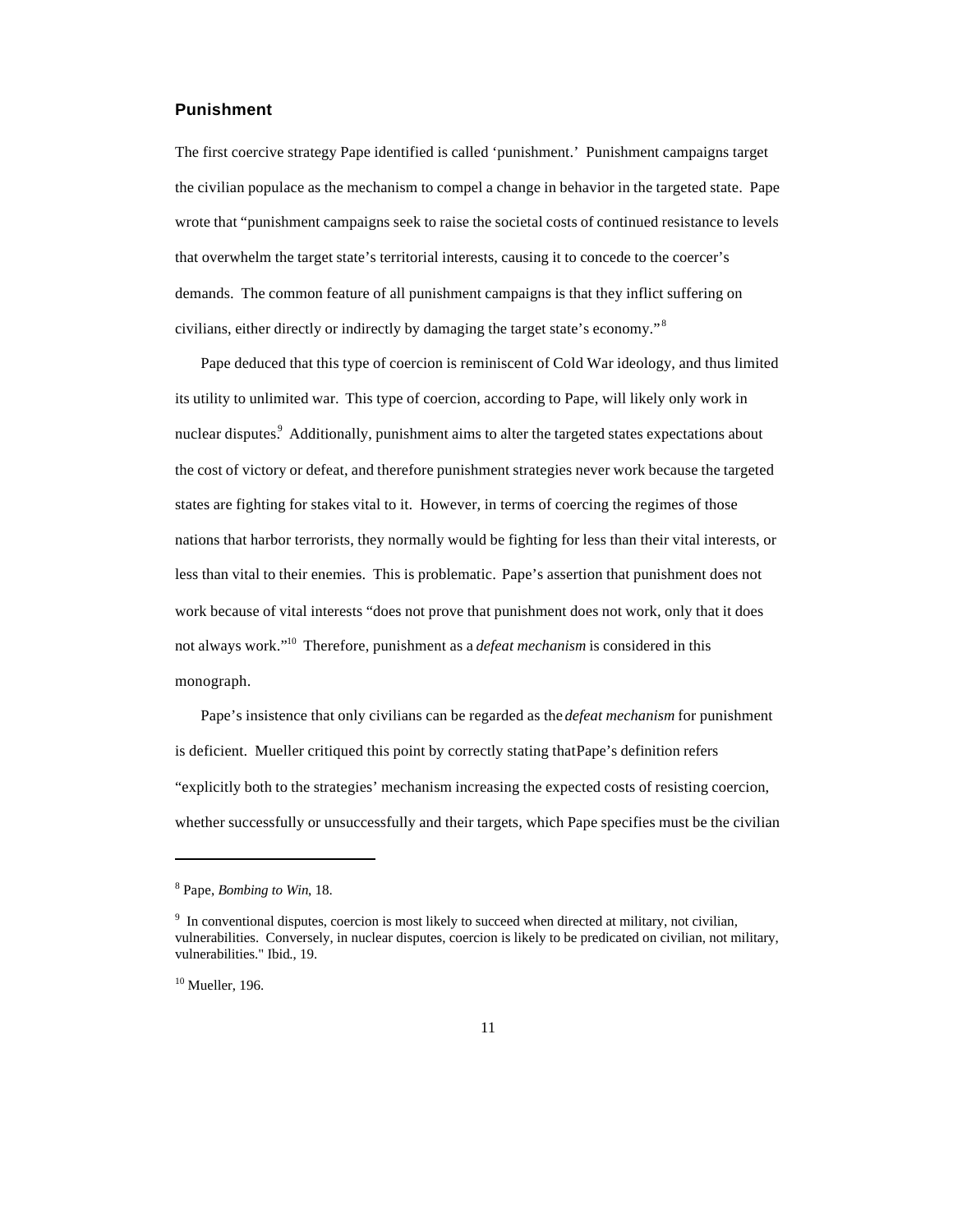### Punishment

The first coercive strategy Pape identified is called 'punishment.' Punishment campaigns target the civilian populace as the mechanism to compel a change in behavior in the targeted state. Pape wrote that "punishment campaigns seek to raise the societal costs of continued resistance to levels that overwhelm the target state's territorial interests, causing it to concede to the coercer's demands. The common feature of all punishment campaigns is that they inflict suffering on civilians, either directly or indirectly by damaging the target state's economy."[8]

Pape deduced that this type of coercion is reminiscent of Cold War ideology, and thus limited its utility to unlimited war. This type of coercion, according to Pape, will likely only work in nuclear disputes.[9] Additionally, punishment aims to alter the targeted states expectations about the cost of victory or defeat, and therefore punishment strategies never work because the targeted states are fighting for stakes vital to it. However, in terms of coercing the regimes of those nations that harbor terrorists, they normally would be fighting for less than their vital interests, or less than vital to their enemies. This is problematic. Pape's assertion that punishment does not work because of vital interests "does not prove that punishment does not work, only that it does not always work."[10] Therefore, punishment as a *defeat mechanism* is considered in this monograph.

Pape's insistence that only civilians can be regarded as the *defeat mechanism* for punishment is deficient. Mueller critiqued this point by correctly stating that Pape's definition refers "explicitly both to the strategies' mechanism increasing the expected costs of resisting coercion, whether successfully or unsuccessfully and their targets, which Pape specifies must be the civilian

---

[8] Pape, *Bombing to Win*, 18.

[9] In conventional disputes, coercion is most likely to succeed when directed at military, not civilian, vulnerabilities. Conversely, in nuclear disputes, coercion is likely to be predicated on civilian, not military, vulnerabilities." Ibid., 19.

[10] Mueller, 196.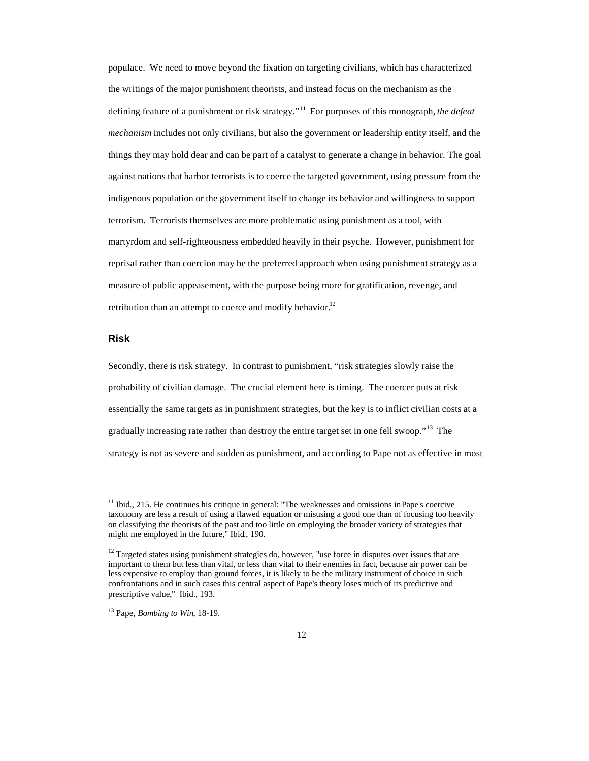populace. We need to move beyond the fixation on targeting civilians, which has characterized the writings of the major punishment theorists, and instead focus on the mechanism as the defining feature of a punishment or risk strategy."[11] For purposes of this monograph, *the defeat mechanism* includes not only civilians, but also the government or leadership entity itself, and the things they may hold dear and can be part of a catalyst to generate a change in behavior. The goal against nations that harbor terrorists is to coerce the targeted government, using pressure from the indigenous population or the government itself to change its behavior and willingness to support terrorism. Terrorists themselves are more problematic using punishment as a tool, with martyrdom and self-righteousness embedded heavily in their psyche. However, punishment for reprisal rather than coercion may be the preferred approach when using punishment strategy as a measure of public appeasement, with the purpose being more for gratification, revenge, and retribution than an attempt to coerce and modify behavior.[12]

## Risk

Secondly, there is risk strategy. In contrast to punishment, "risk strategies slowly raise the probability of civilian damage. The crucial element here is timing. The coercer puts at risk essentially the same targets as in punishment strategies, but the key is to inflict civilian costs at a gradually increasing rate rather than destroy the entire target set in one fell swoop."[13] The strategy is not as severe and sudden as punishment, and according to Pape not as effective in most

---

[11] Ibid., 215. He continues his critique in general: "The weaknesses and omissions in Pape's coercive taxonomy are less a result of using a flawed equation or misusing a good one than of focusing too heavily on classifying the theorists of the past and too little on employing the broader variety of strategies that might me employed in the future," Ibid., 190.

[12] Targeted states using punishment strategies do, however, "use force in disputes over issues that are important to them but less than vital, or less than vital to their enemies in fact, because air power can be less expensive to employ than ground forces, it is likely to be the military instrument of choice in such confrontations and in such cases this central aspect of Pape's theory loses much of its predictive and prescriptive value," Ibid., 193.

[13] Pape, *Bombing to Win*, 18-19.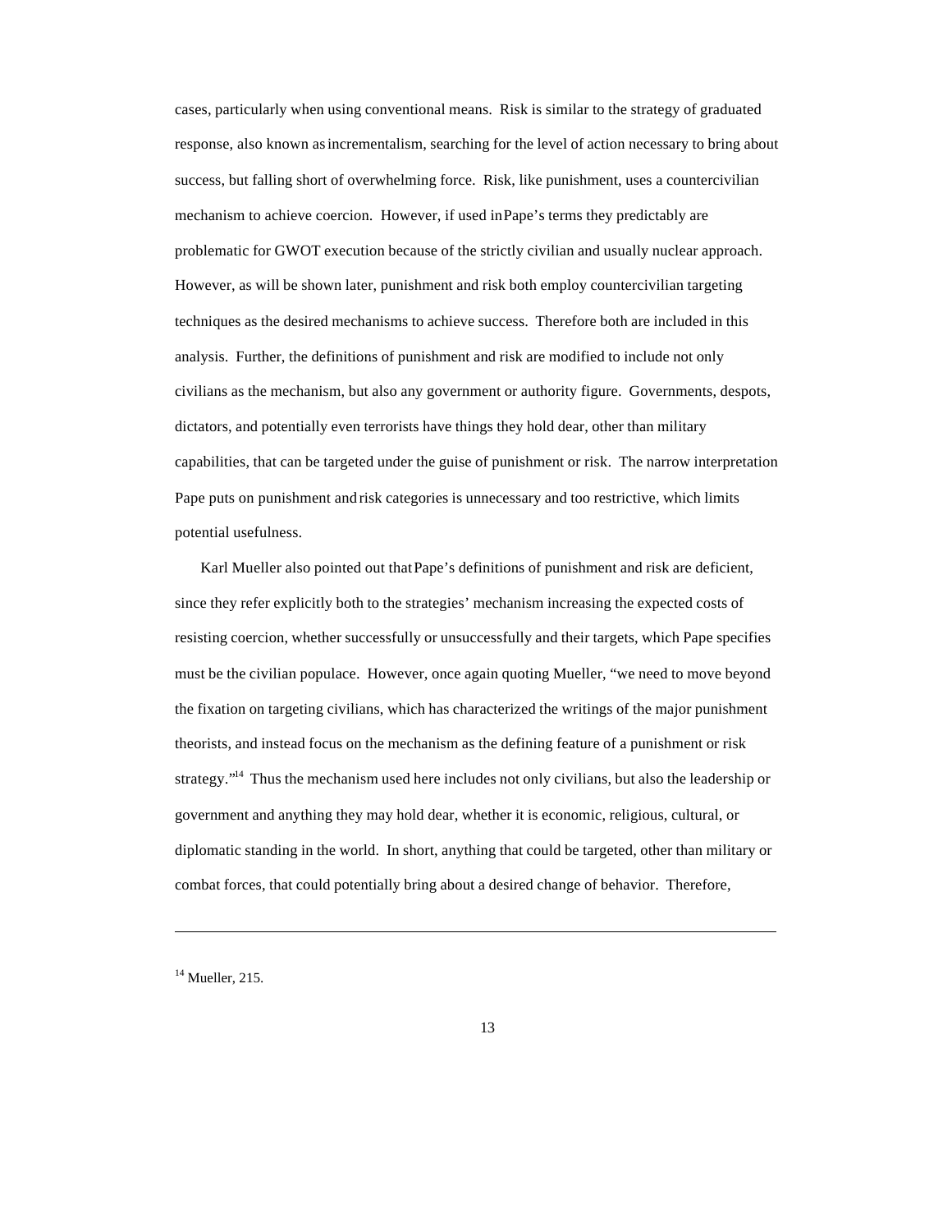cases, particularly when using conventional means. Risk is similar to the strategy of graduated response, also known as incrementalism, searching for the level of action necessary to bring about success, but falling short of overwhelming force. Risk, like punishment, uses a countercivilian mechanism to achieve coercion. However, if used in Pape's terms they predictably are problematic for GWOT execution because of the strictly civilian and usually nuclear approach. However, as will be shown later, punishment and risk both employ countercivilian targeting techniques as the desired mechanisms to achieve success. Therefore both are included in this analysis. Further, the definitions of punishment and risk are modified to include not only civilians as the mechanism, but also any government or authority figure. Governments, despots, dictators, and potentially even terrorists have things they hold dear, other than military capabilities, that can be targeted under the guise of punishment or risk. The narrow interpretation Pape puts on punishment and risk categories is unnecessary and too restrictive, which limits potential usefulness.

Karl Mueller also pointed out that Pape's definitions of punishment and risk are deficient, since they refer explicitly both to the strategies' mechanism increasing the expected costs of resisting coercion, whether successfully or unsuccessfully and their targets, which Pape specifies must be the civilian populace. However, once again quoting Mueller, "we need to move beyond the fixation on targeting civilians, which has characterized the writings of the major punishment theorists, and instead focus on the mechanism as the defining feature of a punishment or risk strategy."[14] Thus the mechanism used here includes not only civilians, but also the leadership or government and anything they may hold dear, whether it is economic, religious, cultural, or diplomatic standing in the world. In short, anything that could be targeted, other than military or combat forces, that could potentially bring about a desired change of behavior. Therefore,

---

[14] Mueller, 215.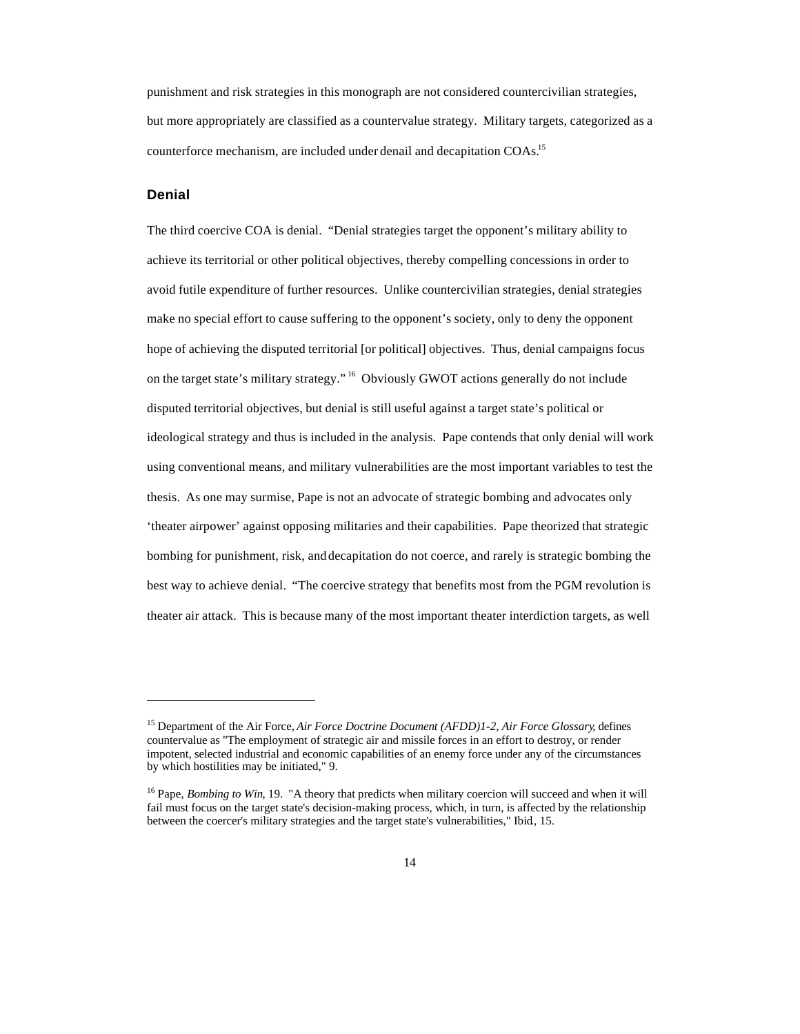punishment and risk strategies in this monograph are not considered countercivilian strategies, but more appropriately are classified as a countervalue strategy. Military targets, categorized as a counterforce mechanism, are included under denail and decapitation COAs.[15]

## Denial

The third coercive COA is denial. "Denial strategies target the opponent's military ability to achieve its territorial or other political objectives, thereby compelling concessions in order to avoid futile expenditure of further resources. Unlike countercivilian strategies, denial strategies make no special effort to cause suffering to the opponent's society, only to deny the opponent hope of achieving the disputed territorial [or political] objectives. Thus, denial campaigns focus on the target state's military strategy."[16] Obviously GWOT actions generally do not include disputed territorial objectives, but denial is still useful against a target state's political or ideological strategy and thus is included in the analysis. Pape contends that only denial will work using conventional means, and military vulnerabilities are the most important variables to test the thesis. As one may surmise, Pape is not an advocate of strategic bombing and advocates only 'theater airpower' against opposing militaries and their capabilities. Pape theorized that strategic bombing for punishment, risk, and decapitation do not coerce, and rarely is strategic bombing the best way to achieve denial. "The coercive strategy that benefits most from the PGM revolution is theater air attack. This is because many of the most important theater interdiction targets, as well

---

[15] Department of the Air Force, *Air Force Doctrine Document (AFDD)1-2, Air Force Glossary*, defines countervalue as "The employment of strategic air and missile forces in an effort to destroy, or render impotent, selected industrial and economic capabilities of an enemy force under any of the circumstances by which hostilities may be initiated," 9.

[16] Pape, *Bombing to Win*, 19. "A theory that predicts when military coercion will succeed and when it will fail must focus on the target state's decision-making process, which, in turn, is affected by the relationship between the coercer's military strategies and the target state's vulnerabilities," Ibid., 15.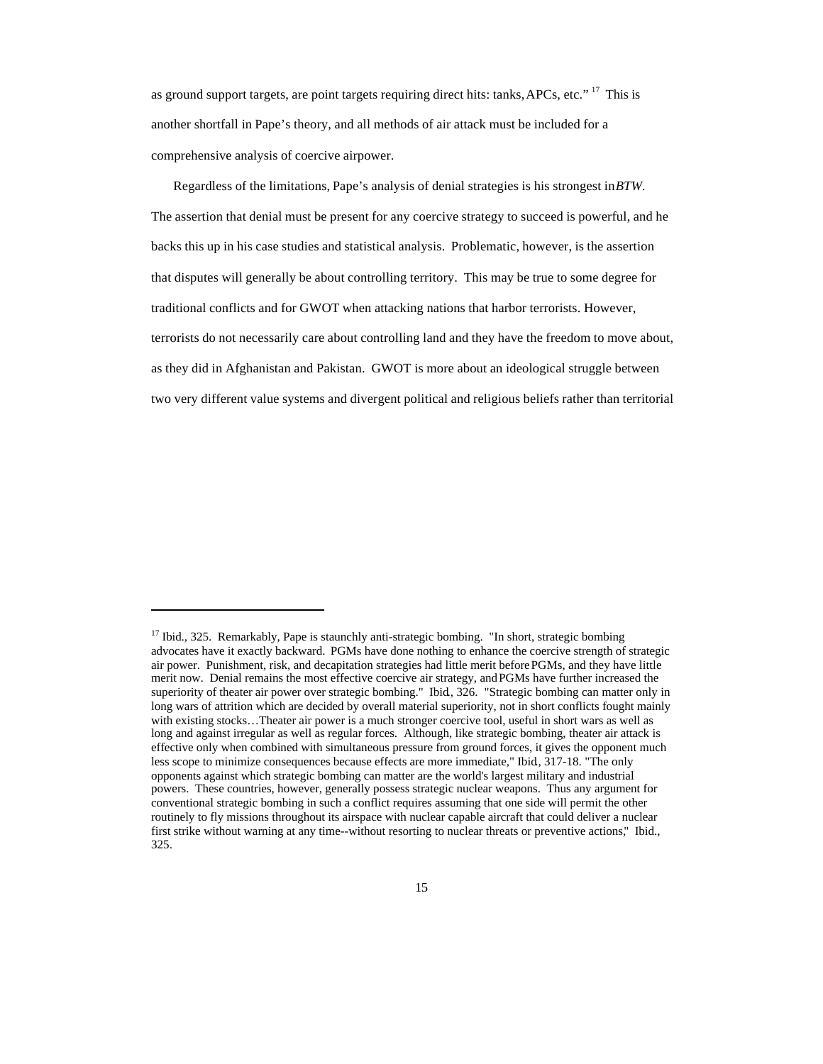as ground support targets, are point targets requiring direct hits: tanks, APCs, etc."[17] This is another shortfall in Pape's theory, and all methods of air attack must be included for a comprehensive analysis of coercive airpower.

Regardless of the limitations, Pape's analysis of denial strategies is his strongest in *BTW*. The assertion that denial must be present for any coercive strategy to succeed is powerful, and he backs this up in his case studies and statistical analysis. Problematic, however, is the assertion that disputes will generally be about controlling territory. This may be true to some degree for traditional conflicts and for GWOT when attacking nations that harbor terrorists. However, terrorists do not necessarily care about controlling land and they have the freedom to move about, as they did in Afghanistan and Pakistan. GWOT is more about an ideological struggle between two very different value systems and divergent political and religious beliefs rather than territorial

---

[17] Ibid., 325. Remarkably, Pape is staunchly anti-strategic bombing. "In short, strategic bombing advocates have it exactly backward. PGMs have done nothing to enhance the coercive strength of strategic air power. Punishment, risk, and decapitation strategies had little merit before PGMs, and they have little merit now. Denial remains the most effective coercive air strategy, and PGMs have further increased the superiority of theater air power over strategic bombing." Ibid., 326. "Strategic bombing can matter only in long wars of attrition which are decided by overall material superiority, not in short conflicts fought mainly with existing stocks…Theater air power is a much stronger coercive tool, useful in short wars as well as long and against irregular as well as regular forces. Although, like strategic bombing, theater air attack is effective only when combined with simultaneous pressure from ground forces, it gives the opponent much less scope to minimize consequences because effects are more immediate," Ibid., 317-18. "The only opponents against which strategic bombing can matter are the world's largest military and industrial powers. These countries, however, generally possess strategic nuclear weapons. Thus any argument for conventional strategic bombing in such a conflict requires assuming that one side will permit the other routinely to fly missions throughout its airspace with nuclear capable aircraft that could deliver a nuclear first strike without warning at any time--without resorting to nuclear threats or preventive actions," Ibid., 325.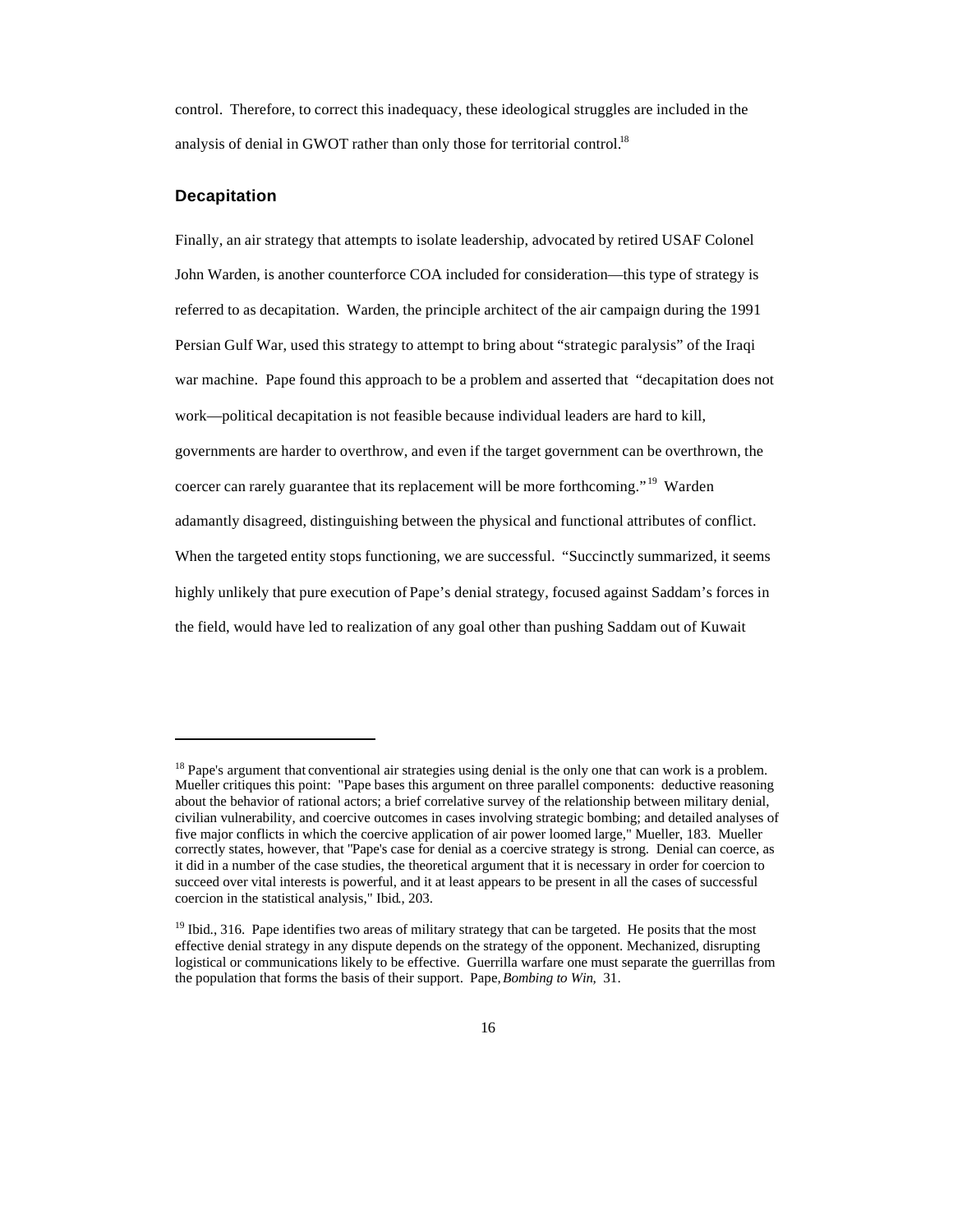control. Therefore, to correct this inadequacy, these ideological struggles are included in the analysis of denial in GWOT rather than only those for territorial control.[18]

## Decapitation

Finally, an air strategy that attempts to isolate leadership, advocated by retired USAF Colonel John Warden, is another counterforce COA included for consideration—this type of strategy is referred to as decapitation. Warden, the principle architect of the air campaign during the 1991 Persian Gulf War, used this strategy to attempt to bring about "strategic paralysis" of the Iraqi war machine. Pape found this approach to be a problem and asserted that "decapitation does not work—political decapitation is not feasible because individual leaders are hard to kill, governments are harder to overthrow, and even if the target government can be overthrown, the coercer can rarely guarantee that its replacement will be more forthcoming."[19] Warden adamantly disagreed, distinguishing between the physical and functional attributes of conflict. When the targeted entity stops functioning, we are successful. "Succinctly summarized, it seems highly unlikely that pure execution of Pape's denial strategy, focused against Saddam's forces in the field, would have led to realization of any goal other than pushing Saddam out of Kuwait

---

[18] Pape's argument that conventional air strategies using denial is the only one that can work is a problem. Mueller critiques this point: "Pape bases this argument on three parallel components: deductive reasoning about the behavior of rational actors; a brief correlative survey of the relationship between military denial, civilian vulnerability, and coercive outcomes in cases involving strategic bombing; and detailed analyses of five major conflicts in which the coercive application of air power loomed large," Mueller, 183. Mueller correctly states, however, that "Pape's case for denial as a coercive strategy is strong. Denial can coerce, as it did in a number of the case studies, the theoretical argument that it is necessary in order for coercion to succeed over vital interests is powerful, and it at least appears to be present in all the cases of successful coercion in the statistical analysis," Ibid., 203.

[19] Ibid., 316. Pape identifies two areas of military strategy that can be targeted. He posits that the most effective denial strategy in any dispute depends on the strategy of the opponent. Mechanized, disrupting logistical or communications likely to be effective. Guerrilla warfare one must separate the guerrillas from the population that forms the basis of their support. Pape, *Bombing to Win,* 31.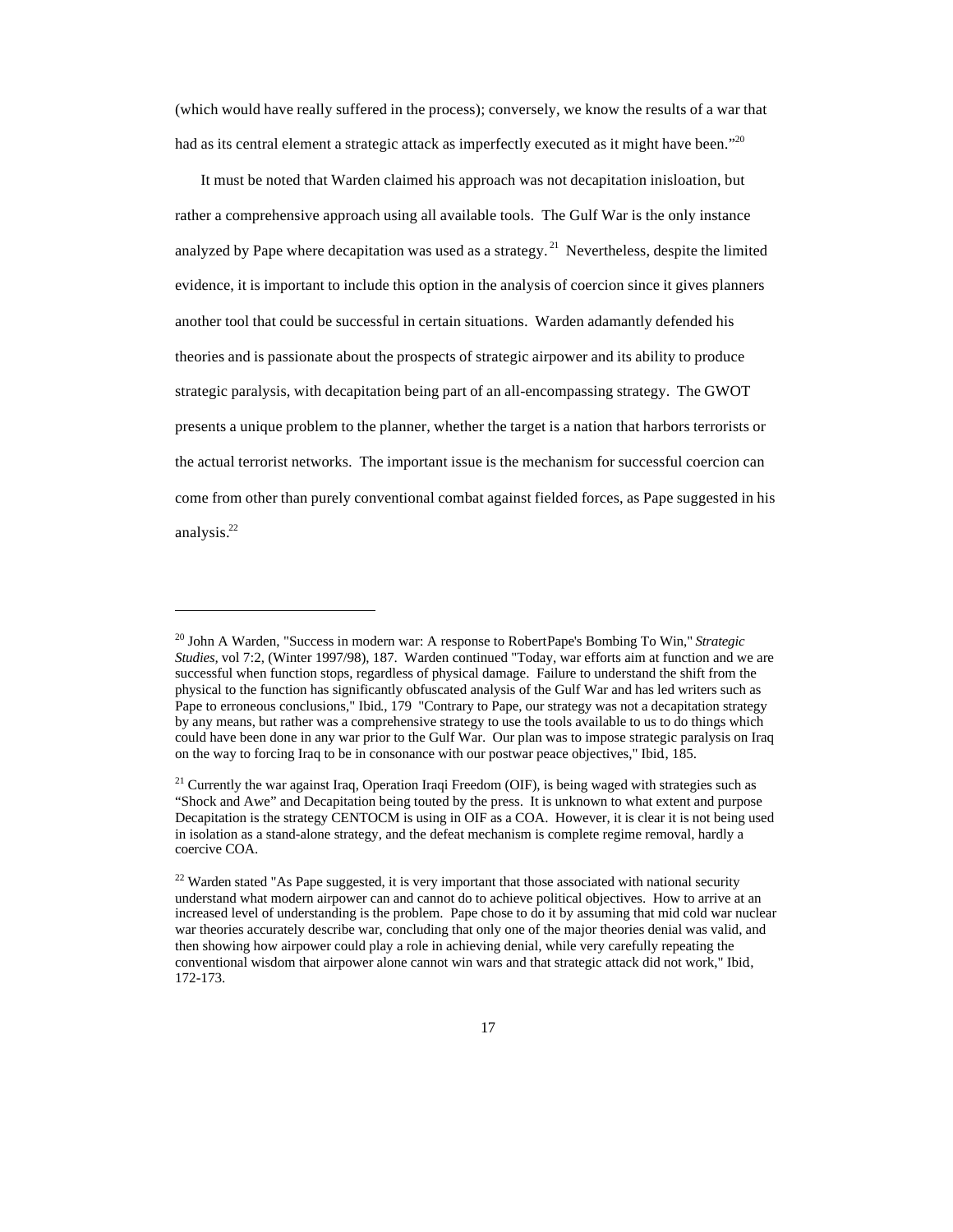(which would have really suffered in the process); conversely, we know the results of a war that had as its central element a strategic attack as imperfectly executed as it might have been."[20]

It must be noted that Warden claimed his approach was not decapitation inisloation, but rather a comprehensive approach using all available tools. The Gulf War is the only instance analyzed by Pape where decapitation was used as a strategy.[21] Nevertheless, despite the limited evidence, it is important to include this option in the analysis of coercion since it gives planners another tool that could be successful in certain situations. Warden adamantly defended his theories and is passionate about the prospects of strategic airpower and its ability to produce strategic paralysis, with decapitation being part of an all-encompassing strategy. The GWOT presents a unique problem to the planner, whether the target is a nation that harbors terrorists or the actual terrorist networks. The important issue is the mechanism for successful coercion can come from other than purely conventional combat against fielded forces, as Pape suggested in his analysis.[22]

---

[20] John A Warden, "Success in modern war: A response to RobertPape's Bombing To Win," *Strategic Studies*, vol 7:2, (Winter 1997/98), 187. Warden continued "Today, war efforts aim at function and we are successful when function stops, regardless of physical damage. Failure to understand the shift from the physical to the function has significantly obfuscated analysis of the Gulf War and has led writers such as Pape to erroneous conclusions," Ibid., 179 "Contrary to Pape, our strategy was not a decapitation strategy by any means, but rather was a comprehensive strategy to use the tools available to us to do things which could have been done in any war prior to the Gulf War. Our plan was to impose strategic paralysis on Iraq on the way to forcing Iraq to be in consonance with our postwar peace objectives," Ibid, 185.

[21] Currently the war against Iraq, Operation Iraqi Freedom (OIF), is being waged with strategies such as "Shock and Awe" and Decapitation being touted by the press. It is unknown to what extent and purpose Decapitation is the strategy CENTOCM is using in OIF as a COA. However, it is clear it is not being used in isolation as a stand-alone strategy, and the defeat mechanism is complete regime removal, hardly a coercive COA.

[22] Warden stated "As Pape suggested, it is very important that those associated with national security understand what modern airpower can and cannot do to achieve political objectives. How to arrive at an increased level of understanding is the problem. Pape chose to do it by assuming that mid cold war nuclear war theories accurately describe war, concluding that only one of the major theories denial was valid, and then showing how airpower could play a role in achieving denial, while very carefully repeating the conventional wisdom that airpower alone cannot win wars and that strategic attack did not work," Ibid, 172-173.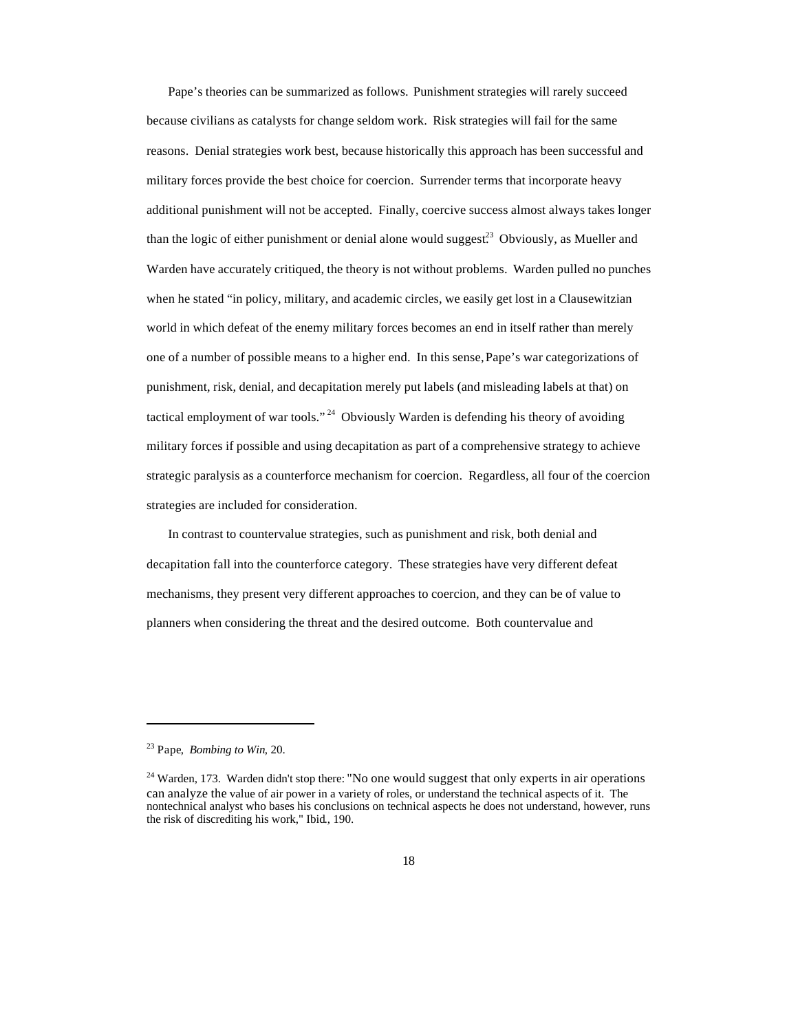Pape's theories can be summarized as follows. Punishment strategies will rarely succeed because civilians as catalysts for change seldom work. Risk strategies will fail for the same reasons. Denial strategies work best, because historically this approach has been successful and military forces provide the best choice for coercion. Surrender terms that incorporate heavy additional punishment will not be accepted. Finally, coercive success almost always takes longer than the logic of either punishment or denial alone would suggest.[23] Obviously, as Mueller and Warden have accurately critiqued, the theory is not without problems. Warden pulled no punches when he stated "in policy, military, and academic circles, we easily get lost in a Clausewitzian world in which defeat of the enemy military forces becomes an end in itself rather than merely one of a number of possible means to a higher end. In this sense, Pape's war categorizations of punishment, risk, denial, and decapitation merely put labels (and misleading labels at that) on tactical employment of war tools."[24] Obviously Warden is defending his theory of avoiding military forces if possible and using decapitation as part of a comprehensive strategy to achieve strategic paralysis as a counterforce mechanism for coercion. Regardless, all four of the coercion strategies are included for consideration.

In contrast to countervalue strategies, such as punishment and risk, both denial and decapitation fall into the counterforce category. These strategies have very different defeat mechanisms, they present very different approaches to coercion, and they can be of value to planners when considering the threat and the desired outcome. Both countervalue and

---

[23] Pape, *Bombing to Win*, 20.

[24] Warden, 173. Warden didn't stop there: "No one would suggest that only experts in air operations can analyze the value of air power in a variety of roles, or understand the technical aspects of it. The nontechnical analyst who bases his conclusions on technical aspects he does not understand, however, runs the risk of discrediting his work," Ibid., 190.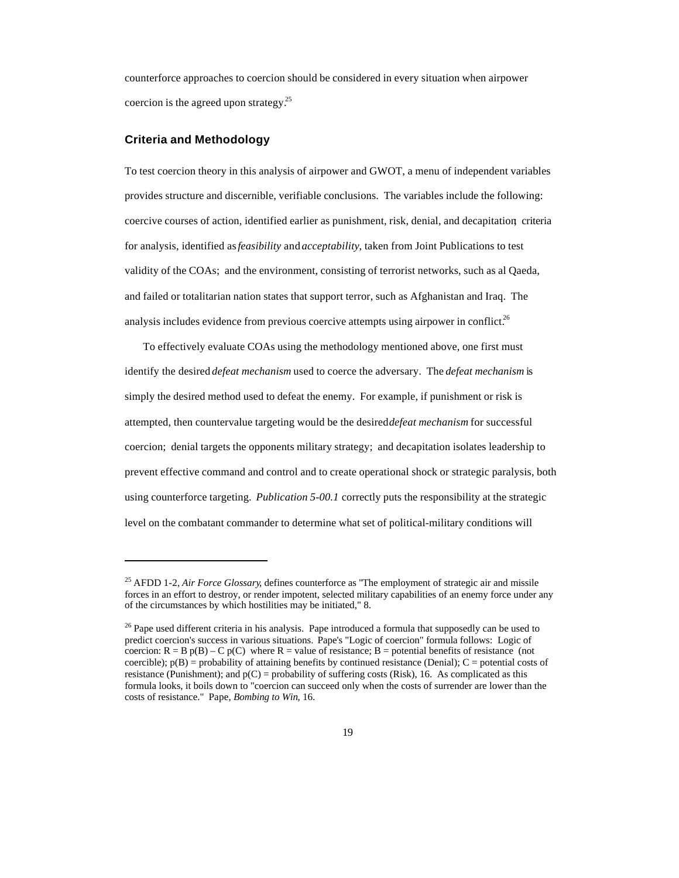counterforce approaches to coercion should be considered in every situation when airpower coercion is the agreed upon strategy.[25]

## Criteria and Methodology

To test coercion theory in this analysis of airpower and GWOT, a menu of independent variables provides structure and discernible, verifiable conclusions. The variables include the following: coercive courses of action, identified earlier as punishment, risk, denial, and decapitation; criteria for analysis, identified as *feasibility* and *acceptability*, taken from Joint Publications to test validity of the COAs; and the environment, consisting of terrorist networks, such as al Qaeda, and failed or totalitarian nation states that support terror, such as Afghanistan and Iraq. The analysis includes evidence from previous coercive attempts using airpower in conflict.[26]

To effectively evaluate COAs using the methodology mentioned above, one first must identify the desired *defeat mechanism* used to coerce the adversary. The *defeat mechanism* is simply the desired method used to defeat the enemy. For example, if punishment or risk is attempted, then countervalue targeting would be the desired *defeat mechanism* for successful coercion; denial targets the opponents military strategy; and decapitation isolates leadership to prevent effective command and control and to create operational shock or strategic paralysis, both using counterforce targeting. *Publication 5-00.1* correctly puts the responsibility at the strategic level on the combatant commander to determine what set of political-military conditions will

---

[25] AFDD 1-2, *Air Force Glossary*, defines counterforce as "The employment of strategic air and missile forces in an effort to destroy, or render impotent, selected military capabilities of an enemy force under any of the circumstances by which hostilities may be initiated," 8.

[26] Pape used different criteria in his analysis. Pape introduced a formula that supposedly can be used to predict coercion's success in various situations. Pape's "Logic of coercion" formula follows: Logic of coercion: $R = B\,p(B) - C\,p(C)$ where R = value of resistance; B = potential benefits of resistance (not coercible); $p(B)$ = probability of attaining benefits by continued resistance (Denial); C = potential costs of resistance (Punishment); and $p(C)$ = probability of suffering costs (Risk), 16. As complicated as this formula looks, it boils down to "coercion can succeed only when the costs of surrender are lower than the costs of resistance." Pape, *Bombing to Win*, 16.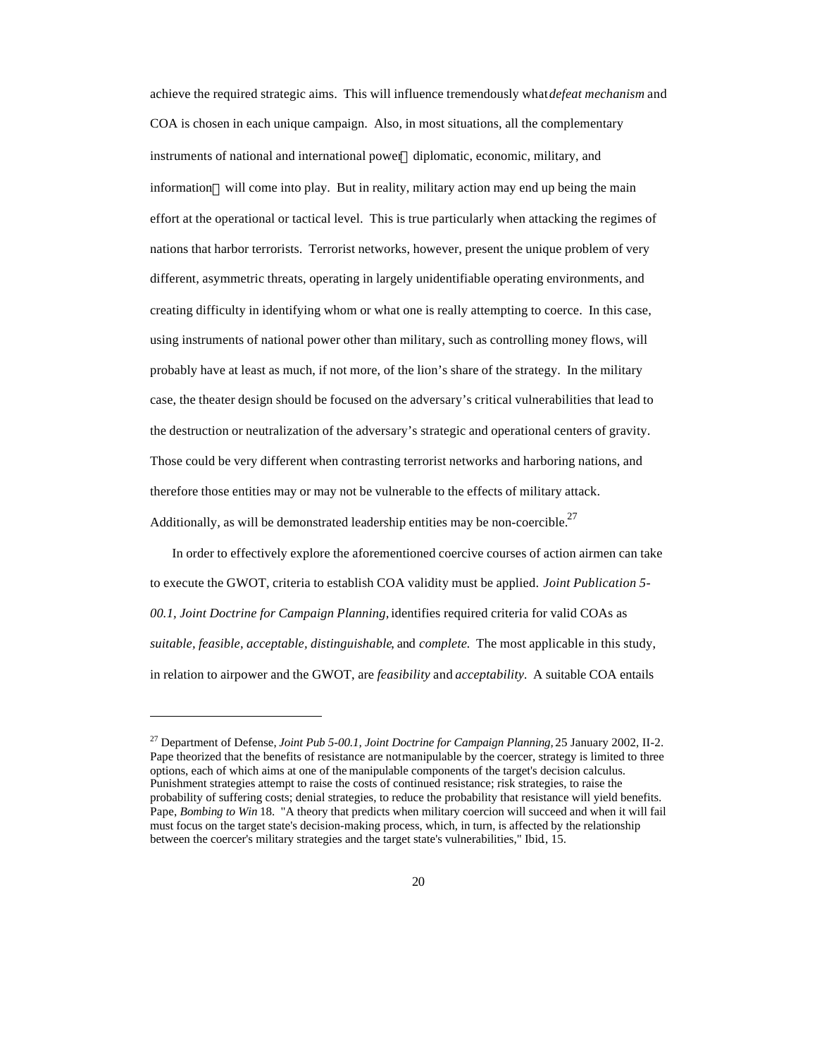achieve the required strategic aims. This will influence tremendously what *defeat mechanism* and COA is chosen in each unique campaign. Also, in most situations, all the complementary instruments of national and international power—diplomatic, economic, military, and information—will come into play. But in reality, military action may end up being the main effort at the operational or tactical level. This is true particularly when attacking the regimes of nations that harbor terrorists. Terrorist networks, however, present the unique problem of very different, asymmetric threats, operating in largely unidentifiable operating environments, and creating difficulty in identifying whom or what one is really attempting to coerce. In this case, using instruments of national power other than military, such as controlling money flows, will probably have at least as much, if not more, of the lion's share of the strategy. In the military case, the theater design should be focused on the adversary's critical vulnerabilities that lead to the destruction or neutralization of the adversary's strategic and operational centers of gravity. Those could be very different when contrasting terrorist networks and harboring nations, and therefore those entities may or may not be vulnerable to the effects of military attack. Additionally, as will be demonstrated leadership entities may be non-coercible.[27]

In order to effectively explore the aforementioned coercive courses of action airmen can take to execute the GWOT, criteria to establish COA validity must be applied. *Joint Publication 5-00.1, Joint Doctrine for Campaign Planning,* identifies required criteria for valid COAs as *suitable, feasible, acceptable, distinguishable*, and *complete.* The most applicable in this study, in relation to airpower and the GWOT, are *feasibility* and *acceptability.* A suitable COA entails

---

[27] Department of Defense, *Joint Pub 5-00.1, Joint Doctrine for Campaign Planning,* 25 January 2002, II-2. Pape theorized that the benefits of resistance are not manipulable by the coercer, strategy is limited to three options, each of which aims at one of the manipulable components of the target's decision calculus. Punishment strategies attempt to raise the costs of continued resistance; risk strategies, to raise the probability of suffering costs; denial strategies, to reduce the probability that resistance will yield benefits. Pape, *Bombing to Win* 18. "A theory that predicts when military coercion will succeed and when it will fail must focus on the target state's decision-making process, which, in turn, is affected by the relationship between the coercer's military strategies and the target state's vulnerabilities," Ibid, 15.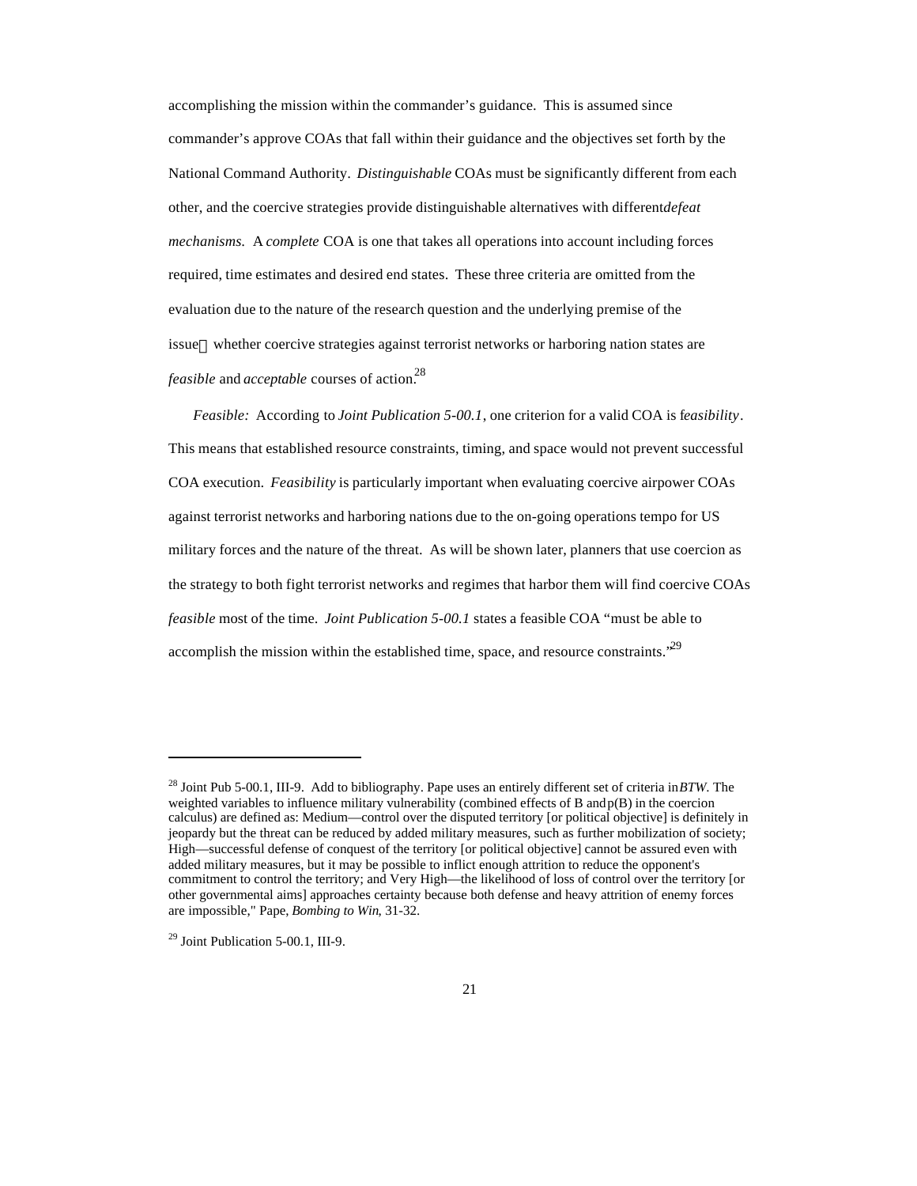accomplishing the mission within the commander's guidance. This is assumed since commander's approve COAs that fall within their guidance and the objectives set forth by the National Command Authority. *Distinguishable* COAs must be significantly different from each other, and the coercive strategies provide distinguishable alternatives with different *defeat mechanisms.* A *complete* COA is one that takes all operations into account including forces required, time estimates and desired end states. These three criteria are omitted from the evaluation due to the nature of the research question and the underlying premise of the issue whether coercive strategies against terrorist networks or harboring nation states are *feasible* and *acceptable* courses of action.[28]

*Feasible:* According to *Joint Publication 5-00.1*, one criterion for a valid COA is f*easibility*. This means that established resource constraints, timing, and space would not prevent successful COA execution. *Feasibility* is particularly important when evaluating coercive airpower COAs against terrorist networks and harboring nations due to the on-going operations tempo for US military forces and the nature of the threat. As will be shown later, planners that use coercion as the strategy to both fight terrorist networks and regimes that harbor them will find coercive COAs *feasible* most of the time. *Joint Publication 5-00.1* states a feasible COA "must be able to accomplish the mission within the established time, space, and resource constraints."[29]

---

[28] Joint Pub 5-00.1, III-9. Add to bibliography. Pape uses an entirely different set of criteria in *BTW.* The weighted variables to influence military vulnerability (combined effects of B and p(B) in the coercion calculus) are defined as: Medium—control over the disputed territory [or political objective] is definitely in jeopardy but the threat can be reduced by added military measures, such as further mobilization of society; High—successful defense of conquest of the territory [or political objective] cannot be assured even with added military measures, but it may be possible to inflict enough attrition to reduce the opponent's commitment to control the territory; and Very High—the likelihood of loss of control over the territory [or other governmental aims] approaches certainty because both defense and heavy attrition of enemy forces are impossible," Pape, *Bombing to Win*, 31-32.

[29] Joint Publication 5-00.1, III-9.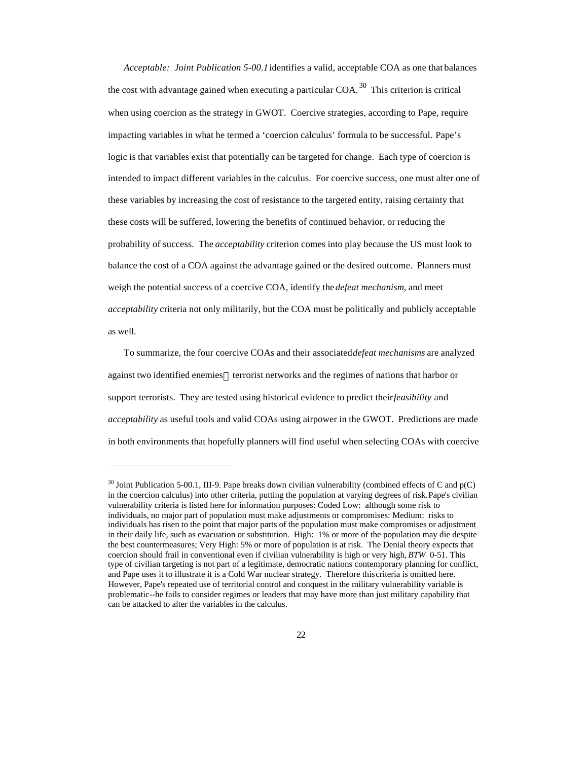*Acceptable: Joint Publication 5-00.1* identifies a valid, acceptable COA as one that balances the cost with advantage gained when executing a particular COA.[30] This criterion is critical when using coercion as the strategy in GWOT. Coercive strategies, according to Pape, require impacting variables in what he termed a 'coercion calculus' formula to be successful. Pape's logic is that variables exist that potentially can be targeted for change. Each type of coercion is intended to impact different variables in the calculus. For coercive success, one must alter one of these variables by increasing the cost of resistance to the targeted entity, raising certainty that these costs will be suffered, lowering the benefits of continued behavior, or reducing the probability of success. The *acceptability* criterion comes into play because the US must look to balance the cost of a COA against the advantage gained or the desired outcome. Planners must weigh the potential success of a coercive COA, identify the *defeat mechanism*, and meet *acceptability* criteria not only militarily, but the COA must be politically and publicly acceptable as well.

To summarize, the four coercive COAs and their associated *defeat mechanisms* are analyzed against two identified enemies—terrorist networks and the regimes of nations that harbor or support terrorists. They are tested using historical evidence to predict their *feasibility* and *acceptability* as useful tools and valid COAs using airpower in the GWOT. Predictions are made in both environments that hopefully planners will find useful when selecting COAs with coercive

---

[30] Joint Publication 5-00.1, III-9. Pape breaks down civilian vulnerability (combined effects of C and p(C) in the coercion calculus) into other criteria, putting the population at varying degrees of risk. Pape's civilian vulnerability criteria is listed here for information purposes: Coded Low: although some risk to individuals, no major part of population must make adjustments or compromises: Medium: risks to individuals has risen to the point that major parts of the population must make compromises or adjustment in their daily life, such as evacuation or substitution. High: 1% or more of the population may die despite the best countermeasures; Very High: 5% or more of population is at risk. The Denial theory expects that coercion should frail in conventional even if civilian vulnerability is high or very high, *BTW* 0-51. This type of civilian targeting is not part of a legitimate, democratic nations contemporary planning for conflict, and Pape uses it to illustrate it is a Cold War nuclear strategy. Therefore this criteria is omitted here. However, Pape's repeated use of territorial control and conquest in the military vulnerability variable is problematic--he fails to consider regimes or leaders that may have more than just military capability that can be attacked to alter the variables in the calculus.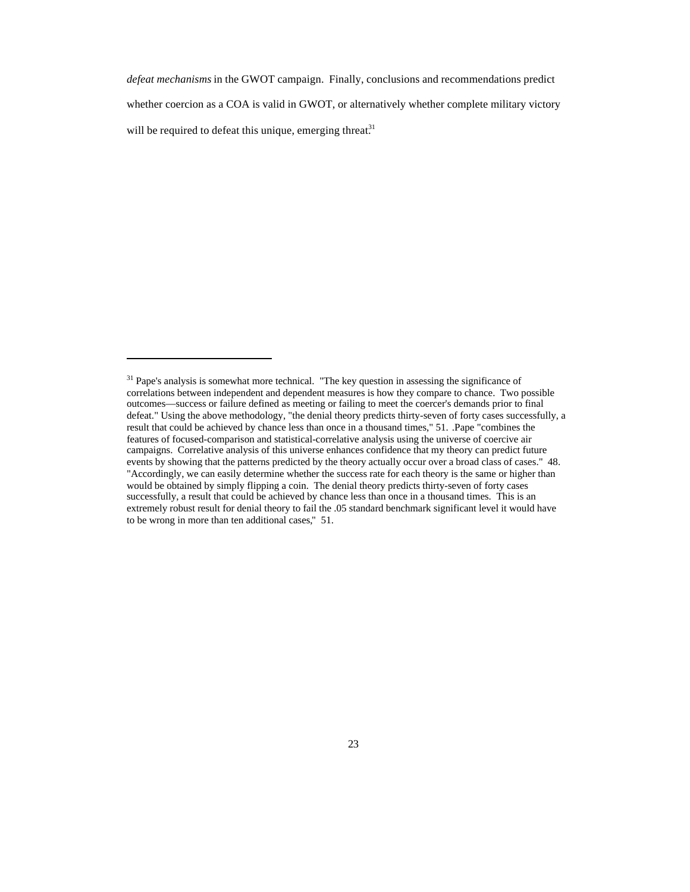*defeat mechanisms* in the GWOT campaign. Finally, conclusions and recommendations predict whether coercion as a COA is valid in GWOT, or alternatively whether complete military victory will be required to defeat this unique, emerging threat.[31]

---

[31] Pape's analysis is somewhat more technical. "The key question in assessing the significance of correlations between independent and dependent measures is how they compare to chance. Two possible outcomes—success or failure defined as meeting or failing to meet the coercer's demands prior to final defeat." Using the above methodology, "the denial theory predicts thirty-seven of forty cases successfully, a result that could be achieved by chance less than once in a thousand times," 51. .Pape "combines the features of focused-comparison and statistical-correlative analysis using the universe of coercive air campaigns. Correlative analysis of this universe enhances confidence that my theory can predict future events by showing that the patterns predicted by the theory actually occur over a broad class of cases." 48. "Accordingly, we can easily determine whether the success rate for each theory is the same or higher than would be obtained by simply flipping a coin. The denial theory predicts thirty-seven of forty cases successfully, a result that could be achieved by chance less than once in a thousand times. This is an extremely robust result for denial theory to fail the .05 standard benchmark significant level it would have to be wrong in more than ten additional cases," 51.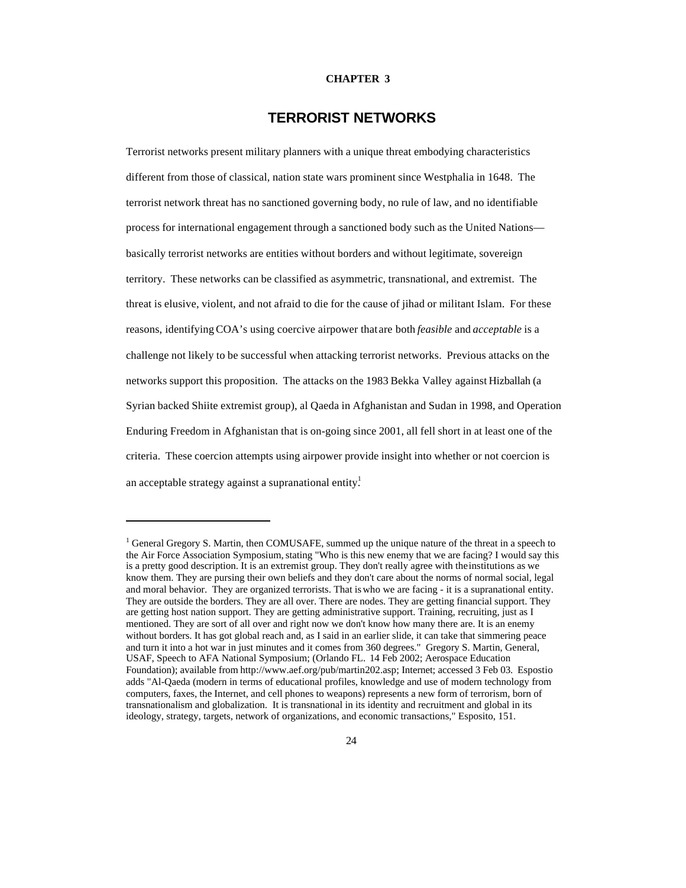**CHAPTER 3**

# TERRORIST NETWORKS

Terrorist networks present military planners with a unique threat embodying characteristics different from those of classical, nation state wars prominent since Westphalia in 1648. The terrorist network threat has no sanctioned governing body, no rule of law, and no identifiable process for international engagement through a sanctioned body such as the United Nations—basically terrorist networks are entities without borders and without legitimate, sovereign territory. These networks can be classified as asymmetric, transnational, and extremist. The threat is elusive, violent, and not afraid to die for the cause of jihad or militant Islam. For these reasons, identifying COA's using coercive airpower that are both *feasible* and *acceptable* is a challenge not likely to be successful when attacking terrorist networks. Previous attacks on the networks support this proposition. The attacks on the 1983 Bekka Valley against Hizballah (a Syrian backed Shiite extremist group), al Qaeda in Afghanistan and Sudan in 1998, and Operation Enduring Freedom in Afghanistan that is on-going since 2001, all fell short in at least one of the criteria. These coercion attempts using airpower provide insight into whether or not coercion is an acceptable strategy against a supranational entity.[1]

---

[1] General Gregory S. Martin, then COMUSAFE, summed up the unique nature of the threat in a speech to the Air Force Association Symposium, stating "Who is this new enemy that we are facing? I would say this is a pretty good description. It is an extremist group. They don't really agree with the institutions as we know them. They are pursing their own beliefs and they don't care about the norms of normal social, legal and moral behavior. They are organized terrorists. That is who we are facing - it is a supranational entity. They are outside the borders. They are all over. There are nodes. They are getting financial support. They are getting host nation support. They are getting administrative support. Training, recruiting, just as I mentioned. They are sort of all over and right now we don't know how many there are. It is an enemy without borders. It has got global reach and, as I said in an earlier slide, it can take that simmering peace and turn it into a hot war in just minutes and it comes from 360 degrees." Gregory S. Martin, General, USAF, Speech to AFA National Symposium; (Orlando FL. 14 Feb 2002; Aerospace Education Foundation); available from http://www.aef.org/pub/martin202.asp; Internet; accessed 3 Feb 03. Espostio adds "Al-Qaeda (modern in terms of educational profiles, knowledge and use of modern technology from computers, faxes, the Internet, and cell phones to weapons) represents a new form of terrorism, born of transnationalism and globalization. It is transnational in its identity and recruitment and global in its ideology, strategy, targets, network of organizations, and economic transactions," Esposito, 151.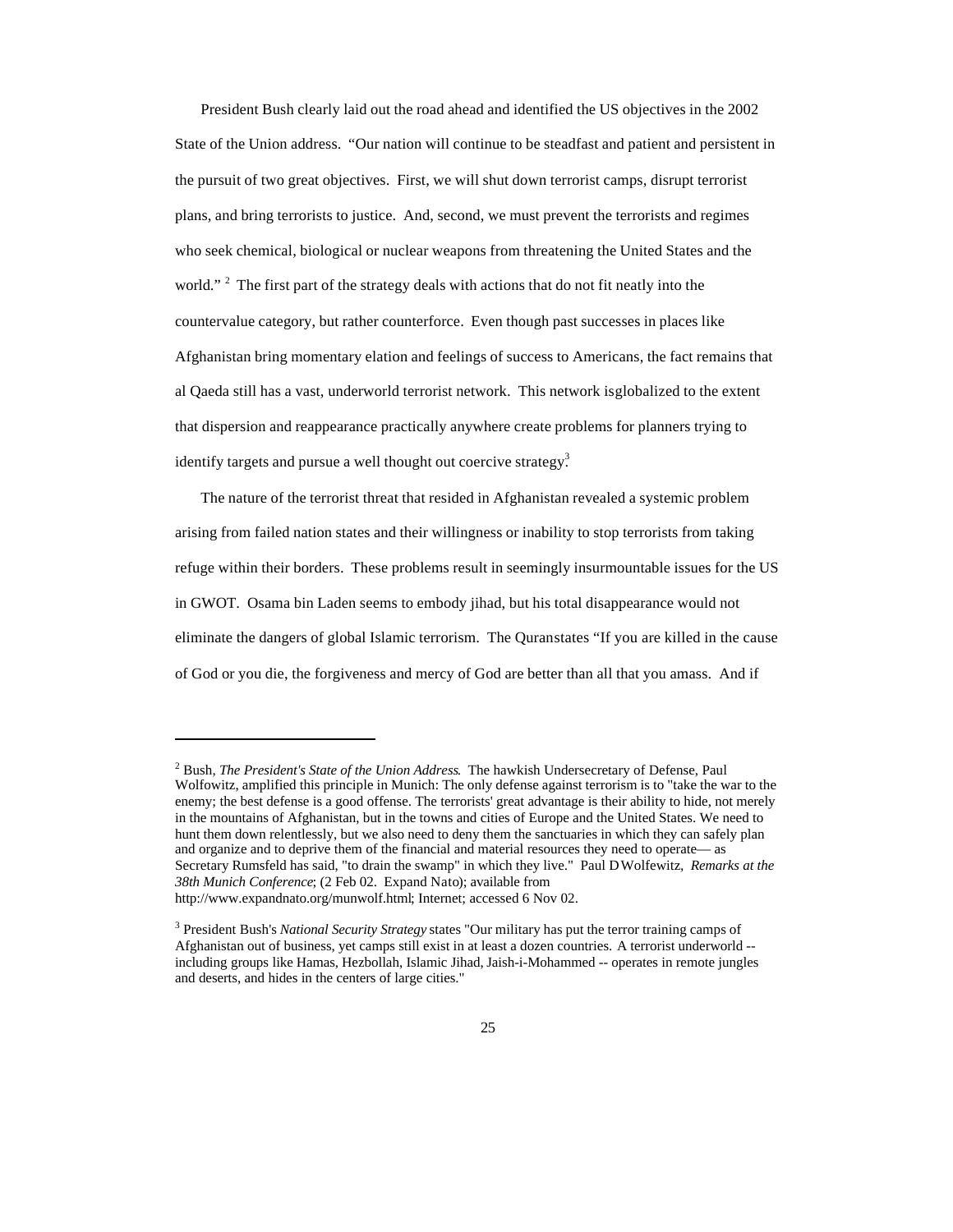President Bush clearly laid out the road ahead and identified the US objectives in the 2002 State of the Union address. "Our nation will continue to be steadfast and patient and persistent in the pursuit of two great objectives. First, we will shut down terrorist camps, disrupt terrorist plans, and bring terrorists to justice. And, second, we must prevent the terrorists and regimes who seek chemical, biological or nuclear weapons from threatening the United States and the world." [2] The first part of the strategy deals with actions that do not fit neatly into the countervalue category, but rather counterforce. Even though past successes in places like Afghanistan bring momentary elation and feelings of success to Americans, the fact remains that al Qaeda still has a vast, underworld terrorist network. This network isglobalized to the extent that dispersion and reappearance practically anywhere create problems for planners trying to identify targets and pursue a well thought out coercive strategy.[3]

The nature of the terrorist threat that resided in Afghanistan revealed a systemic problem arising from failed nation states and their willingness or inability to stop terrorists from taking refuge within their borders. These problems result in seemingly insurmountable issues for the US in GWOT. Osama bin Laden seems to embody jihad, but his total disappearance would not eliminate the dangers of global Islamic terrorism. The Quranstates "If you are killed in the cause of God or you die, the forgiveness and mercy of God are better than all that you amass. And if

---

[2] Bush, *The President's State of the Union Address*. The hawkish Undersecretary of Defense, Paul Wolfowitz, amplified this principle in Munich: The only defense against terrorism is to "take the war to the enemy; the best defense is a good offense. The terrorists' great advantage is their ability to hide, not merely in the mountains of Afghanistan, but in the towns and cities of Europe and the United States. We need to hunt them down relentlessly, but we also need to deny them the sanctuaries in which they can safely plan and organize and to deprive them of the financial and material resources they need to operate— as Secretary Rumsfeld has said, "to drain the swamp" in which they live." Paul D Wolfewitz, *Remarks at the 38th Munich Conference*; (2 Feb 02. Expand Nato); available from http://www.expandnato.org/munwolf.html; Internet; accessed 6 Nov 02.

[3] President Bush's *National Security Strategy* states "Our military has put the terror training camps of Afghanistan out of business, yet camps still exist in at least a dozen countries. A terrorist underworld -- including groups like Hamas, Hezbollah, Islamic Jihad, Jaish-i-Mohammed -- operates in remote jungles and deserts, and hides in the centers of large cities."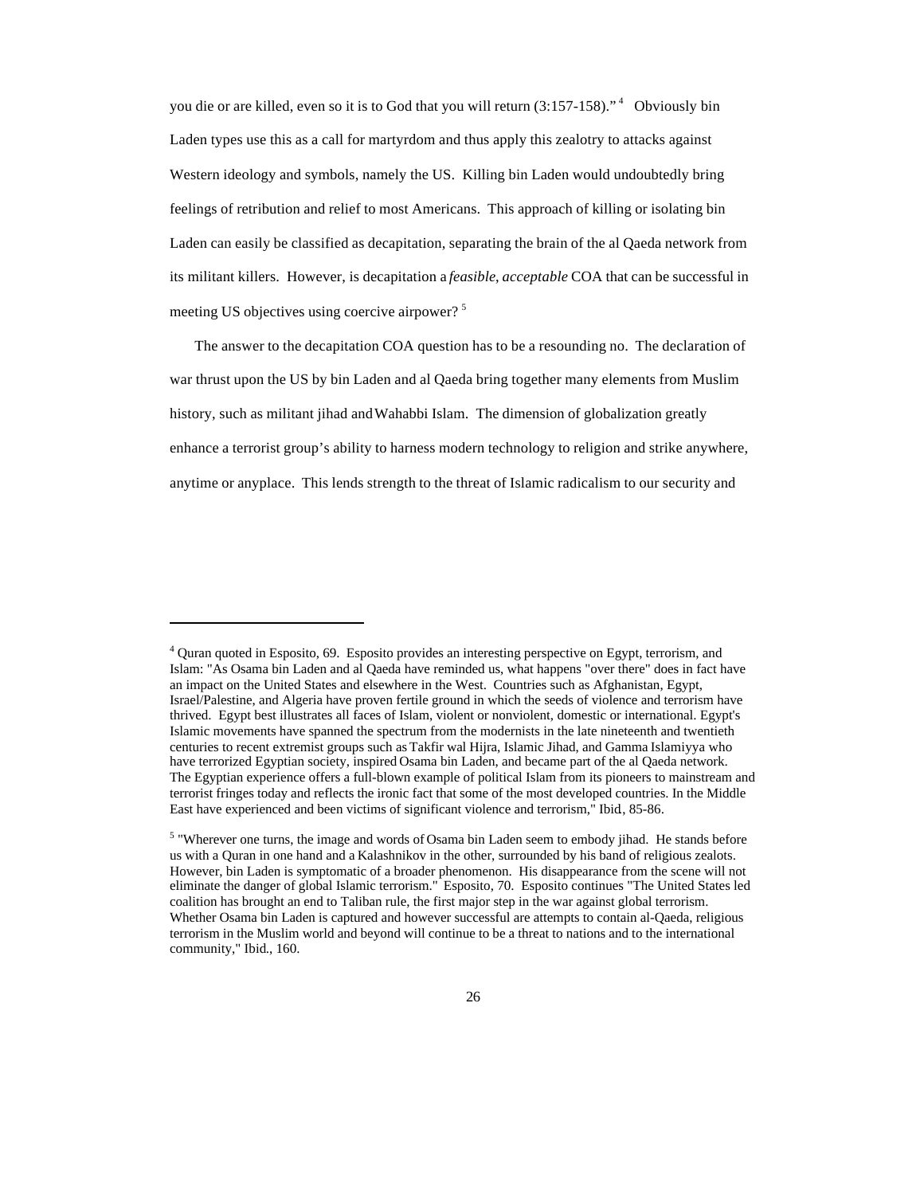you die or are killed, even so it is to God that you will return (3:157-158)." [4] Obviously bin Laden types use this as a call for martyrdom and thus apply this zealotry to attacks against Western ideology and symbols, namely the US. Killing bin Laden would undoubtedly bring feelings of retribution and relief to most Americans. This approach of killing or isolating bin Laden can easily be classified as decapitation, separating the brain of the al Qaeda network from its militant killers. However, is decapitation a *feasible*, *acceptable* COA that can be successful in meeting US objectives using coercive airpower? [5]

The answer to the decapitation COA question has to be a resounding no. The declaration of war thrust upon the US by bin Laden and al Qaeda bring together many elements from Muslim history, such as militant jihad and Wahabbi Islam. The dimension of globalization greatly enhance a terrorist group's ability to harness modern technology to religion and strike anywhere, anytime or anyplace. This lends strength to the threat of Islamic radicalism to our security and

---

[4] Quran quoted in Esposito, 69. Esposito provides an interesting perspective on Egypt, terrorism, and Islam: "As Osama bin Laden and al Qaeda have reminded us, what happens "over there" does in fact have an impact on the United States and elsewhere in the West. Countries such as Afghanistan, Egypt, Israel/Palestine, and Algeria have proven fertile ground in which the seeds of violence and terrorism have thrived. Egypt best illustrates all faces of Islam, violent or nonviolent, domestic or international. Egypt's Islamic movements have spanned the spectrum from the modernists in the late nineteenth and twentieth centuries to recent extremist groups such as Takfir wal Hijra, Islamic Jihad, and Gamma Islamiyya who have terrorized Egyptian society, inspired Osama bin Laden, and became part of the al Qaeda network. The Egyptian experience offers a full-blown example of political Islam from its pioneers to mainstream and terrorist fringes today and reflects the ironic fact that some of the most developed countries. In the Middle East have experienced and been victims of significant violence and terrorism," Ibid., 85-86.

[5] "Wherever one turns, the image and words of Osama bin Laden seem to embody jihad. He stands before us with a Quran in one hand and a Kalashnikov in the other, surrounded by his band of religious zealots. However, bin Laden is symptomatic of a broader phenomenon. His disappearance from the scene will not eliminate the danger of global Islamic terrorism." Esposito, 70. Esposito continues "The United States led coalition has brought an end to Taliban rule, the first major step in the war against global terrorism. Whether Osama bin Laden is captured and however successful are attempts to contain al-Qaeda, religious terrorism in the Muslim world and beyond will continue to be a threat to nations and to the international community," Ibid., 160.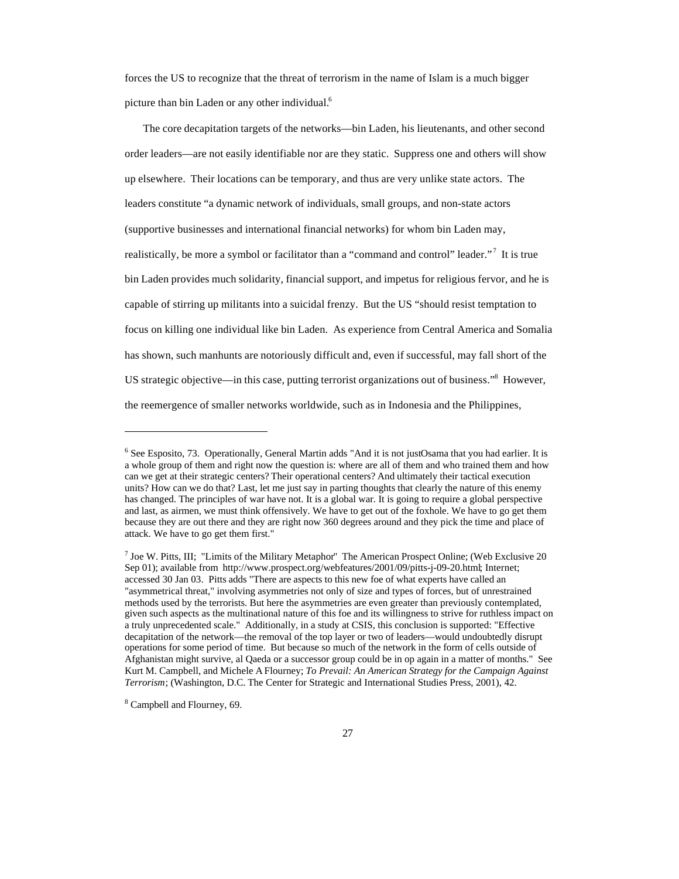forces the US to recognize that the threat of terrorism in the name of Islam is a much bigger picture than bin Laden or any other individual.[6]

The core decapitation targets of the networks—bin Laden, his lieutenants, and other second order leaders—are not easily identifiable nor are they static. Suppress one and others will show up elsewhere. Their locations can be temporary, and thus are very unlike state actors. The leaders constitute "a dynamic network of individuals, small groups, and non-state actors (supportive businesses and international financial networks) for whom bin Laden may, realistically, be more a symbol or facilitator than a "command and control" leader."[7] It is true bin Laden provides much solidarity, financial support, and impetus for religious fervor, and he is capable of stirring up militants into a suicidal frenzy. But the US "should resist temptation to focus on killing one individual like bin Laden. As experience from Central America and Somalia has shown, such manhunts are notoriously difficult and, even if successful, may fall short of the US strategic objective—in this case, putting terrorist organizations out of business."[8] However, the reemergence of smaller networks worldwide, such as in Indonesia and the Philippines,

---

[6] See Esposito, 73. Operationally, General Martin adds "And it is not justOsama that you had earlier. It is a whole group of them and right now the question is: where are all of them and who trained them and how can we get at their strategic centers? Their operational centers? And ultimately their tactical execution units? How can we do that? Last, let me just say in parting thoughts that clearly the nature of this enemy has changed. The principles of war have not. It is a global war. It is going to require a global perspective and last, as airmen, we must think offensively. We have to get out of the foxhole. We have to go get them because they are out there and they are right now 360 degrees around and they pick the time and place of attack. We have to go get them first."

[7] Joe W. Pitts, III; "Limits of the Military Metaphor" The American Prospect Online; (Web Exclusive 20 Sep 01); available from http://www.prospect.org/webfeatures/2001/09/pitts-j-09-20.html; Internet; accessed 30 Jan 03. Pitts adds "There are aspects to this new foe of what experts have called an "asymmetrical threat," involving asymmetries not only of size and types of forces, but of unrestrained methods used by the terrorists. But here the asymmetries are even greater than previously contemplated, given such aspects as the multinational nature of this foe and its willingness to strive for ruthless impact on a truly unprecedented scale." Additionally, in a study at CSIS, this conclusion is supported: "Effective decapitation of the network—the removal of the top layer or two of leaders—would undoubtedly disrupt operations for some period of time. But because so much of the network in the form of cells outside of Afghanistan might survive, al Qaeda or a successor group could be in op again in a matter of months." See Kurt M. Campbell, and Michele A Flourney; *To Prevail: An American Strategy for the Campaign Against Terrorism*; (Washington, D.C. The Center for Strategic and International Studies Press, 2001), 42.

[8] Campbell and Flourney, 69.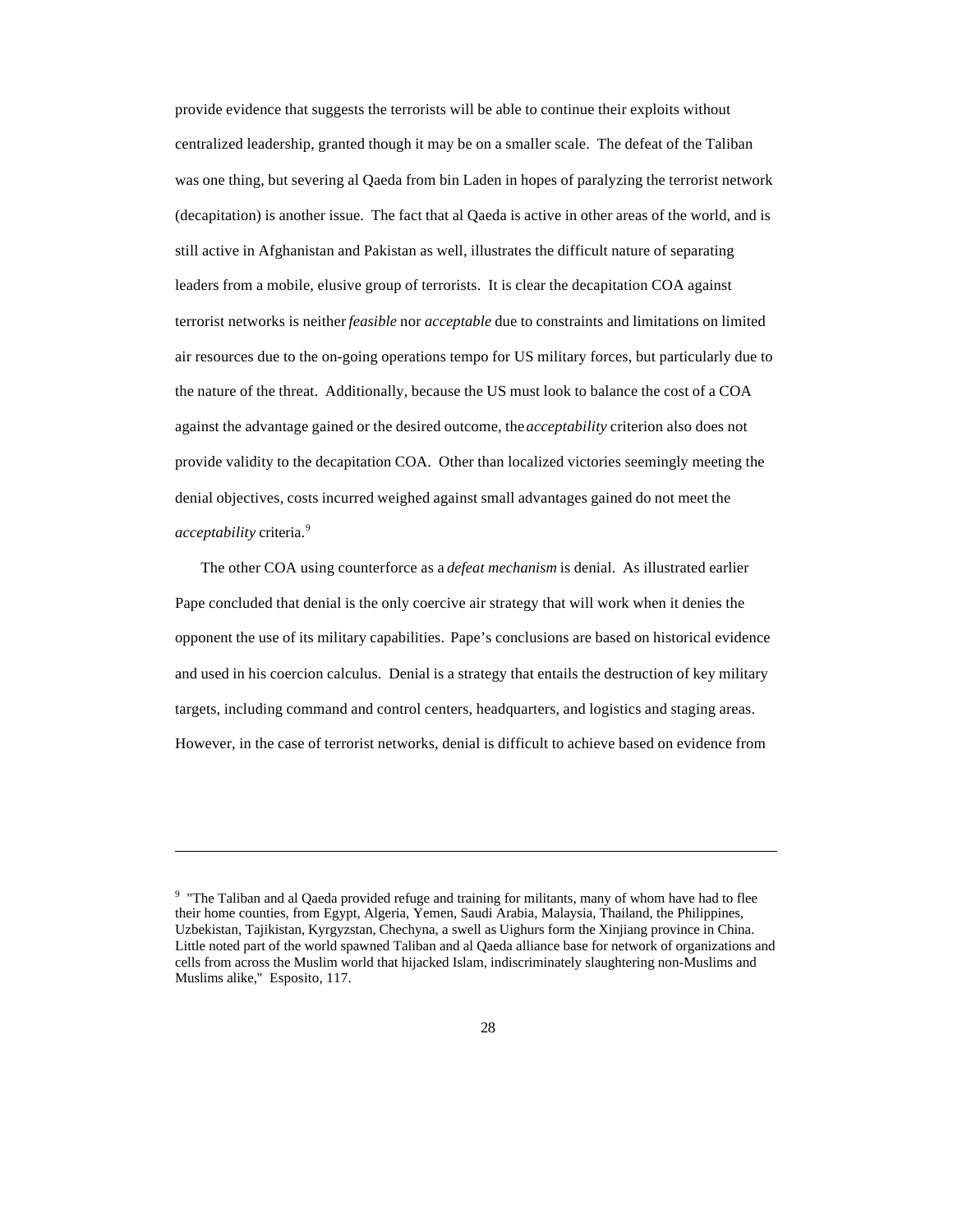provide evidence that suggests the terrorists will be able to continue their exploits without centralized leadership, granted though it may be on a smaller scale. The defeat of the Taliban was one thing, but severing al Qaeda from bin Laden in hopes of paralyzing the terrorist network (decapitation) is another issue. The fact that al Qaeda is active in other areas of the world, and is still active in Afghanistan and Pakistan as well, illustrates the difficult nature of separating leaders from a mobile, elusive group of terrorists. It is clear the decapitation COA against terrorist networks is neither *feasible* nor *acceptable* due to constraints and limitations on limited air resources due to the on-going operations tempo for US military forces, but particularly due to the nature of the threat. Additionally, because the US must look to balance the cost of a COA against the advantage gained or the desired outcome, the *acceptability* criterion also does not provide validity to the decapitation COA. Other than localized victories seemingly meeting the denial objectives, costs incurred weighed against small advantages gained do not meet the *acceptability* criteria.[9]

The other COA using counterforce as a *defeat mechanism* is denial. As illustrated earlier Pape concluded that denial is the only coercive air strategy that will work when it denies the opponent the use of its military capabilities. Pape's conclusions are based on historical evidence and used in his coercion calculus. Denial is a strategy that entails the destruction of key military targets, including command and control centers, headquarters, and logistics and staging areas. However, in the case of terrorist networks, denial is difficult to achieve based on evidence from

---

[9] "The Taliban and al Qaeda provided refuge and training for militants, many of whom have had to flee their home counties, from Egypt, Algeria, Yemen, Saudi Arabia, Malaysia, Thailand, the Philippines, Uzbekistan, Tajikistan, Kyrgyzstan, Chechyna, a swell as Uighurs form the Xinjiang province in China. Little noted part of the world spawned Taliban and al Qaeda alliance base for network of organizations and cells from across the Muslim world that hijacked Islam, indiscriminately slaughtering non-Muslims and Muslims alike," Esposito, 117.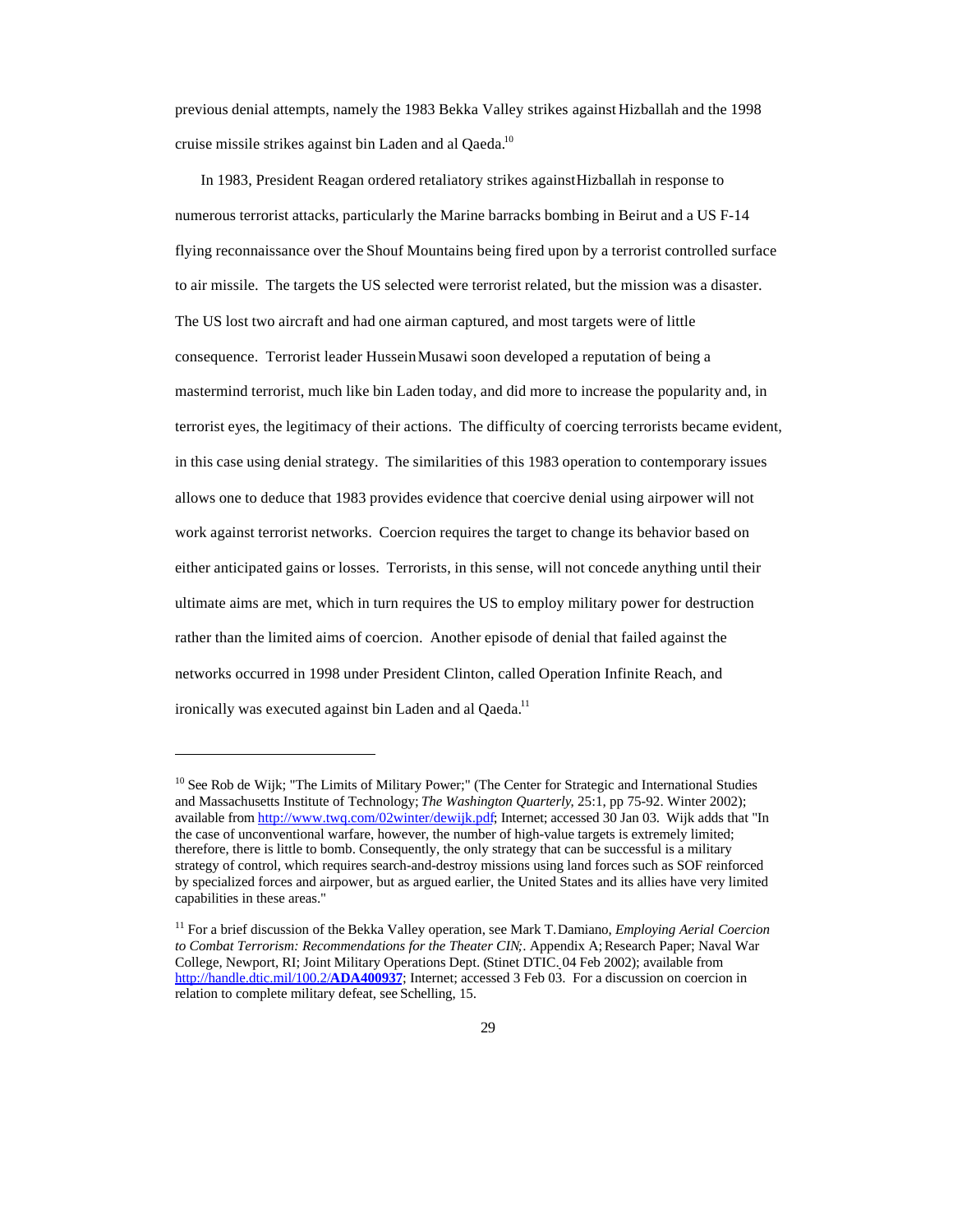previous denial attempts, namely the 1983 Bekka Valley strikes against Hizballah and the 1998 cruise missile strikes against bin Laden and al Qaeda.[10]

In 1983, President Reagan ordered retaliatory strikes against Hizballah in response to numerous terrorist attacks, particularly the Marine barracks bombing in Beirut and a US F-14 flying reconnaissance over the Shouf Mountains being fired upon by a terrorist controlled surface to air missile. The targets the US selected were terrorist related, but the mission was a disaster. The US lost two aircraft and had one airman captured, and most targets were of little consequence. Terrorist leader Hussein Musawi soon developed a reputation of being a mastermind terrorist, much like bin Laden today, and did more to increase the popularity and, in terrorist eyes, the legitimacy of their actions. The difficulty of coercing terrorists became evident, in this case using denial strategy. The similarities of this 1983 operation to contemporary issues allows one to deduce that 1983 provides evidence that coercive denial using airpower will not work against terrorist networks. Coercion requires the target to change its behavior based on either anticipated gains or losses. Terrorists, in this sense, will not concede anything until their ultimate aims are met, which in turn requires the US to employ military power for destruction rather than the limited aims of coercion. Another episode of denial that failed against the networks occurred in 1998 under President Clinton, called Operation Infinite Reach, and ironically was executed against bin Laden and al Qaeda.[11]

---

[10] See Rob de Wijk; "The Limits of Military Power;" (The Center for Strategic and International Studies and Massachusetts Institute of Technology; *The Washington Quarterly*, 25:1, pp 75-92. Winter 2002); available from http://www.twq.com/02winter/dewijk.pdf; Internet; accessed 30 Jan 03. Wijk adds that "In the case of unconventional warfare, however, the number of high-value targets is extremely limited; therefore, there is little to bomb. Consequently, the only strategy that can be successful is a military strategy of control, which requires search-and-destroy missions using land forces such as SOF reinforced by specialized forces and airpower, but as argued earlier, the United States and its allies have very limited capabilities in these areas."

[11] For a brief discussion of the Bekka Valley operation, see Mark T. Damiano, *Employing Aerial Coercion to Combat Terrorism: Recommendations for the Theater CIN*;. Appendix A; Research Paper; Naval War College, Newport, RI; Joint Military Operations Dept. (Stinet DTIC. 04 Feb 2002); available from http://handle.dtic.mil/100.2/**ADA400937**; Internet; accessed 3 Feb 03. For a discussion on coercion in relation to complete military defeat, see Schelling, 15.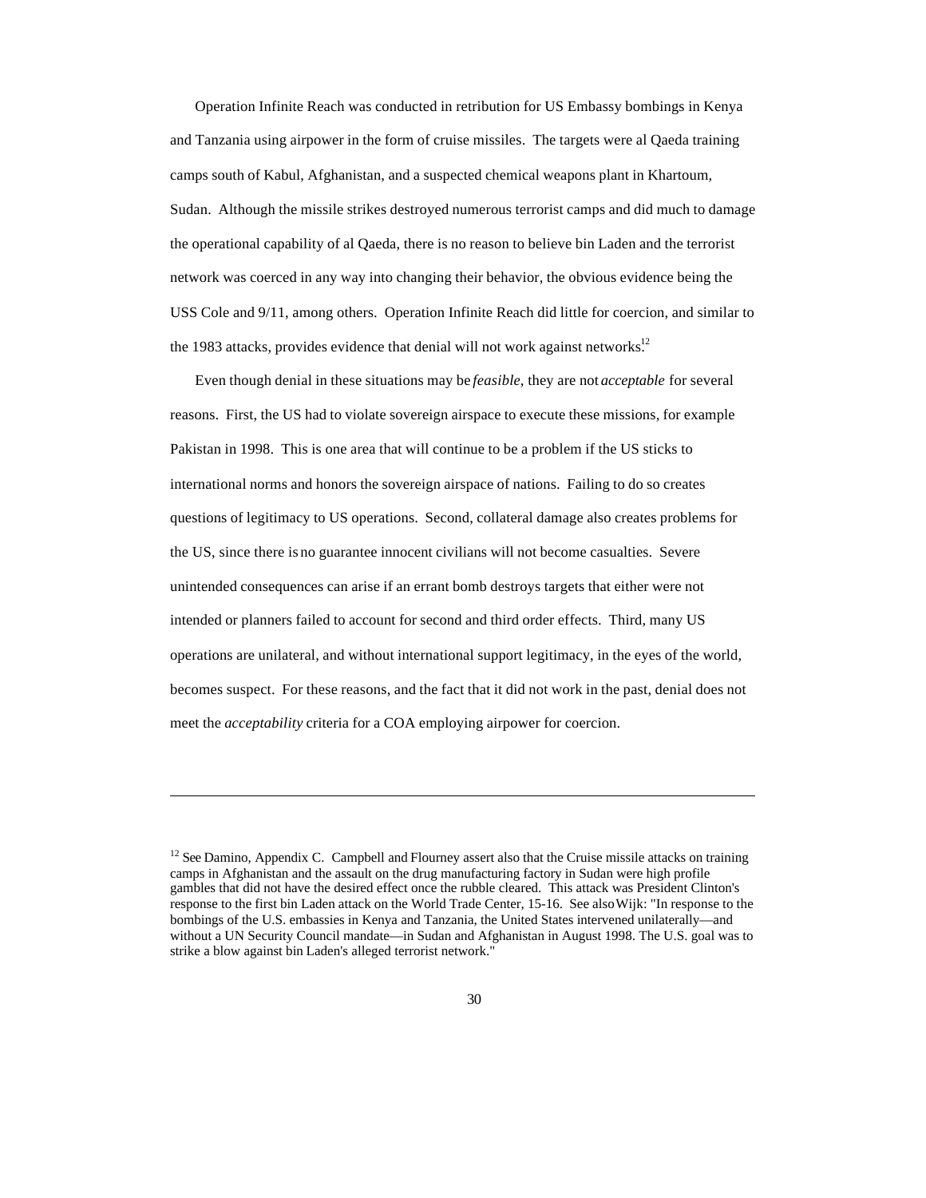Operation Infinite Reach was conducted in retribution for US Embassy bombings in Kenya and Tanzania using airpower in the form of cruise missiles. The targets were al Qaeda training camps south of Kabul, Afghanistan, and a suspected chemical weapons plant in Khartoum, Sudan. Although the missile strikes destroyed numerous terrorist camps and did much to damage the operational capability of al Qaeda, there is no reason to believe bin Laden and the terrorist network was coerced in any way into changing their behavior, the obvious evidence being the USS Cole and 9/11, among others. Operation Infinite Reach did little for coercion, and similar to the 1983 attacks, provides evidence that denial will not work against networks.[12]

Even though denial in these situations may be *feasible*, they are not *acceptable* for several reasons. First, the US had to violate sovereign airspace to execute these missions, for example Pakistan in 1998. This is one area that will continue to be a problem if the US sticks to international norms and honors the sovereign airspace of nations. Failing to do so creates questions of legitimacy to US operations. Second, collateral damage also creates problems for the US, since there is no guarantee innocent civilians will not become casualties. Severe unintended consequences can arise if an errant bomb destroys targets that either were not intended or planners failed to account for second and third order effects. Third, many US operations are unilateral, and without international support legitimacy, in the eyes of the world, becomes suspect. For these reasons, and the fact that it did not work in the past, denial does not meet the *acceptability* criteria for a COA employing airpower for coercion.

---

[12] See Damino, Appendix C. Campbell and Flourney assert also that the Cruise missile attacks on training camps in Afghanistan and the assault on the drug manufacturing factory in Sudan were high profile gambles that did not have the desired effect once the rubble cleared. This attack was President Clinton's response to the first bin Laden attack on the World Trade Center, 15-16. See also Wijk: "In response to the bombings of the U.S. embassies in Kenya and Tanzania, the United States intervened unilaterally—and without a UN Security Council mandate—in Sudan and Afghanistan in August 1998. The U.S. goal was to strike a blow against bin Laden's alleged terrorist network."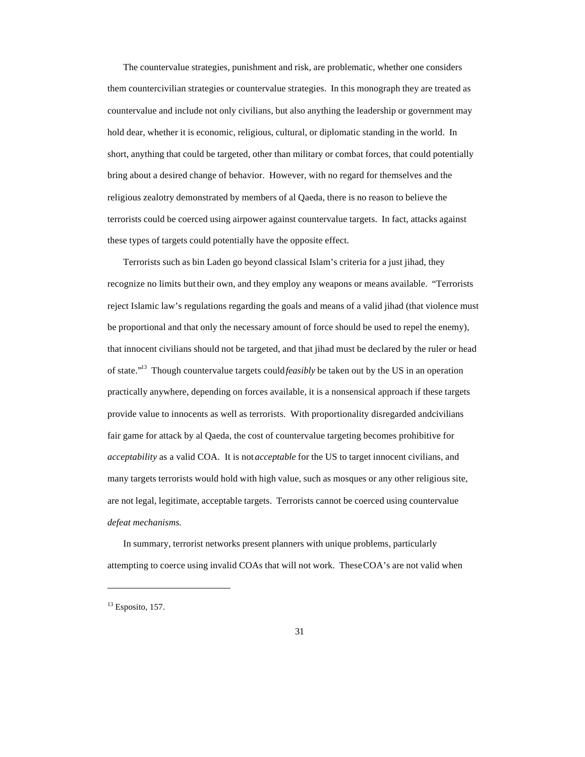The countervalue strategies, punishment and risk, are problematic, whether one considers them countercivilian strategies or countervalue strategies. In this monograph they are treated as countervalue and include not only civilians, but also anything the leadership or government may hold dear, whether it is economic, religious, cultural, or diplomatic standing in the world. In short, anything that could be targeted, other than military or combat forces, that could potentially bring about a desired change of behavior. However, with no regard for themselves and the religious zealotry demonstrated by members of al Qaeda, there is no reason to believe the terrorists could be coerced using airpower against countervalue targets. In fact, attacks against these types of targets could potentially have the opposite effect.

Terrorists such as bin Laden go beyond classical Islam's criteria for a just jihad, they recognize no limits but their own, and they employ any weapons or means available. "Terrorists reject Islamic law's regulations regarding the goals and means of a valid jihad (that violence must be proportional and that only the necessary amount of force should be used to repel the enemy), that innocent civilians should not be targeted, and that jihad must be declared by the ruler or head of state."[13] Though countervalue targets could *feasibly* be taken out by the US in an operation practically anywhere, depending on forces available, it is a nonsensical approach if these targets provide value to innocents as well as terrorists. With proportionality disregarded and civilians fair game for attack by al Qaeda, the cost of countervalue targeting becomes prohibitive for *acceptability* as a valid COA. It is not *acceptable* for the US to target innocent civilians, and many targets terrorists would hold with high value, such as mosques or any other religious site, are not legal, legitimate, acceptable targets. Terrorists cannot be coerced using countervalue *defeat mechanisms.*

In summary, terrorist networks present planners with unique problems, particularly attempting to coerce using invalid COAs that will not work. These COA's are not valid when

---

[13] Esposito, 157.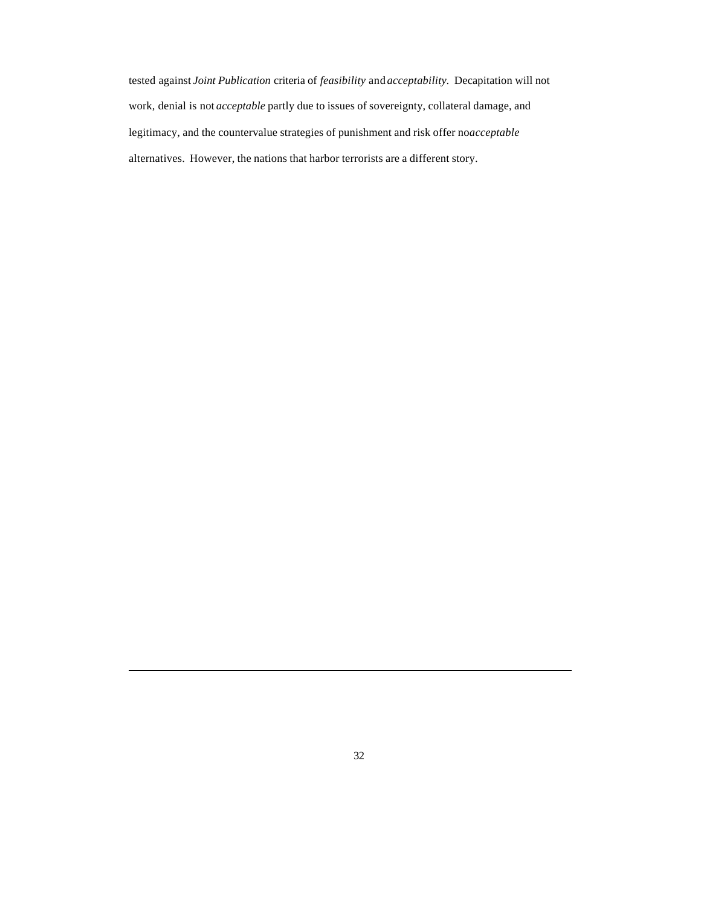tested against *Joint Publication* criteria of *feasibility* and *acceptability*. Decapitation will not work, denial is not *acceptable* partly due to issues of sovereignty, collateral damage, and legitimacy, and the countervalue strategies of punishment and risk offer no *acceptable* alternatives. However, the nations that harbor terrorists are a different story.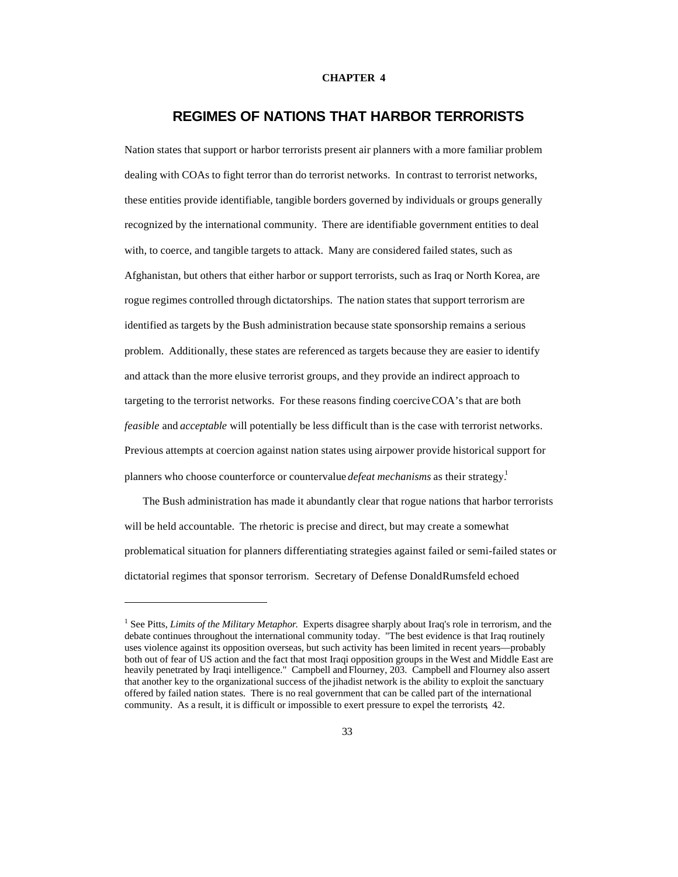**CHAPTER 4**

# REGIMES OF NATIONS THAT HARBOR TERRORISTS

Nation states that support or harbor terrorists present air planners with a more familiar problem dealing with COAs to fight terror than do terrorist networks. In contrast to terrorist networks, these entities provide identifiable, tangible borders governed by individuals or groups generally recognized by the international community. There are identifiable government entities to deal with, to coerce, and tangible targets to attack. Many are considered failed states, such as Afghanistan, but others that either harbor or support terrorists, such as Iraq or North Korea, are rogue regimes controlled through dictatorships. The nation states that support terrorism are identified as targets by the Bush administration because state sponsorship remains a serious problem. Additionally, these states are referenced as targets because they are easier to identify and attack than the more elusive terrorist groups, and they provide an indirect approach to targeting to the terrorist networks. For these reasons finding coercive COA's that are both *feasible* and *acceptable* will potentially be less difficult than is the case with terrorist networks. Previous attempts at coercion against nation states using airpower provide historical support for planners who choose counterforce or countervalue *defeat mechanisms* as their strategy.[1]

The Bush administration has made it abundantly clear that rogue nations that harbor terrorists will be held accountable. The rhetoric is precise and direct, but may create a somewhat problematical situation for planners differentiating strategies against failed or semi-failed states or dictatorial regimes that sponsor terrorism. Secretary of Defense Donald Rumsfeld echoed

---

[1] See Pitts, *Limits of the Military Metaphor.* Experts disagree sharply about Iraq's role in terrorism, and the debate continues throughout the international community today. "The best evidence is that Iraq routinely uses violence against its opposition overseas, but such activity has been limited in recent years—probably both out of fear of US action and the fact that most Iraqi opposition groups in the West and Middle East are heavily penetrated by Iraqi intelligence." Campbell and Flourney, 203. Campbell and Flourney also assert that another key to the organizational success of the jihadist network is the ability to exploit the sanctuary offered by failed nation states. There is no real government that can be called part of the international community. As a result, it is difficult or impossible to exert pressure to expel the terrorists, 42.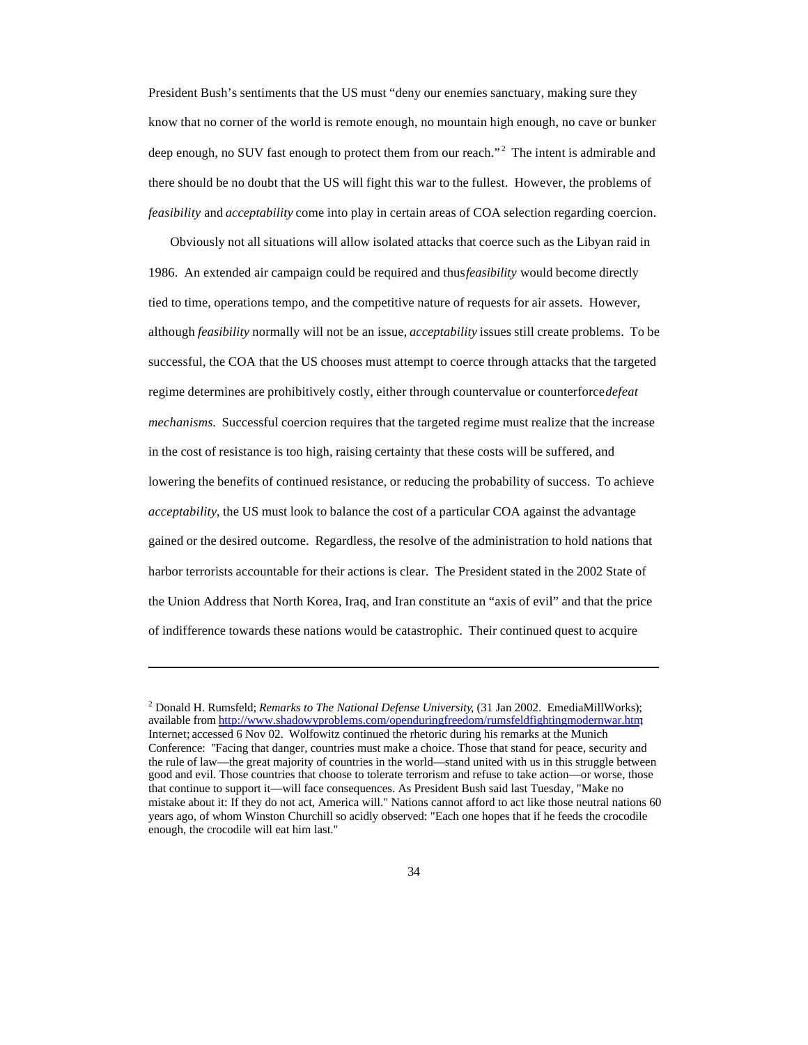President Bush's sentiments that the US must "deny our enemies sanctuary, making sure they know that no corner of the world is remote enough, no mountain high enough, no cave or bunker deep enough, no SUV fast enough to protect them from our reach."[2] The intent is admirable and there should be no doubt that the US will fight this war to the fullest. However, the problems of *feasibility* and *acceptability* come into play in certain areas of COA selection regarding coercion.

Obviously not all situations will allow isolated attacks that coerce such as the Libyan raid in 1986. An extended air campaign could be required and thus *feasibility* would become directly tied to time, operations tempo, and the competitive nature of requests for air assets. However, although *feasibility* normally will not be an issue, *acceptability* issues still create problems. To be successful, the COA that the US chooses must attempt to coerce through attacks that the targeted regime determines are prohibitively costly, either through countervalue or counterforce *defeat mechanisms.* Successful coercion requires that the targeted regime must realize that the increase in the cost of resistance is too high, raising certainty that these costs will be suffered, and lowering the benefits of continued resistance, or reducing the probability of success. To achieve *acceptability*, the US must look to balance the cost of a particular COA against the advantage gained or the desired outcome. Regardless, the resolve of the administration to hold nations that harbor terrorists accountable for their actions is clear. The President stated in the 2002 State of the Union Address that North Korea, Iraq, and Iran constitute an "axis of evil" and that the price of indifference towards these nations would be catastrophic. Their continued quest to acquire

---

[2] Donald H. Rumsfeld; *Remarks to The National Defense University*, (31 Jan 2002. EmediaMillWorks); available from http://www.shadowyproblems.com/openduringfreedom/rumsfeldfightingmodernwar.htm; Internet; accessed 6 Nov 02. Wolfowitz continued the rhetoric during his remarks at the Munich Conference: "Facing that danger, countries must make a choice. Those that stand for peace, security and the rule of law—the great majority of countries in the world—stand united with us in this struggle between good and evil. Those countries that choose to tolerate terrorism and refuse to take action—or worse, those that continue to support it—will face consequences. As President Bush said last Tuesday, "Make no mistake about it: If they do not act, America will." Nations cannot afford to act like those neutral nations 60 years ago, of whom Winston Churchill so acidly observed: "Each one hopes that if he feeds the crocodile enough, the crocodile will eat him last."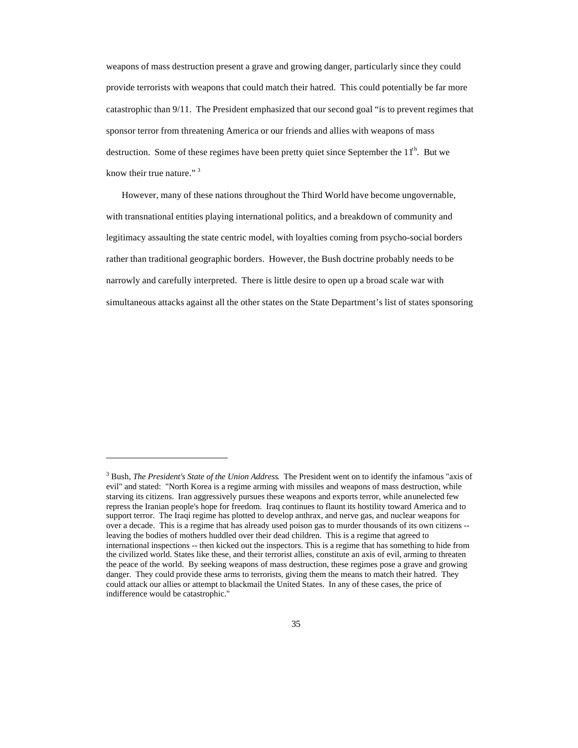weapons of mass destruction present a grave and growing danger, particularly since they could provide terrorists with weapons that could match their hatred. This could potentially be far more catastrophic than 9/11. The President emphasized that our second goal "is to prevent regimes that sponsor terror from threatening America or our friends and allies with weapons of mass destruction. Some of these regimes have been pretty quiet since September the 11th. But we know their true nature." [3]

However, many of these nations throughout the Third World have become ungovernable, with transnational entities playing international politics, and a breakdown of community and legitimacy assaulting the state centric model, with loyalties coming from psycho-social borders rather than traditional geographic borders. However, the Bush doctrine probably needs to be narrowly and carefully interpreted. There is little desire to open up a broad scale war with simultaneous attacks against all the other states on the State Department's list of states sponsoring

---

[3] Bush, *The President's State of the Union Address*. The President went on to identify the infamous "axis of evil" and stated: "North Korea is a regime arming with missiles and weapons of mass destruction, while starving its citizens. Iran aggressively pursues these weapons and exports terror, while anunelected few repress the Iranian people's hope for freedom. Iraq continues to flaunt its hostility toward America and to support terror. The Iraqi regime has plotted to develop anthrax, and nerve gas, and nuclear weapons for over a decade. This is a regime that has already used poison gas to murder thousands of its own citizens -- leaving the bodies of mothers huddled over their dead children. This is a regime that agreed to international inspections -- then kicked out the inspectors. This is a regime that has something to hide from the civilized world. States like these, and their terrorist allies, constitute an axis of evil, arming to threaten the peace of the world. By seeking weapons of mass destruction, these regimes pose a grave and growing danger. They could provide these arms to terrorists, giving them the means to match their hatred. They could attack our allies or attempt to blackmail the United States. In any of these cases, the price of indifference would be catastrophic."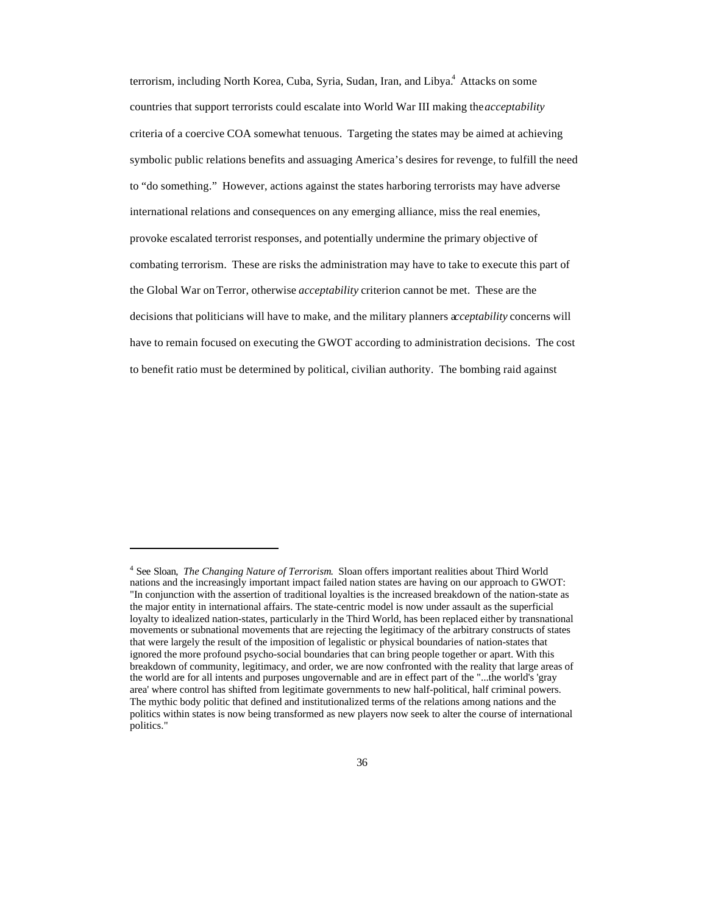terrorism, including North Korea, Cuba, Syria, Sudan, Iran, and Libya.[4] Attacks on some countries that support terrorists could escalate into World War III making the *acceptability* criteria of a coercive COA somewhat tenuous. Targeting the states may be aimed at achieving symbolic public relations benefits and assuaging America's desires for revenge, to fulfill the need to "do something." However, actions against the states harboring terrorists may have adverse international relations and consequences on any emerging alliance, miss the real enemies, provoke escalated terrorist responses, and potentially undermine the primary objective of combating terrorism. These are risks the administration may have to take to execute this part of the Global War on Terror, otherwise *acceptability* criterion cannot be met. These are the decisions that politicians will have to make, and the military planners *acceptability* concerns will have to remain focused on executing the GWOT according to administration decisions. The cost to benefit ratio must be determined by political, civilian authority. The bombing raid against

---

[4] See Sloan, *The Changing Nature of Terrorism*. Sloan offers important realities about Third World nations and the increasingly important impact failed nation states are having on our approach to GWOT: "In conjunction with the assertion of traditional loyalties is the increased breakdown of the nation-state as the major entity in international affairs. The state-centric model is now under assault as the superficial loyalty to idealized nation-states, particularly in the Third World, has been replaced either by transnational movements or subnational movements that are rejecting the legitimacy of the arbitrary constructs of states that were largely the result of the imposition of legalistic or physical boundaries of nation-states that ignored the more profound psycho-social boundaries that can bring people together or apart. With this breakdown of community, legitimacy, and order, we are now confronted with the reality that large areas of the world are for all intents and purposes ungovernable and are in effect part of the "...the world's 'gray area' where control has shifted from legitimate governments to new half-political, half criminal powers. The mythic body politic that defined and institutionalized terms of the relations among nations and the politics within states is now being transformed as new players now seek to alter the course of international politics."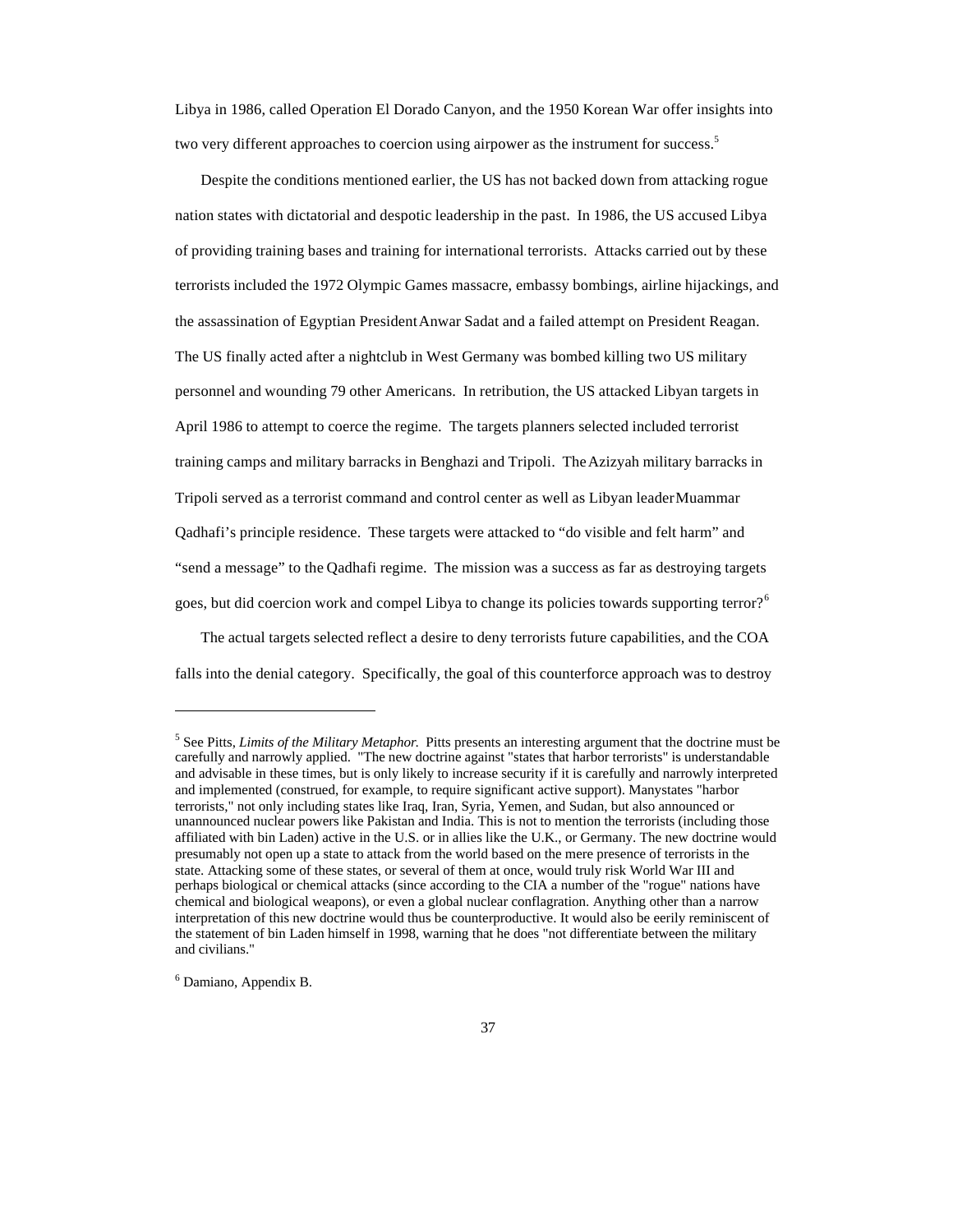Libya in 1986, called Operation El Dorado Canyon, and the 1950 Korean War offer insights into two very different approaches to coercion using airpower as the instrument for success.[5]

Despite the conditions mentioned earlier, the US has not backed down from attacking rogue nation states with dictatorial and despotic leadership in the past. In 1986, the US accused Libya of providing training bases and training for international terrorists. Attacks carried out by these terrorists included the 1972 Olympic Games massacre, embassy bombings, airline hijackings, and the assassination of Egyptian President Anwar Sadat and a failed attempt on President Reagan. The US finally acted after a nightclub in West Germany was bombed killing two US military personnel and wounding 79 other Americans. In retribution, the US attacked Libyan targets in April 1986 to attempt to coerce the regime. The targets planners selected included terrorist training camps and military barracks in Benghazi and Tripoli. The Azizyah military barracks in Tripoli served as a terrorist command and control center as well as Libyan leader Muammar Qadhafi's principle residence. These targets were attacked to "do visible and felt harm" and "send a message" to the Qadhafi regime. The mission was a success as far as destroying targets goes, but did coercion work and compel Libya to change its policies towards supporting terror?[6]

The actual targets selected reflect a desire to deny terrorists future capabilities, and the COA falls into the denial category. Specifically, the goal of this counterforce approach was to destroy

---

[5] See Pitts, *Limits of the Military Metaphor.* Pitts presents an interesting argument that the doctrine must be carefully and narrowly applied. "The new doctrine against "states that harbor terrorists" is understandable and advisable in these times, but is only likely to increase security if it is carefully and narrowly interpreted and implemented (construed, for example, to require significant active support). Manystates "harbor terrorists," not only including states like Iraq, Iran, Syria, Yemen, and Sudan, but also announced or unannounced nuclear powers like Pakistan and India. This is not to mention the terrorists (including those affiliated with bin Laden) active in the U.S. or in allies like the U.K., or Germany. The new doctrine would presumably not open up a state to attack from the world based on the mere presence of terrorists in the state. Attacking some of these states, or several of them at once, would truly risk World War III and perhaps biological or chemical attacks (since according to the CIA a number of the "rogue" nations have chemical and biological weapons), or even a global nuclear conflagration. Anything other than a narrow interpretation of this new doctrine would thus be counterproductive. It would also be eerily reminiscent of the statement of bin Laden himself in 1998, warning that he does "not differentiate between the military and civilians."

[6] Damiano, Appendix B.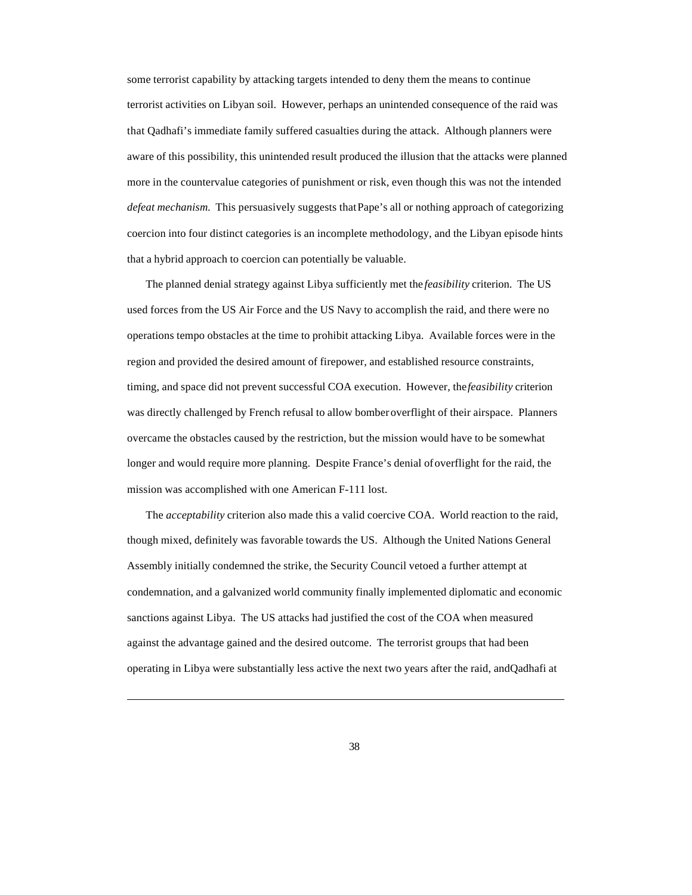some terrorist capability by attacking targets intended to deny them the means to continue terrorist activities on Libyan soil. However, perhaps an unintended consequence of the raid was that Qadhafi's immediate family suffered casualties during the attack. Although planners were aware of this possibility, this unintended result produced the illusion that the attacks were planned more in the countervalue categories of punishment or risk, even though this was not the intended *defeat mechanism.* This persuasively suggests that Pape's all or nothing approach of categorizing coercion into four distinct categories is an incomplete methodology, and the Libyan episode hints that a hybrid approach to coercion can potentially be valuable.

The planned denial strategy against Libya sufficiently met the *feasibility* criterion. The US used forces from the US Air Force and the US Navy to accomplish the raid, and there were no operations tempo obstacles at the time to prohibit attacking Libya. Available forces were in the region and provided the desired amount of firepower, and established resource constraints, timing, and space did not prevent successful COA execution. However, the *feasibility* criterion was directly challenged by French refusal to allow bomber overflight of their airspace. Planners overcame the obstacles caused by the restriction, but the mission would have to be somewhat longer and would require more planning. Despite France's denial of overflight for the raid, the mission was accomplished with one American F-111 lost.

The *acceptability* criterion also made this a valid coercive COA. World reaction to the raid, though mixed, definitely was favorable towards the US. Although the United Nations General Assembly initially condemned the strike, the Security Council vetoed a further attempt at condemnation, and a galvanized world community finally implemented diplomatic and economic sanctions against Libya. The US attacks had justified the cost of the COA when measured against the advantage gained and the desired outcome. The terrorist groups that had been operating in Libya were substantially less active the next two years after the raid, and Qadhafi at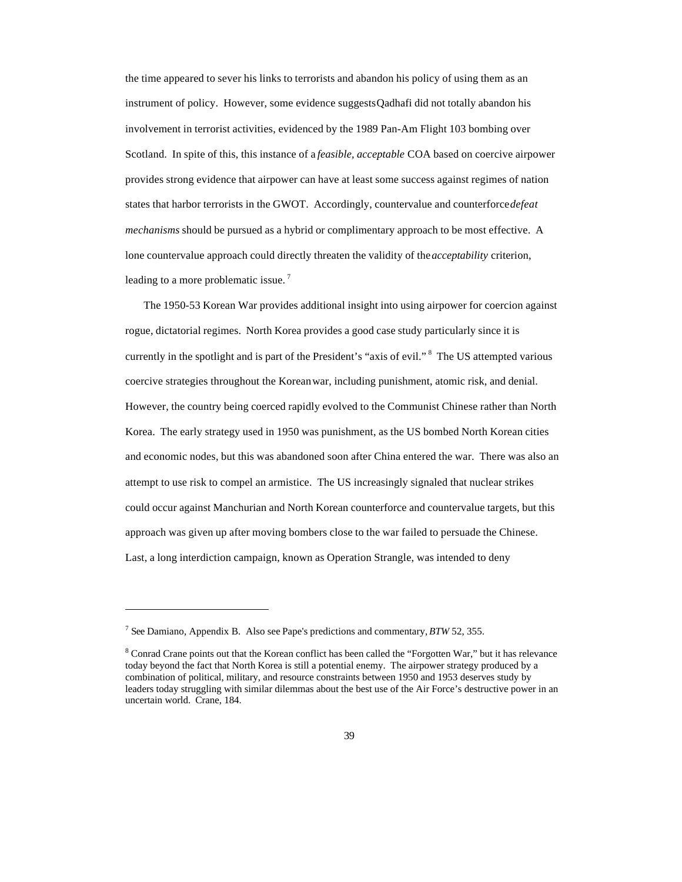the time appeared to sever his links to terrorists and abandon his policy of using them as an instrument of policy. However, some evidence suggests Qadhafi did not totally abandon his involvement in terrorist activities, evidenced by the 1989 Pan-Am Flight 103 bombing over Scotland. In spite of this, this instance of a *feasible, acceptable* COA based on coercive airpower provides strong evidence that airpower can have at least some success against regimes of nation states that harbor terrorists in the GWOT. Accordingly, countervalue and counterforce *defeat mechanisms* should be pursued as a hybrid or complimentary approach to be most effective. A lone countervalue approach could directly threaten the validity of the *acceptability* criterion, leading to a more problematic issue. [7]

The 1950-53 Korean War provides additional insight into using airpower for coercion against rogue, dictatorial regimes. North Korea provides a good case study particularly since it is currently in the spotlight and is part of the President's "axis of evil." [8] The US attempted various coercive strategies throughout the Korean war, including punishment, atomic risk, and denial. However, the country being coerced rapidly evolved to the Communist Chinese rather than North Korea. The early strategy used in 1950 was punishment, as the US bombed North Korean cities and economic nodes, but this was abandoned soon after China entered the war. There was also an attempt to use risk to compel an armistice. The US increasingly signaled that nuclear strikes could occur against Manchurian and North Korean counterforce and countervalue targets, but this approach was given up after moving bombers close to the war failed to persuade the Chinese. Last, a long interdiction campaign, known as Operation Strangle, was intended to deny

---

[7] See Damiano, Appendix B. Also see Pape's predictions and commentary, *BTW* 52, 355.

[8] Conrad Crane points out that the Korean conflict has been called the "Forgotten War," but it has relevance today beyond the fact that North Korea is still a potential enemy. The airpower strategy produced by a combination of political, military, and resource constraints between 1950 and 1953 deserves study by leaders today struggling with similar dilemmas about the best use of the Air Force's destructive power in an uncertain world. Crane, 184.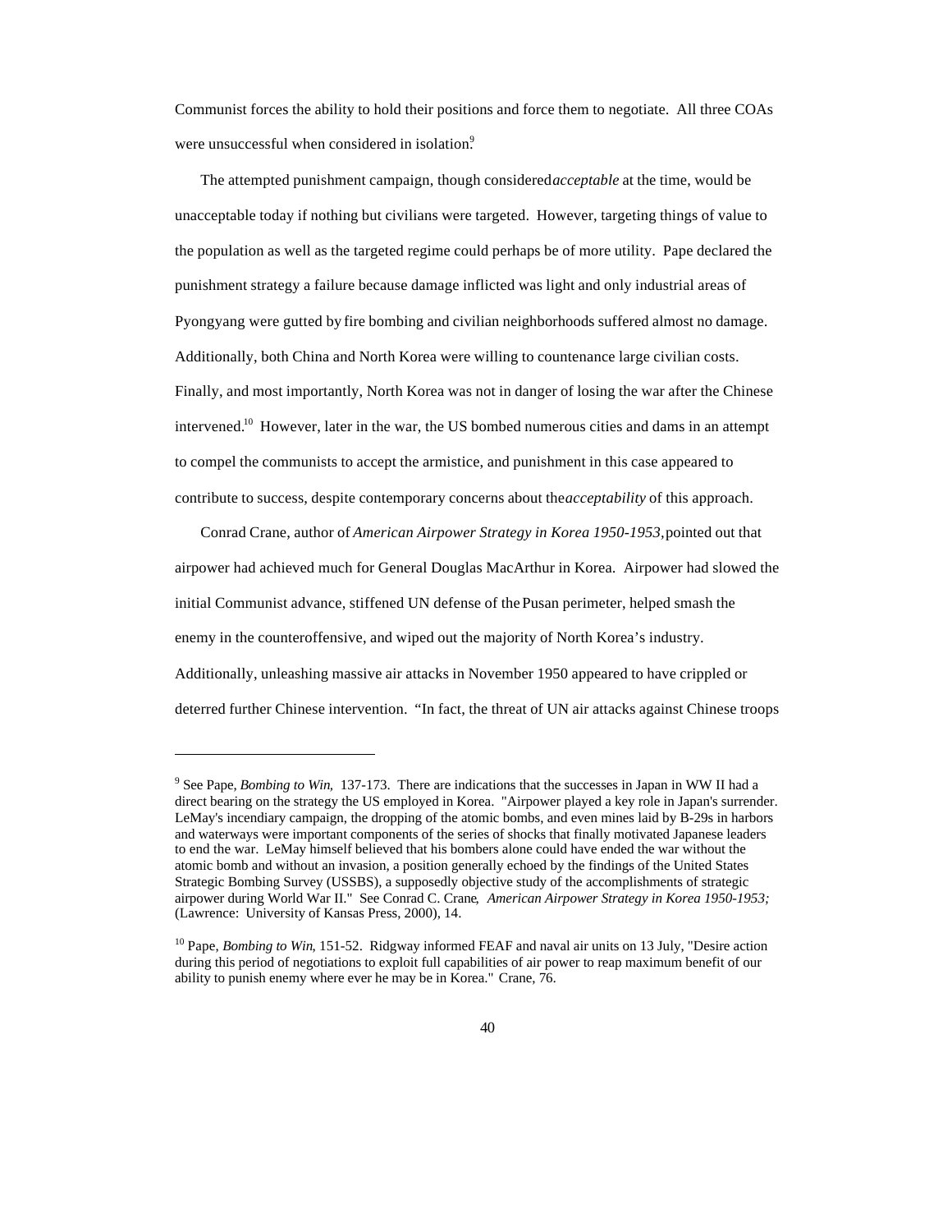Communist forces the ability to hold their positions and force them to negotiate. All three COAs were unsuccessful when considered in isolation.[9]

The attempted punishment campaign, though considered *acceptable* at the time, would be unacceptable today if nothing but civilians were targeted. However, targeting things of value to the population as well as the targeted regime could perhaps be of more utility. Pape declared the punishment strategy a failure because damage inflicted was light and only industrial areas of Pyongyang were gutted by fire bombing and civilian neighborhoods suffered almost no damage. Additionally, both China and North Korea were willing to countenance large civilian costs. Finally, and most importantly, North Korea was not in danger of losing the war after the Chinese intervened.[10] However, later in the war, the US bombed numerous cities and dams in an attempt to compel the communists to accept the armistice, and punishment in this case appeared to contribute to success, despite contemporary concerns about the *acceptability* of this approach.

Conrad Crane, author of *American Airpower Strategy in Korea 1950-1953*, pointed out that airpower had achieved much for General Douglas MacArthur in Korea. Airpower had slowed the initial Communist advance, stiffened UN defense of the Pusan perimeter, helped smash the enemy in the counteroffensive, and wiped out the majority of North Korea's industry. Additionally, unleashing massive air attacks in November 1950 appeared to have crippled or deterred further Chinese intervention. "In fact, the threat of UN air attacks against Chinese troops

---

[9] See Pape, *Bombing to Win*, 137-173. There are indications that the successes in Japan in WW II had a direct bearing on the strategy the US employed in Korea. "Airpower played a key role in Japan's surrender. LeMay's incendiary campaign, the dropping of the atomic bombs, and even mines laid by B-29s in harbors and waterways were important components of the series of shocks that finally motivated Japanese leaders to end the war. LeMay himself believed that his bombers alone could have ended the war without the atomic bomb and without an invasion, a position generally echoed by the findings of the United States Strategic Bombing Survey (USSBS), a supposedly objective study of the accomplishments of strategic airpower during World War II." See Conrad C. Crane, *American Airpower Strategy in Korea 1950-1953;* (Lawrence: University of Kansas Press, 2000), 14.

[10] Pape, *Bombing to Win*, 151-52. Ridgway informed FEAF and naval air units on 13 July, "Desire action during this period of negotiations to exploit full capabilities of air power to reap maximum benefit of our ability to punish enemy where ever he may be in Korea." Crane, 76.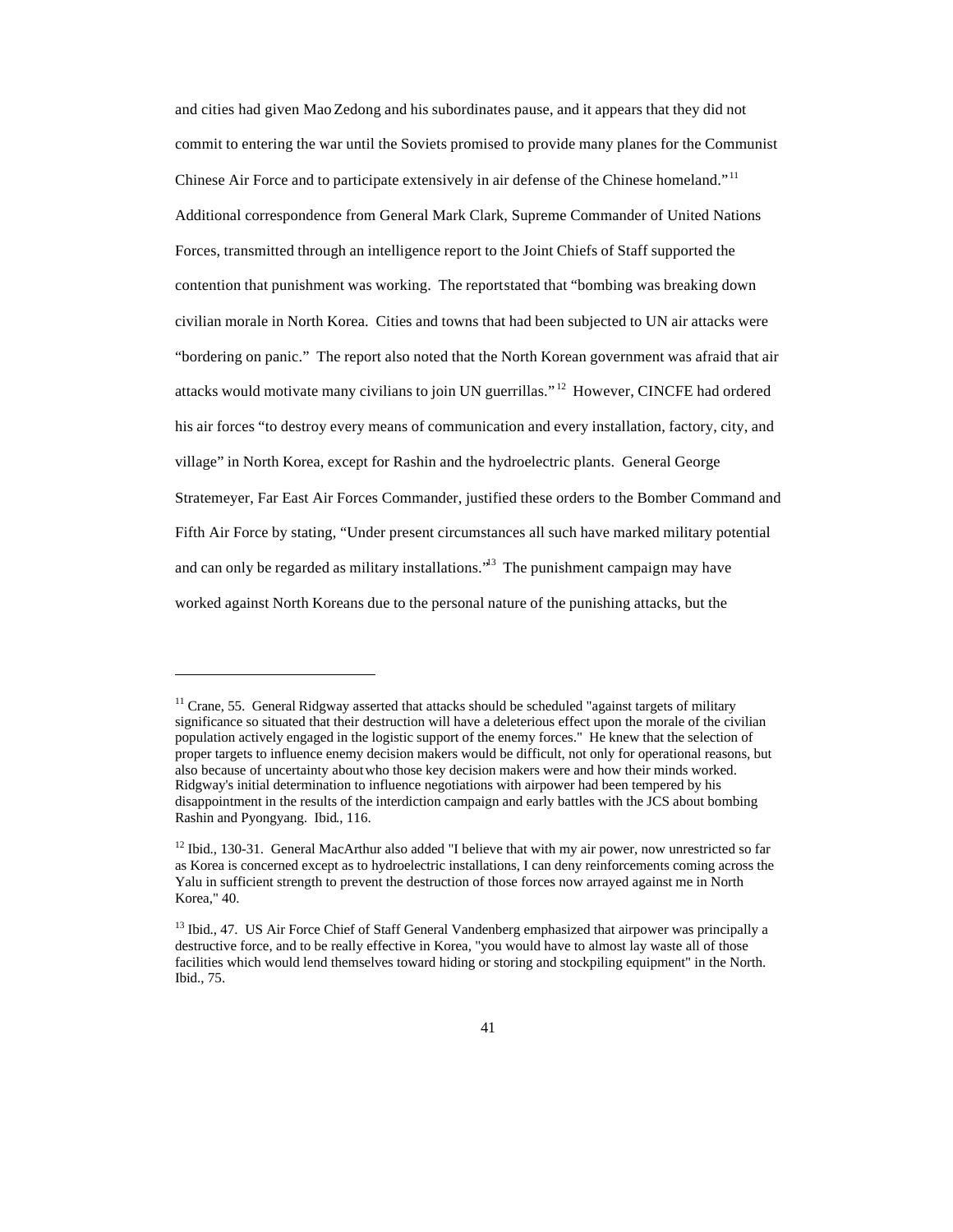and cities had given Mao Zedong and his subordinates pause, and it appears that they did not commit to entering the war until the Soviets promised to provide many planes for the Communist Chinese Air Force and to participate extensively in air defense of the Chinese homeland."[11] Additional correspondence from General Mark Clark, Supreme Commander of United Nations Forces, transmitted through an intelligence report to the Joint Chiefs of Staff supported the contention that punishment was working. The report stated that "bombing was breaking down civilian morale in North Korea. Cities and towns that had been subjected to UN air attacks were "bordering on panic." The report also noted that the North Korean government was afraid that air attacks would motivate many civilians to join UN guerrillas."[12] However, CINCFE had ordered his air forces "to destroy every means of communication and every installation, factory, city, and village" in North Korea, except for Rashin and the hydroelectric plants. General George Stratemeyer, Far East Air Forces Commander, justified these orders to the Bomber Command and Fifth Air Force by stating, "Under present circumstances all such have marked military potential and can only be regarded as military installations."[13] The punishment campaign may have worked against North Koreans due to the personal nature of the punishing attacks, but the

---

[11] Crane, 55. General Ridgway asserted that attacks should be scheduled "against targets of military significance so situated that their destruction will have a deleterious effect upon the morale of the civilian population actively engaged in the logistic support of the enemy forces." He knew that the selection of proper targets to influence enemy decision makers would be difficult, not only for operational reasons, but also because of uncertainty about who those key decision makers were and how their minds worked. Ridgway's initial determination to influence negotiations with airpower had been tempered by his disappointment in the results of the interdiction campaign and early battles with the JCS about bombing Rashin and Pyongyang. Ibid., 116.

[12] Ibid., 130-31. General MacArthur also added "I believe that with my air power, now unrestricted so far as Korea is concerned except as to hydroelectric installations, I can deny reinforcements coming across the Yalu in sufficient strength to prevent the destruction of those forces now arrayed against me in North Korea," 40.

[13] Ibid., 47. US Air Force Chief of Staff General Vandenberg emphasized that airpower was principally a destructive force, and to be really effective in Korea, "you would have to almost lay waste all of those facilities which would lend themselves toward hiding or storing and stockpiling equipment" in the North. Ibid., 75.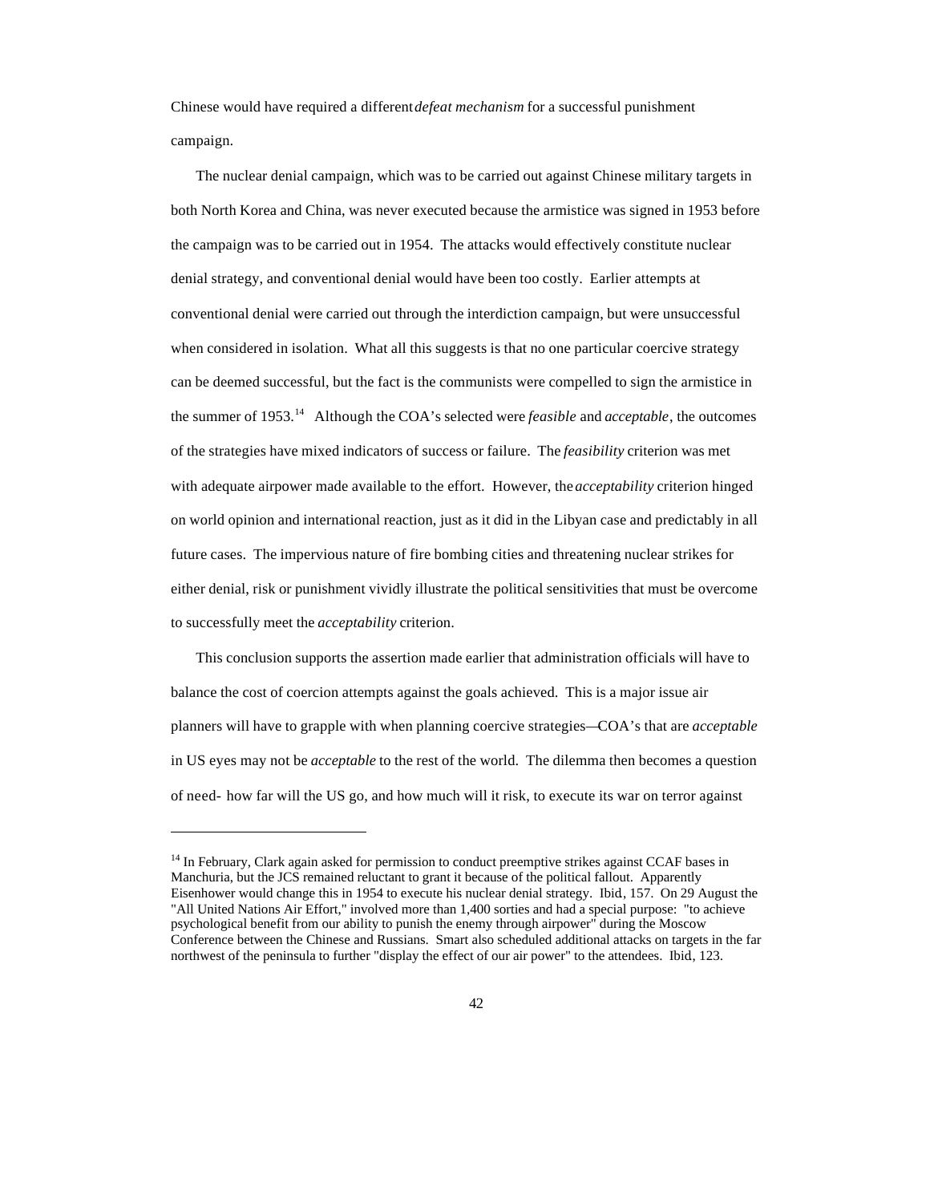Chinese would have required a different *defeat mechanism* for a successful punishment campaign.

The nuclear denial campaign, which was to be carried out against Chinese military targets in both North Korea and China, was never executed because the armistice was signed in 1953 before the campaign was to be carried out in 1954. The attacks would effectively constitute nuclear denial strategy, and conventional denial would have been too costly. Earlier attempts at conventional denial were carried out through the interdiction campaign, but were unsuccessful when considered in isolation. What all this suggests is that no one particular coercive strategy can be deemed successful, but the fact is the communists were compelled to sign the armistice in the summer of 1953.[14] Although the COA's selected were *feasible* and *acceptable*, the outcomes of the strategies have mixed indicators of success or failure. The *feasibility* criterion was met with adequate airpower made available to the effort. However, the *acceptability* criterion hinged on world opinion and international reaction, just as it did in the Libyan case and predictably in all future cases. The impervious nature of fire bombing cities and threatening nuclear strikes for either denial, risk or punishment vividly illustrate the political sensitivities that must be overcome to successfully meet the *acceptability* criterion.

This conclusion supports the assertion made earlier that administration officials will have to balance the cost of coercion attempts against the goals achieved. This is a major issue air planners will have to grapple with when planning coercive strategies—COA's that are *acceptable* in US eyes may not be *acceptable* to the rest of the world. The dilemma then becomes a question of need- how far will the US go, and how much will it risk, to execute its war on terror against

---

[14] In February, Clark again asked for permission to conduct preemptive strikes against CCAF bases in Manchuria, but the JCS remained reluctant to grant it because of the political fallout. Apparently Eisenhower would change this in 1954 to execute his nuclear denial strategy. Ibid, 157. On 29 August the "All United Nations Air Effort," involved more than 1,400 sorties and had a special purpose: "to achieve psychological benefit from our ability to punish the enemy through airpower" during the Moscow Conference between the Chinese and Russians. Smart also scheduled additional attacks on targets in the far northwest of the peninsula to further "display the effect of our air power" to the attendees. Ibid, 123.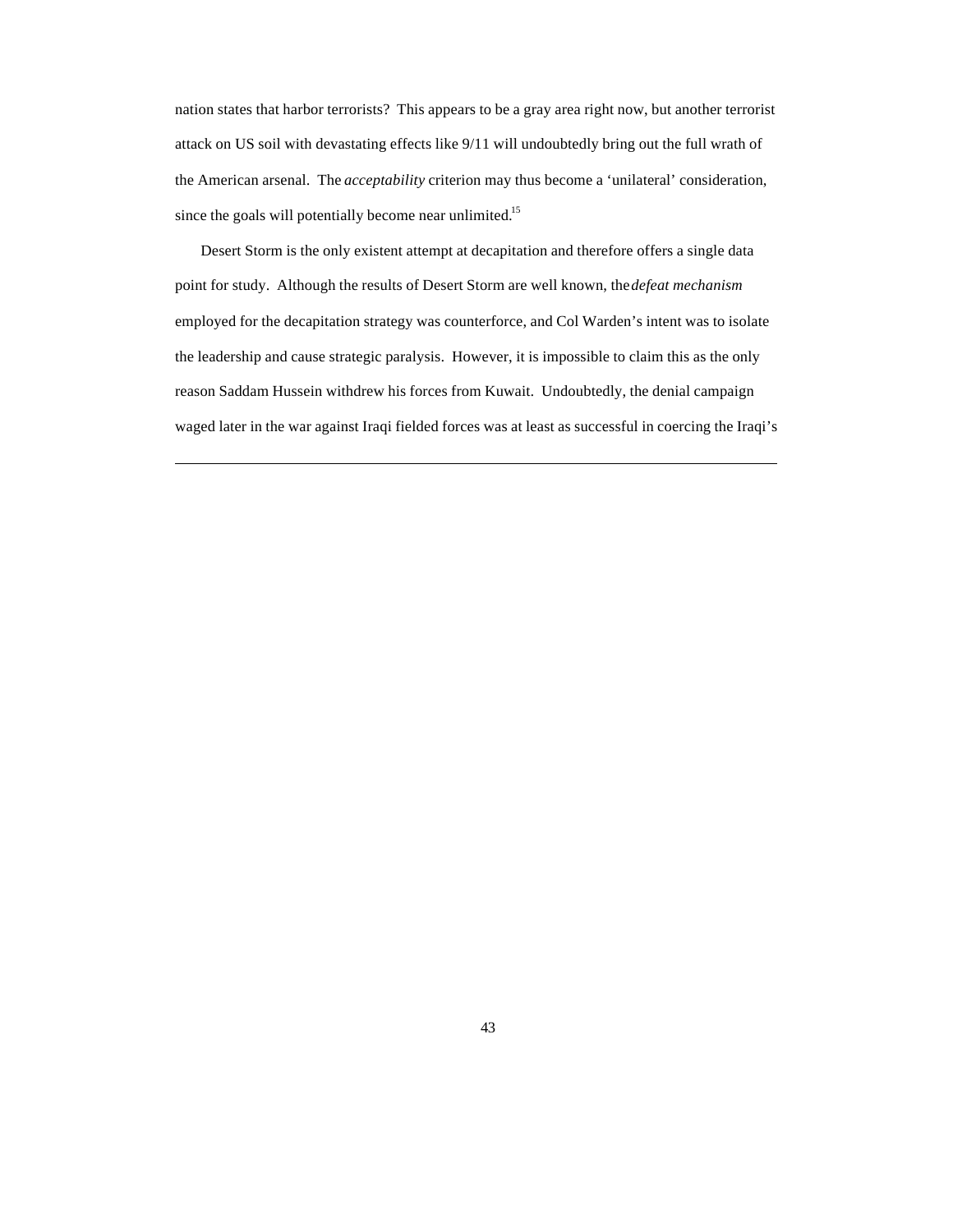nation states that harbor terrorists? This appears to be a gray area right now, but another terrorist attack on US soil with devastating effects like 9/11 will undoubtedly bring out the full wrath of the American arsenal. The *acceptability* criterion may thus become a 'unilateral' consideration, since the goals will potentially become near unlimited.[15]

Desert Storm is the only existent attempt at decapitation and therefore offers a single data point for study. Although the results of Desert Storm are well known, the *defeat mechanism* employed for the decapitation strategy was counterforce, and Col Warden's intent was to isolate the leadership and cause strategic paralysis. However, it is impossible to claim this as the only reason Saddam Hussein withdrew his forces from Kuwait. Undoubtedly, the denial campaign waged later in the war against Iraqi fielded forces was at least as successful in coercing the Iraqi's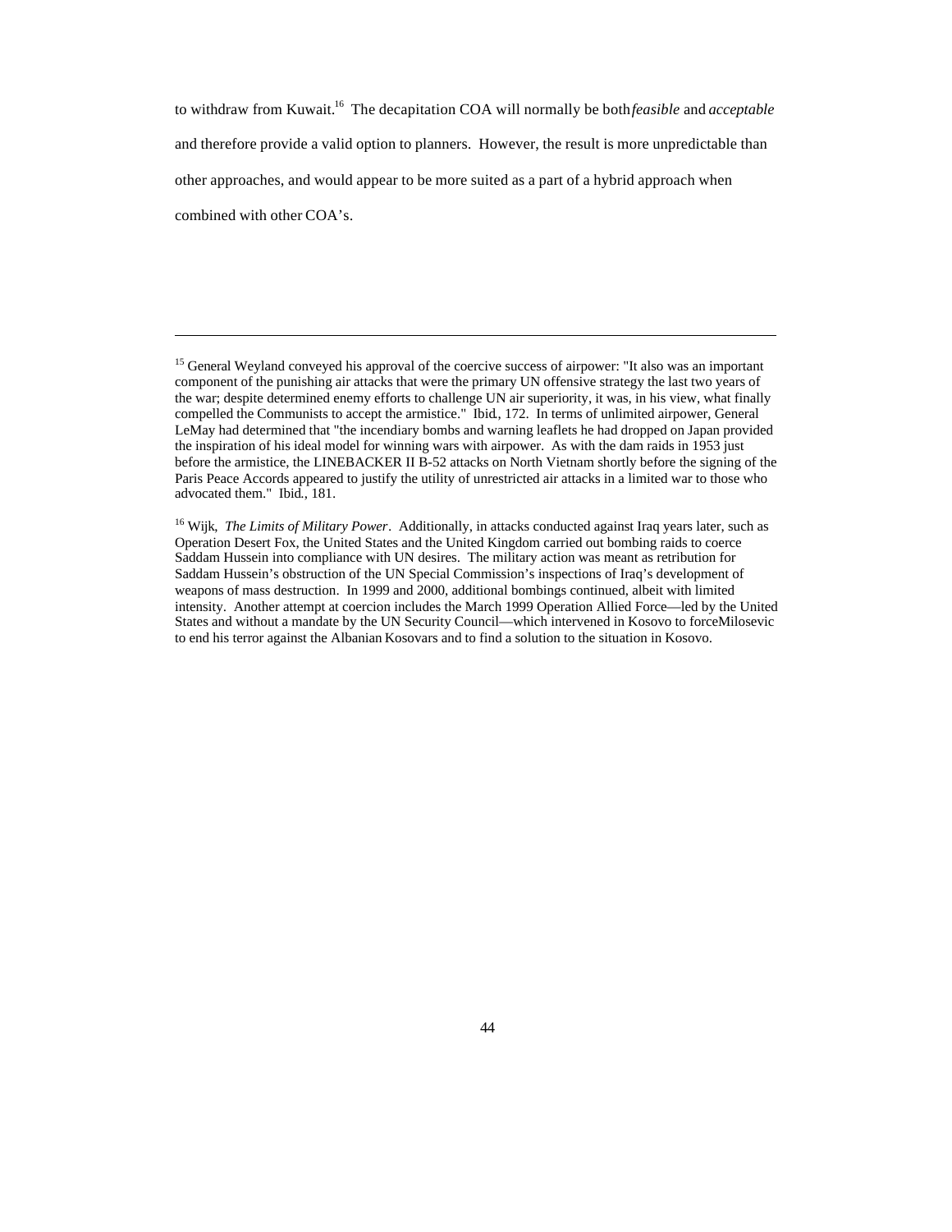to withdraw from Kuwait.[16] The decapitation COA will normally be both *feasible* and *acceptable* and therefore provide a valid option to planners. However, the result is more unpredictable than other approaches, and would appear to be more suited as a part of a hybrid approach when combined with other COA's.

---

[15] General Weyland conveyed his approval of the coercive success of airpower: "It also was an important component of the punishing air attacks that were the primary UN offensive strategy the last two years of the war; despite determined enemy efforts to challenge UN air superiority, it was, in his view, what finally compelled the Communists to accept the armistice." Ibid., 172. In terms of unlimited airpower, General LeMay had determined that "the incendiary bombs and warning leaflets he had dropped on Japan provided the inspiration of his ideal model for winning wars with airpower. As with the dam raids in 1953 just before the armistice, the LINEBACKER II B-52 attacks on North Vietnam shortly before the signing of the Paris Peace Accords appeared to justify the utility of unrestricted air attacks in a limited war to those who advocated them." Ibid., 181.

[16] Wijk, *The Limits of Military Power*. Additionally, in attacks conducted against Iraq years later, such as Operation Desert Fox, the United States and the United Kingdom carried out bombing raids to coerce Saddam Hussein into compliance with UN desires. The military action was meant as retribution for Saddam Hussein's obstruction of the UN Special Commission's inspections of Iraq's development of weapons of mass destruction. In 1999 and 2000, additional bombings continued, albeit with limited intensity. Another attempt at coercion includes the March 1999 Operation Allied Force—led by the United States and without a mandate by the UN Security Council—which intervened in Kosovo to force Milosevic to end his terror against the Albanian Kosovars and to find a solution to the situation in Kosovo.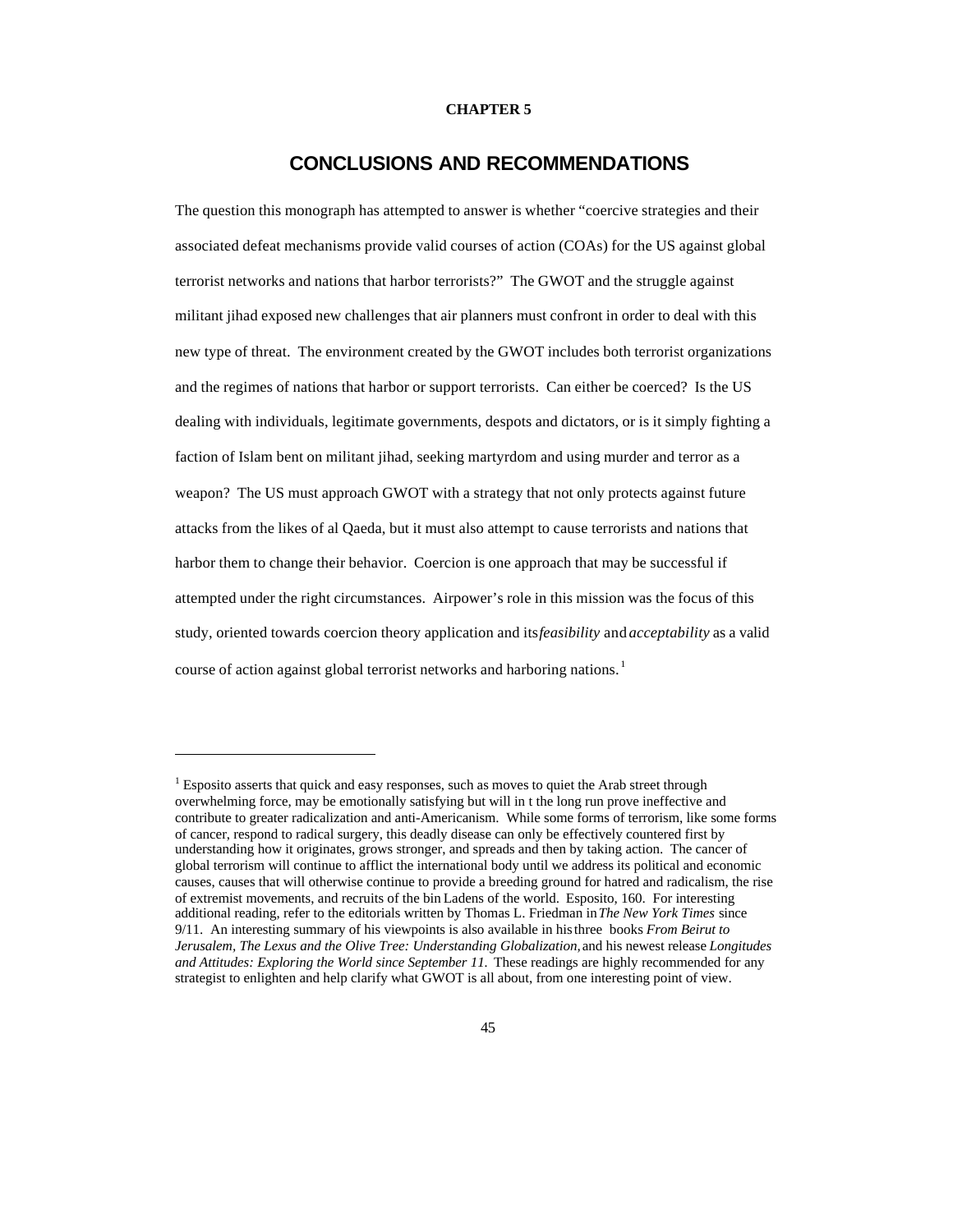**CHAPTER 5**

# CONCLUSIONS AND RECOMMENDATIONS

The question this monograph has attempted to answer is whether "coercive strategies and their associated defeat mechanisms provide valid courses of action (COAs) for the US against global terrorist networks and nations that harbor terrorists?" The GWOT and the struggle against militant jihad exposed new challenges that air planners must confront in order to deal with this new type of threat. The environment created by the GWOT includes both terrorist organizations and the regimes of nations that harbor or support terrorists. Can either be coerced? Is the US dealing with individuals, legitimate governments, despots and dictators, or is it simply fighting a faction of Islam bent on militant jihad, seeking martyrdom and using murder and terror as a weapon? The US must approach GWOT with a strategy that not only protects against future attacks from the likes of al Qaeda, but it must also attempt to cause terrorists and nations that harbor them to change their behavior. Coercion is one approach that may be successful if attempted under the right circumstances. Airpower's role in this mission was the focus of this study, oriented towards coercion theory application and its *feasibility* and *acceptability* as a valid course of action against global terrorist networks and harboring nations.[1]

---

[1] Esposito asserts that quick and easy responses, such as moves to quiet the Arab street through overwhelming force, may be emotionally satisfying but will in t the long run prove ineffective and contribute to greater radicalization and anti-Americanism. While some forms of terrorism, like some forms of cancer, respond to radical surgery, this deadly disease can only be effectively countered first by understanding how it originates, grows stronger, and spreads and then by taking action. The cancer of global terrorism will continue to afflict the international body until we address its political and economic causes, causes that will otherwise continue to provide a breeding ground for hatred and radicalism, the rise of extremist movements, and recruits of the bin Ladens of the world. Esposito, 160. For interesting additional reading, refer to the editorials written by Thomas L. Friedman in *The New York Times* since 9/11. An interesting summary of his viewpoints is also available in his three books *From Beirut to Jerusalem, The Lexus and the Olive Tree: Understanding Globalization,* and his newest release *Longitudes and Attitudes: Exploring the World since September 11.* These readings are highly recommended for any strategist to enlighten and help clarify what GWOT is all about, from one interesting point of view.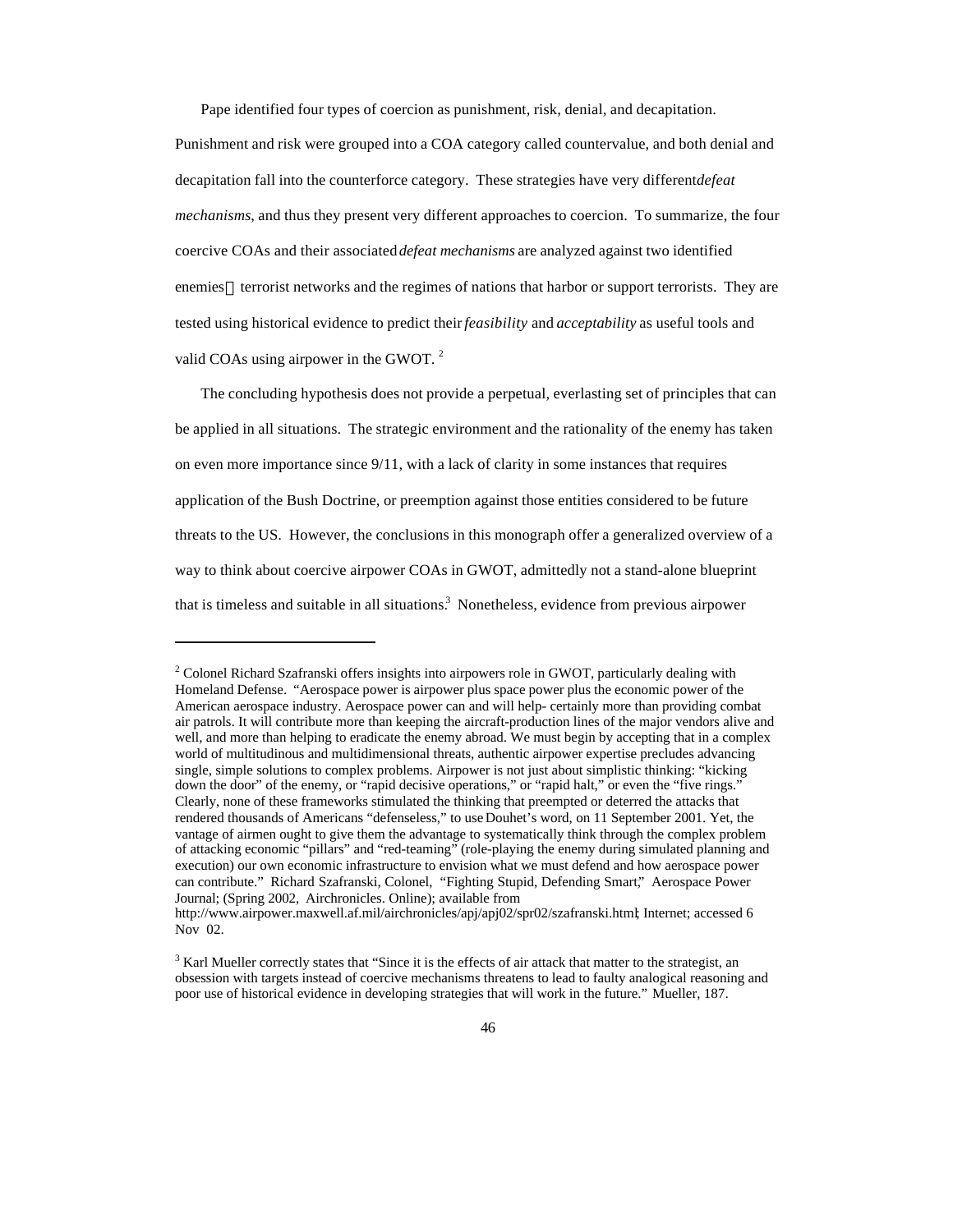Pape identified four types of coercion as punishment, risk, denial, and decapitation. Punishment and risk were grouped into a COA category called countervalue, and both denial and decapitation fall into the counterforce category. These strategies have very different *defeat mechanisms*, and thus they present very different approaches to coercion. To summarize, the four coercive COAs and their associated *defeat mechanisms* are analyzed against two identified enemies terrorist networks and the regimes of nations that harbor or support terrorists. They are tested using historical evidence to predict their *feasibility* and *acceptability* as useful tools and valid COAs using airpower in the GWOT. [2]

The concluding hypothesis does not provide a perpetual, everlasting set of principles that can be applied in all situations. The strategic environment and the rationality of the enemy has taken on even more importance since 9/11, with a lack of clarity in some instances that requires application of the Bush Doctrine, or preemption against those entities considered to be future threats to the US. However, the conclusions in this monograph offer a generalized overview of a way to think about coercive airpower COAs in GWOT, admittedly not a stand-alone blueprint that is timeless and suitable in all situations.[3] Nonetheless, evidence from previous airpower

---

[2] Colonel Richard Szafranski offers insights into airpowers role in GWOT, particularly dealing with Homeland Defense. "Aerospace power is airpower plus space power plus the economic power of the American aerospace industry. Aerospace power can and will help- certainly more than providing combat air patrols. It will contribute more than keeping the aircraft-production lines of the major vendors alive and well, and more than helping to eradicate the enemy abroad. We must begin by accepting that in a complex world of multitudinous and multidimensional threats, authentic airpower expertise precludes advancing single, simple solutions to complex problems. Airpower is not just about simplistic thinking: "kicking down the door" of the enemy, or "rapid decisive operations," or "rapid halt," or even the "five rings." Clearly, none of these frameworks stimulated the thinking that preempted or deterred the attacks that rendered thousands of Americans "defenseless," to use Douhet's word, on 11 September 2001. Yet, the vantage of airmen ought to give them the advantage to systematically think through the complex problem of attacking economic "pillars" and "red-teaming" (role-playing the enemy during simulated planning and execution) our own economic infrastructure to envision what we must defend and how aerospace power can contribute." Richard Szafranski, Colonel, "Fighting Stupid, Defending Smart," Aerospace Power Journal; (Spring 2002, Airchronicles. Online); available from http://www.airpower.maxwell.af.mil/airchronicles/apj/apj02/spr02/szafranski.html; Internet; accessed 6 Nov 02.

[3] Karl Mueller correctly states that "Since it is the effects of air attack that matter to the strategist, an obsession with targets instead of coercive mechanisms threatens to lead to faulty analogical reasoning and poor use of historical evidence in developing strategies that will work in the future." Mueller, 187.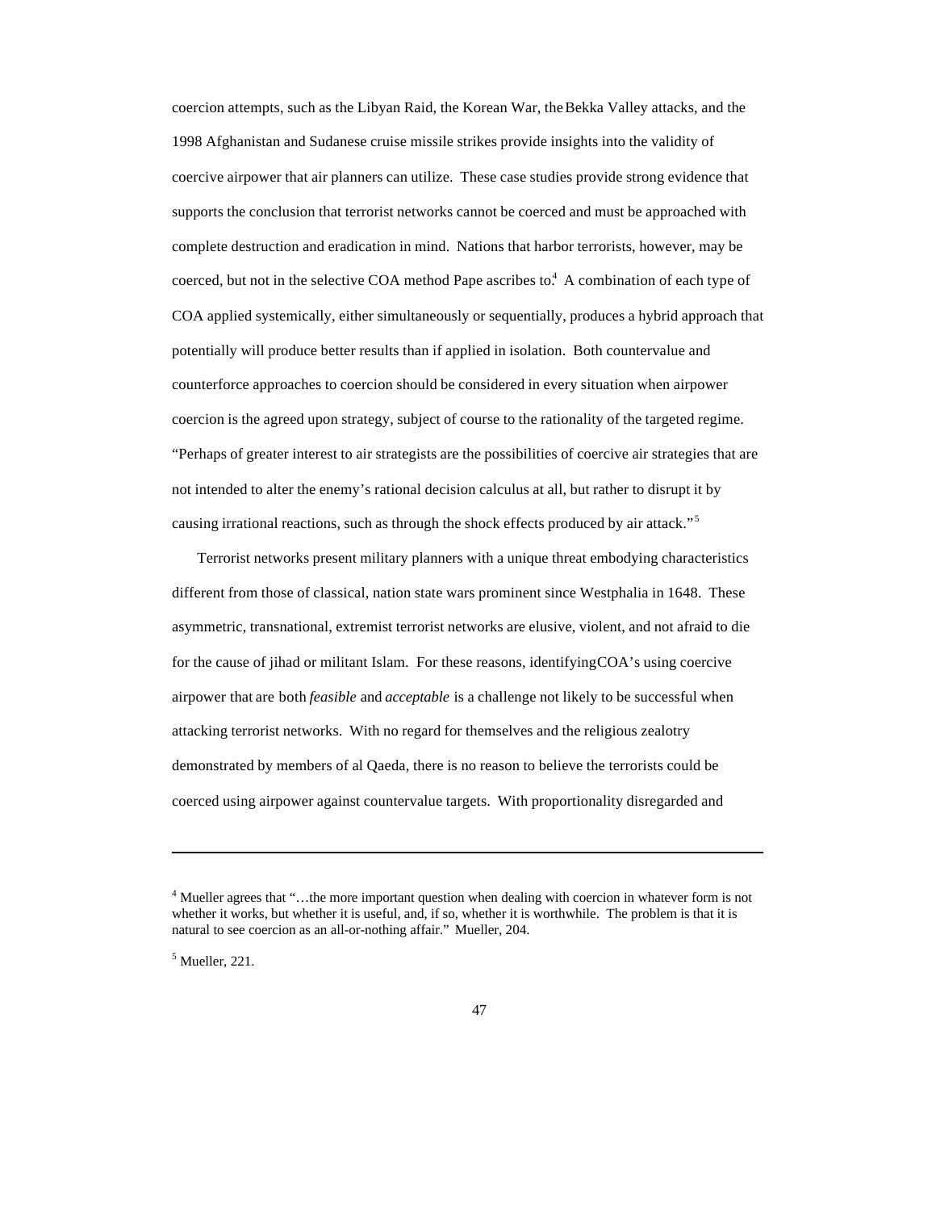coercion attempts, such as the Libyan Raid, the Korean War, the Bekka Valley attacks, and the 1998 Afghanistan and Sudanese cruise missile strikes provide insights into the validity of coercive airpower that air planners can utilize. These case studies provide strong evidence that supports the conclusion that terrorist networks cannot be coerced and must be approached with complete destruction and eradication in mind. Nations that harbor terrorists, however, may be coerced, but not in the selective COA method Pape ascribes to.[4] A combination of each type of COA applied systemically, either simultaneously or sequentially, produces a hybrid approach that potentially will produce better results than if applied in isolation. Both countervalue and counterforce approaches to coercion should be considered in every situation when airpower coercion is the agreed upon strategy, subject of course to the rationality of the targeted regime. "Perhaps of greater interest to air strategists are the possibilities of coercive air strategies that are not intended to alter the enemy's rational decision calculus at all, but rather to disrupt it by causing irrational reactions, such as through the shock effects produced by air attack."[5]

Terrorist networks present military planners with a unique threat embodying characteristics different from those of classical, nation state wars prominent since Westphalia in 1648. These asymmetric, transnational, extremist terrorist networks are elusive, violent, and not afraid to die for the cause of jihad or militant Islam. For these reasons, identifying COA's using coercive airpower that are both *feasible* and *acceptable* is a challenge not likely to be successful when attacking terrorist networks. With no regard for themselves and the religious zealotry demonstrated by members of al Qaeda, there is no reason to believe the terrorists could be coerced using airpower against countervalue targets. With proportionality disregarded and

---

[4] Mueller agrees that "…the more important question when dealing with coercion in whatever form is not whether it works, but whether it is useful, and, if so, whether it is worthwhile. The problem is that it is natural to see coercion as an all-or-nothing affair." Mueller, 204.

[5] Mueller, 221.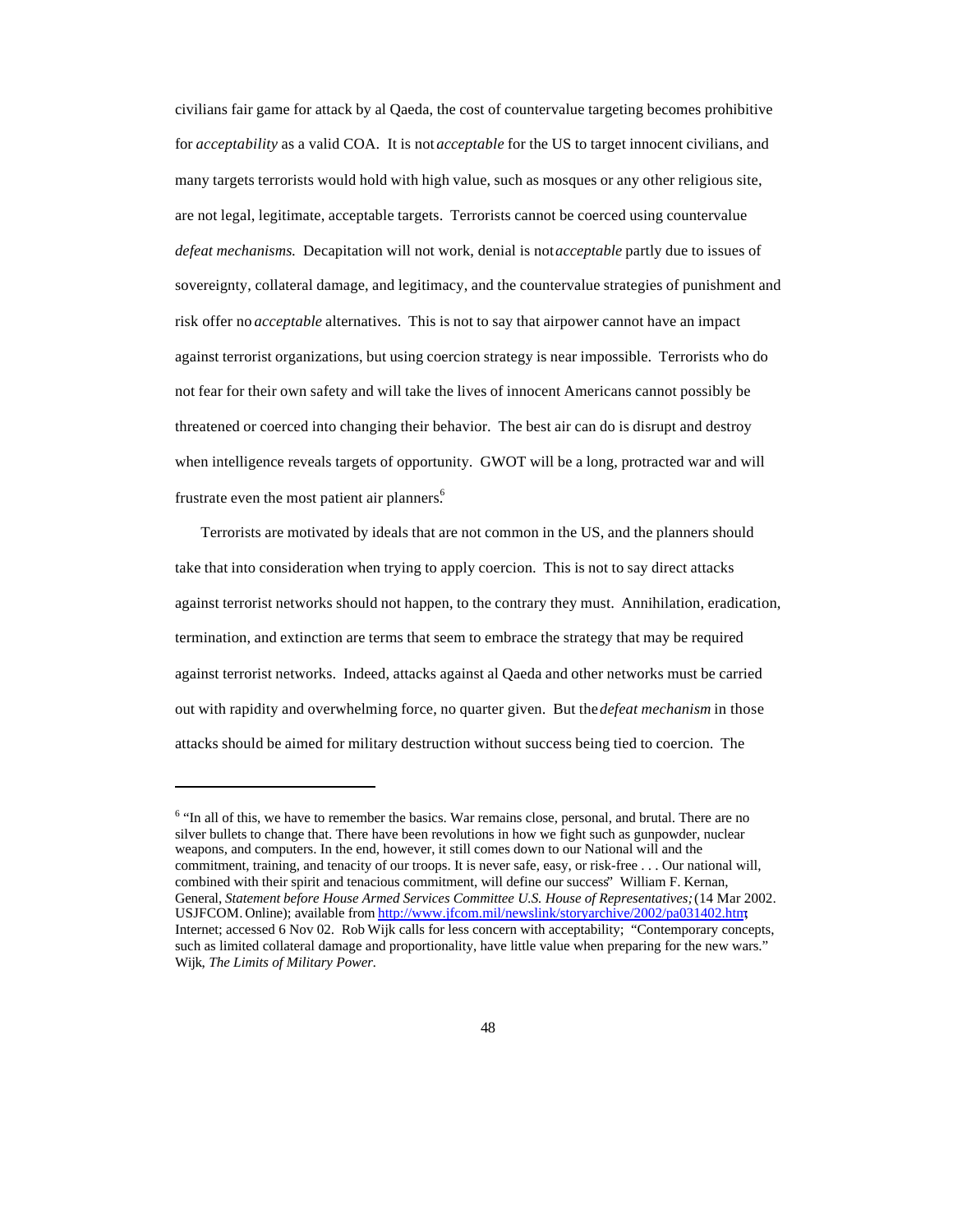civilians fair game for attack by al Qaeda, the cost of countervalue targeting becomes prohibitive for *acceptability* as a valid COA. It is not *acceptable* for the US to target innocent civilians, and many targets terrorists would hold with high value, such as mosques or any other religious site, are not legal, legitimate, acceptable targets. Terrorists cannot be coerced using countervalue *defeat mechanisms.* Decapitation will not work, denial is not *acceptable* partly due to issues of sovereignty, collateral damage, and legitimacy, and the countervalue strategies of punishment and risk offer no *acceptable* alternatives. This is not to say that airpower cannot have an impact against terrorist organizations, but using coercion strategy is near impossible. Terrorists who do not fear for their own safety and will take the lives of innocent Americans cannot possibly be threatened or coerced into changing their behavior. The best air can do is disrupt and destroy when intelligence reveals targets of opportunity. GWOT will be a long, protracted war and will frustrate even the most patient air planners.[6]

Terrorists are motivated by ideals that are not common in the US, and the planners should take that into consideration when trying to apply coercion. This is not to say direct attacks against terrorist networks should not happen, to the contrary they must. Annihilation, eradication, termination, and extinction are terms that seem to embrace the strategy that may be required against terrorist networks. Indeed, attacks against al Qaeda and other networks must be carried out with rapidity and overwhelming force, no quarter given. But the *defeat mechanism* in those attacks should be aimed for military destruction without success being tied to coercion. The

---

[6] "In all of this, we have to remember the basics. War remains close, personal, and brutal. There are no silver bullets to change that. There have been revolutions in how we fight such as gunpowder, nuclear weapons, and computers. In the end, however, it still comes down to our National will and the commitment, training, and tenacity of our troops. It is never safe, easy, or risk-free . . . Our national will, combined with their spirit and tenacious commitment, will define our success" William F. Kernan, General, *Statement before House Armed Services Committee U.S. House of Representatives;* (14 Mar 2002. USJFCOM. Online); available from http://www.jfcom.mil/newslink/storyarchive/2002/pa031402.htm; Internet; accessed 6 Nov 02. Rob Wijk calls for less concern with acceptability; "Contemporary concepts, such as limited collateral damage and proportionality, have little value when preparing for the new wars." Wijk, *The Limits of Military Power.*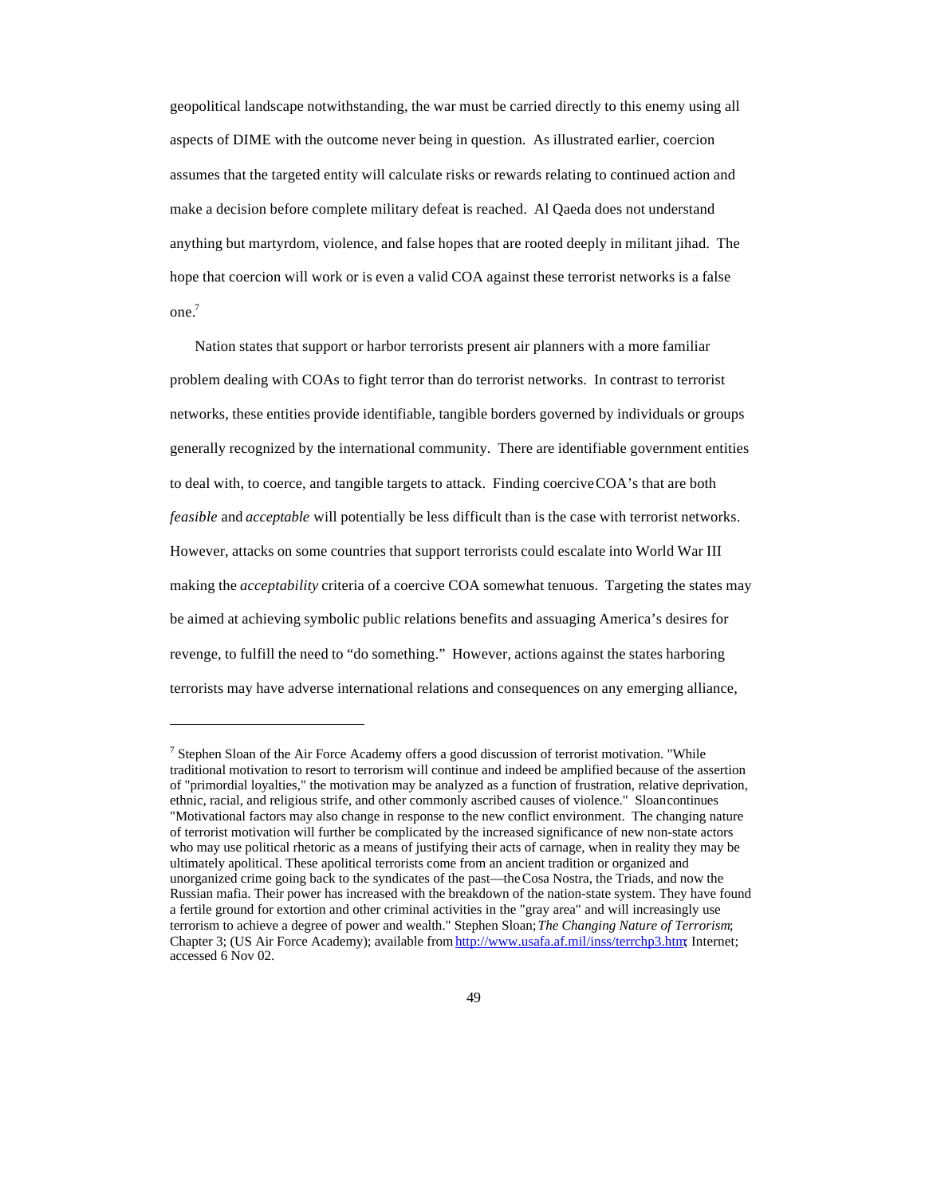geopolitical landscape notwithstanding, the war must be carried directly to this enemy using all aspects of DIME with the outcome never being in question. As illustrated earlier, coercion assumes that the targeted entity will calculate risks or rewards relating to continued action and make a decision before complete military defeat is reached. Al Qaeda does not understand anything but martyrdom, violence, and false hopes that are rooted deeply in militant jihad. The hope that coercion will work or is even a valid COA against these terrorist networks is a false one.[7]

Nation states that support or harbor terrorists present air planners with a more familiar problem dealing with COAs to fight terror than do terrorist networks. In contrast to terrorist networks, these entities provide identifiable, tangible borders governed by individuals or groups generally recognized by the international community. There are identifiable government entities to deal with, to coerce, and tangible targets to attack. Finding coercive COA's that are both *feasible* and *acceptable* will potentially be less difficult than is the case with terrorist networks. However, attacks on some countries that support terrorists could escalate into World War III making the *acceptability* criteria of a coercive COA somewhat tenuous. Targeting the states may be aimed at achieving symbolic public relations benefits and assuaging America's desires for revenge, to fulfill the need to "do something." However, actions against the states harboring terrorists may have adverse international relations and consequences on any emerging alliance,

---

[7] Stephen Sloan of the Air Force Academy offers a good discussion of terrorist motivation. "While traditional motivation to resort to terrorism will continue and indeed be amplified because of the assertion of "primordial loyalties," the motivation may be analyzed as a function of frustration, relative deprivation, ethnic, racial, and religious strife, and other commonly ascribed causes of violence." Sloan continues "Motivational factors may also change in response to the new conflict environment. The changing nature of terrorist motivation will further be complicated by the increased significance of new non-state actors who may use political rhetoric as a means of justifying their acts of carnage, when in reality they may be ultimately apolitical. These apolitical terrorists come from an ancient tradition or organized and unorganized crime going back to the syndicates of the past—the Cosa Nostra, the Triads, and now the Russian mafia. Their power has increased with the breakdown of the nation-state system. They have found a fertile ground for extortion and other criminal activities in the "gray area" and will increasingly use terrorism to achieve a degree of power and wealth." Stephen Sloan; *The Changing Nature of Terrorism*; Chapter 3; (US Air Force Academy); available from http://www.usafa.af.mil/inss/terrchp3.htm; Internet; accessed 6 Nov 02.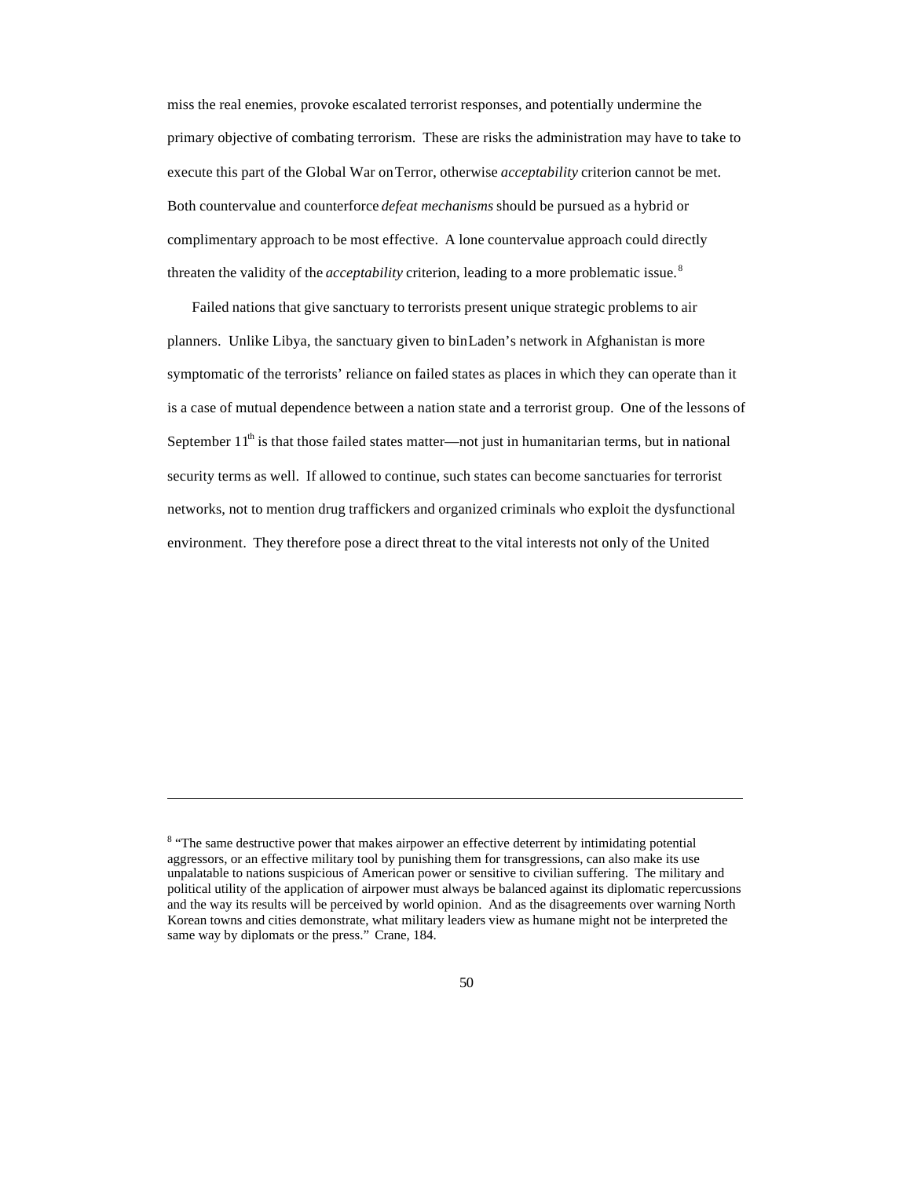miss the real enemies, provoke escalated terrorist responses, and potentially undermine the primary objective of combating terrorism. These are risks the administration may have to take to execute this part of the Global War on Terror, otherwise *acceptability* criterion cannot be met. Both countervalue and counterforce *defeat mechanisms* should be pursued as a hybrid or complimentary approach to be most effective. A lone countervalue approach could directly threaten the validity of the *acceptability* criterion, leading to a more problematic issue.[8]

Failed nations that give sanctuary to terrorists present unique strategic problems to air planners. Unlike Libya, the sanctuary given to bin Laden's network in Afghanistan is more symptomatic of the terrorists' reliance on failed states as places in which they can operate than it is a case of mutual dependence between a nation state and a terrorist group. One of the lessons of September 11th is that those failed states matter—not just in humanitarian terms, but in national security terms as well. If allowed to continue, such states can become sanctuaries for terrorist networks, not to mention drug traffickers and organized criminals who exploit the dysfunctional environment. They therefore pose a direct threat to the vital interests not only of the United

---

[8] "The same destructive power that makes airpower an effective deterrent by intimidating potential aggressors, or an effective military tool by punishing them for transgressions, can also make its use unpalatable to nations suspicious of American power or sensitive to civilian suffering. The military and political utility of the application of airpower must always be balanced against its diplomatic repercussions and the way its results will be perceived by world opinion. And as the disagreements over warning North Korean towns and cities demonstrate, what military leaders view as humane might not be interpreted the same way by diplomats or the press." Crane, 184.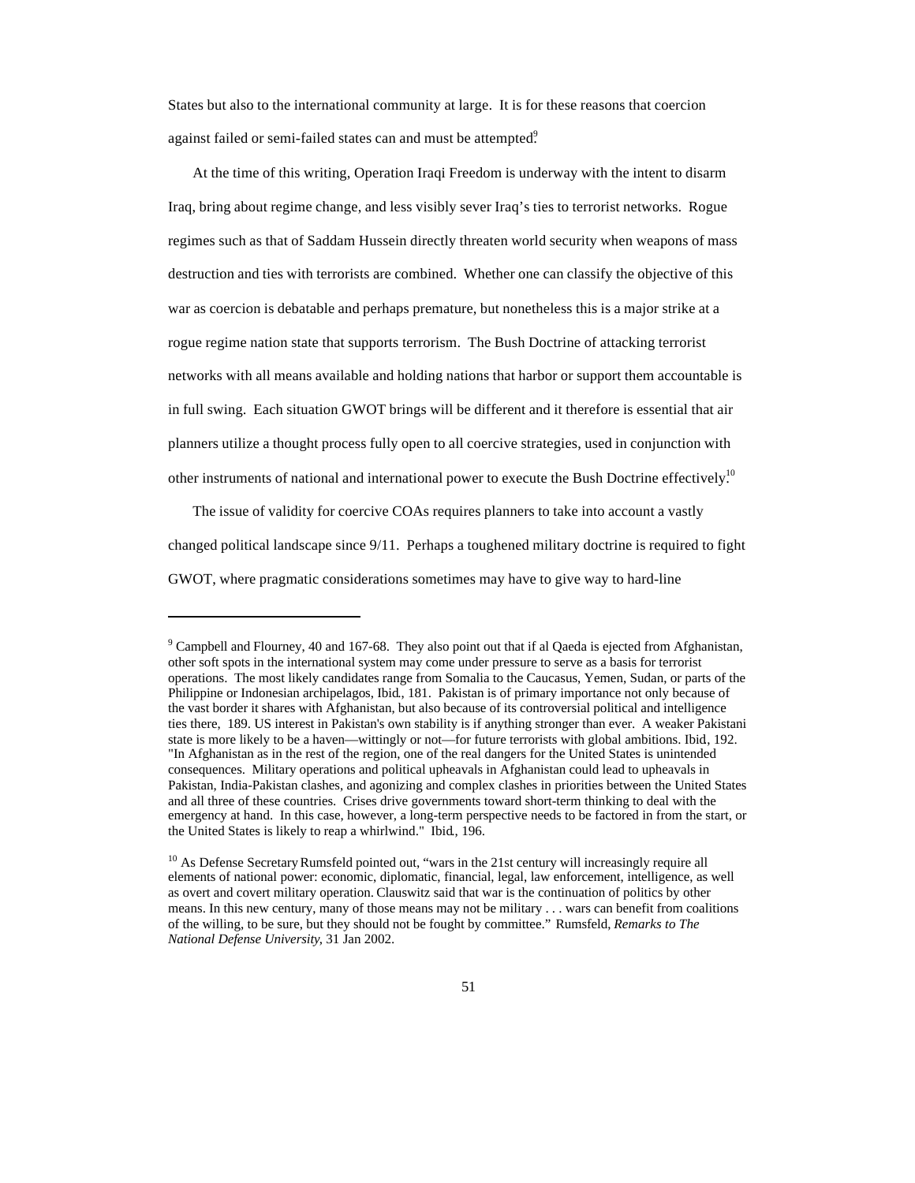States but also to the international community at large. It is for these reasons that coercion against failed or semi-failed states can and must be attempted.[9]

At the time of this writing, Operation Iraqi Freedom is underway with the intent to disarm Iraq, bring about regime change, and less visibly sever Iraq's ties to terrorist networks. Rogue regimes such as that of Saddam Hussein directly threaten world security when weapons of mass destruction and ties with terrorists are combined. Whether one can classify the objective of this war as coercion is debatable and perhaps premature, but nonetheless this is a major strike at a rogue regime nation state that supports terrorism. The Bush Doctrine of attacking terrorist networks with all means available and holding nations that harbor or support them accountable is in full swing. Each situation GWOT brings will be different and it therefore is essential that air planners utilize a thought process fully open to all coercive strategies, used in conjunction with other instruments of national and international power to execute the Bush Doctrine effectively.[10]

The issue of validity for coercive COAs requires planners to take into account a vastly changed political landscape since 9/11. Perhaps a toughened military doctrine is required to fight GWOT, where pragmatic considerations sometimes may have to give way to hard-line

---

[9] Campbell and Flourney, 40 and 167-68. They also point out that if al Qaeda is ejected from Afghanistan, other soft spots in the international system may come under pressure to serve as a basis for terrorist operations. The most likely candidates range from Somalia to the Caucasus, Yemen, Sudan, or parts of the Philippine or Indonesian archipelagos, Ibid., 181. Pakistan is of primary importance not only because of the vast border it shares with Afghanistan, but also because of its controversial political and intelligence ties there, 189. US interest in Pakistan's own stability is if anything stronger than ever. A weaker Pakistani state is more likely to be a haven—wittingly or not—for future terrorists with global ambitions. Ibid, 192. "In Afghanistan as in the rest of the region, one of the real dangers for the United States is unintended consequences. Military operations and political upheavals in Afghanistan could lead to upheavals in Pakistan, India-Pakistan clashes, and agonizing and complex clashes in priorities between the United States and all three of these countries. Crises drive governments toward short-term thinking to deal with the emergency at hand. In this case, however, a long-term perspective needs to be factored in from the start, or the United States is likely to reap a whirlwind." Ibid., 196.

[10] As Defense Secretary Rumsfeld pointed out, "wars in the 21st century will increasingly require all elements of national power: economic, diplomatic, financial, legal, law enforcement, intelligence, as well as overt and covert military operation. Clauswitz said that war is the continuation of politics by other means. In this new century, many of those means may not be military . . . wars can benefit from coalitions of the willing, to be sure, but they should not be fought by committee." Rumsfeld, *Remarks to The National Defense University*, 31 Jan 2002.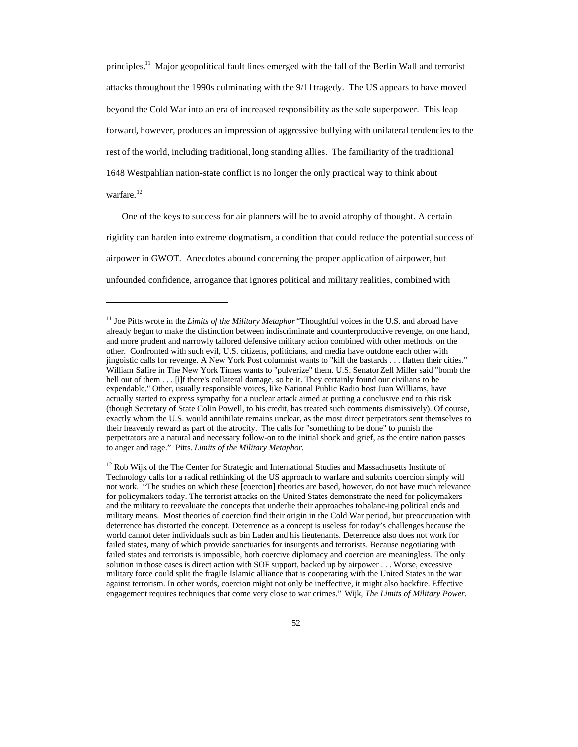principles.[11] Major geopolitical fault lines emerged with the fall of the Berlin Wall and terrorist attacks throughout the 1990s culminating with the 9/11 tragedy. The US appears to have moved beyond the Cold War into an era of increased responsibility as the sole superpower. This leap forward, however, produces an impression of aggressive bullying with unilateral tendencies to the rest of the world, including traditional, long standing allies. The familiarity of the traditional 1648 Westpahlian nation-state conflict is no longer the only practical way to think about warfare.[12]

One of the keys to success for air planners will be to avoid atrophy of thought. A certain rigidity can harden into extreme dogmatism, a condition that could reduce the potential success of airpower in GWOT. Anecdotes abound concerning the proper application of airpower, but unfounded confidence, arrogance that ignores political and military realities, combined with

---

[11] Joe Pitts wrote in the *Limits of the Military Metaphor* "Thoughtful voices in the U.S. and abroad have already begun to make the distinction between indiscriminate and counterproductive revenge, on one hand, and more prudent and narrowly tailored defensive military action combined with other methods, on the other. Confronted with such evil, U.S. citizens, politicians, and media have outdone each other with jingoistic calls for revenge. A New York Post columnist wants to "kill the bastards . . . flatten their cities." William Safire in The New York Times wants to "pulverize" them. U.S. Senator Zell Miller said "bomb the hell out of them . . . [i]f there's collateral damage, so be it. They certainly found our civilians to be expendable." Other, usually responsible voices, like National Public Radio host Juan Williams, have actually started to express sympathy for a nuclear attack aimed at putting a conclusive end to this risk (though Secretary of State Colin Powell, to his credit, has treated such comments dismissively). Of course, exactly whom the U.S. would annihilate remains unclear, as the most direct perpetrators sent themselves to their heavenly reward as part of the atrocity. The calls for "something to be done" to punish the perpetrators are a natural and necessary follow-on to the initial shock and grief, as the entire nation passes to anger and rage." Pitts. *Limits of the Military Metaphor.*

[12] Rob Wijk of the The Center for Strategic and International Studies and Massachusetts Institute of Technology calls for a radical rethinking of the US approach to warfare and submits coercion simply will not work. "The studies on which these [coercion] theories are based, however, do not have much relevance for policymakers today. The terrorist attacks on the United States demonstrate the need for policymakers and the military to reevaluate the concepts that underlie their approaches to balanc-ing political ends and military means. Most theories of coercion find their origin in the Cold War period, but preoccupation with deterrence has distorted the concept. Deterrence as a concept is useless for today's challenges because the world cannot deter individuals such as bin Laden and his lieutenants. Deterrence also does not work for failed states, many of which provide sanctuaries for insurgents and terrorists. Because negotiating with failed states and terrorists is impossible, both coercive diplomacy and coercion are meaningless. The only solution in those cases is direct action with SOF support, backed up by airpower . . . Worse, excessive military force could split the fragile Islamic alliance that is cooperating with the United States in the war against terrorism. In other words, coercion might not only be ineffective, it might also backfire. Effective engagement requires techniques that come very close to war crimes." Wijk, *The Limits of Military Power.*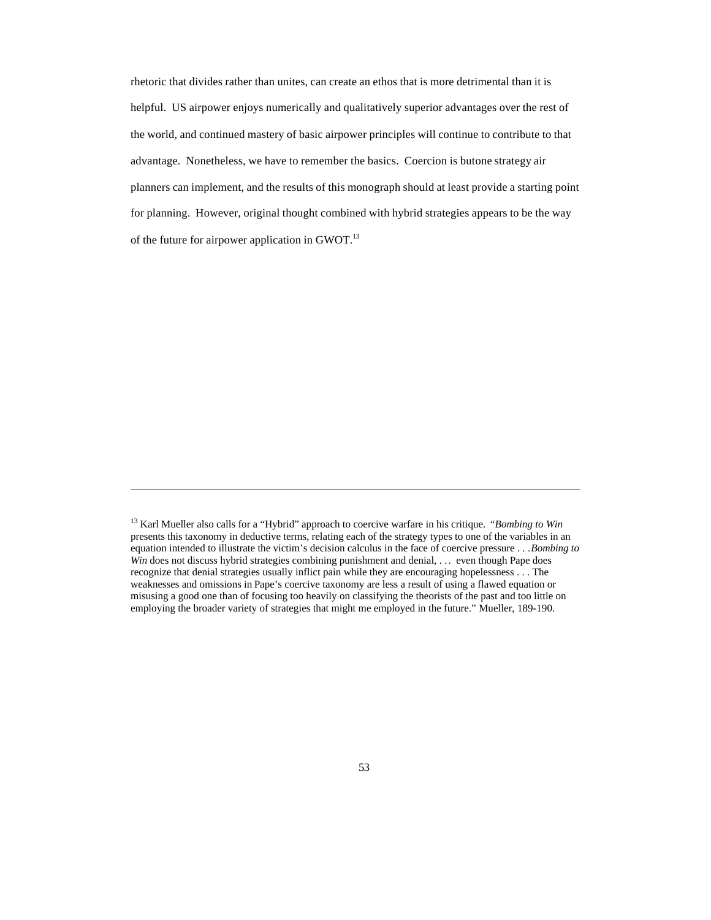rhetoric that divides rather than unites, can create an ethos that is more detrimental than it is helpful. US airpower enjoys numerically and qualitatively superior advantages over the rest of the world, and continued mastery of basic airpower principles will continue to contribute to that advantage. Nonetheless, we have to remember the basics. Coercion is butone strategy air planners can implement, and the results of this monograph should at least provide a starting point for planning. However, original thought combined with hybrid strategies appears to be the way of the future for airpower application in GWOT.[13]

---

[13] Karl Mueller also calls for a "Hybrid" approach to coercive warfare in his critique. "*Bombing to Win* presents this taxonomy in deductive terms, relating each of the strategy types to one of the variables in an equation intended to illustrate the victim's decision calculus in the face of coercive pressure . . .*Bombing to Win* does not discuss hybrid strategies combining punishment and denial, . . . even though Pape does recognize that denial strategies usually inflict pain while they are encouraging hopelessness . . . The weaknesses and omissions in Pape's coercive taxonomy are less a result of using a flawed equation or misusing a good one than of focusing too heavily on classifying the theorists of the past and too little on employing the broader variety of strategies that might me employed in the future." Mueller, 189-190.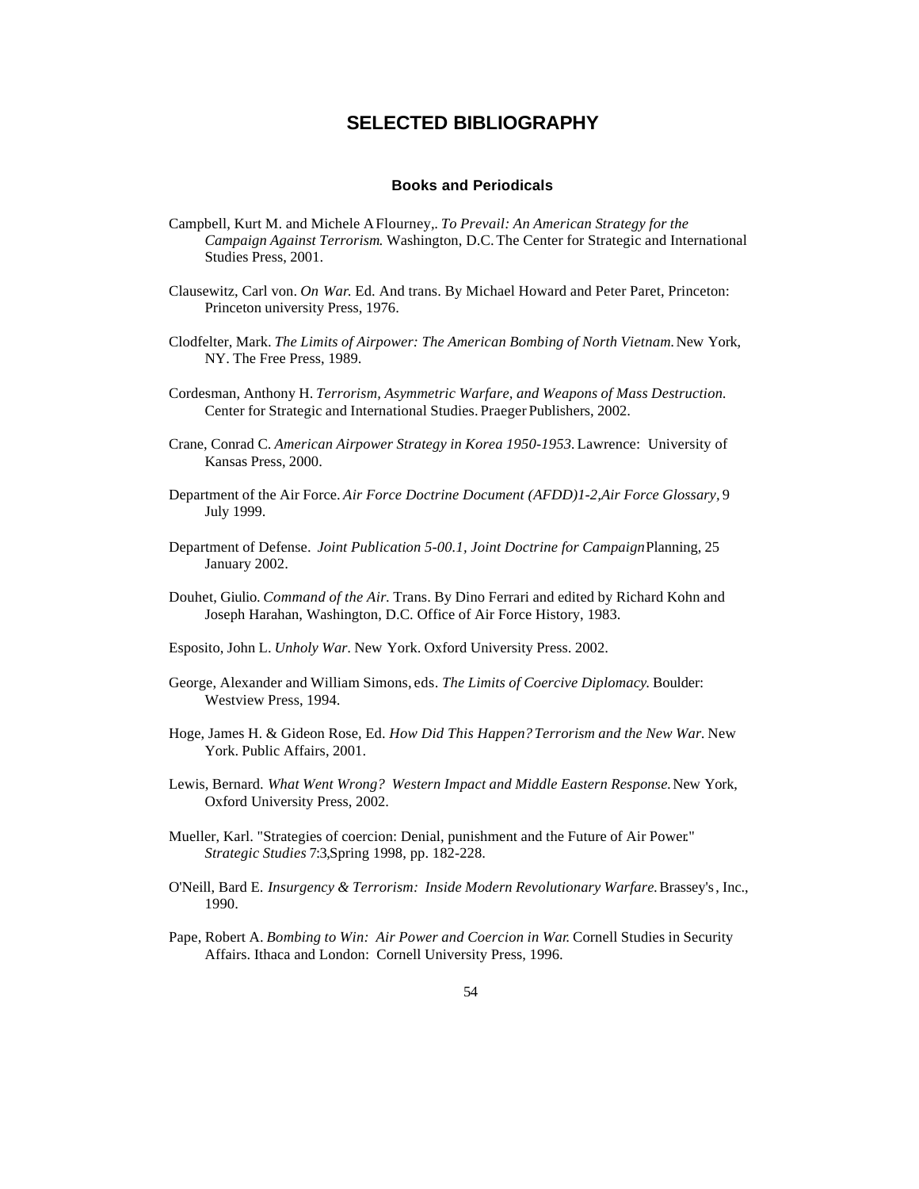# SELECTED BIBLIOGRAPHY

## Books and Periodicals

Campbell, Kurt M. and Michele A Flourney,. *To Prevail: An American Strategy for the Campaign Against Terrorism.* Washington, D.C. The Center for Strategic and International Studies Press, 2001.

Clausewitz, Carl von. *On War.* Ed. And trans. By Michael Howard and Peter Paret, Princeton: Princeton university Press, 1976.

Clodfelter, Mark. *The Limits of Airpower: The American Bombing of North Vietnam.* New York, NY. The Free Press, 1989.

Cordesman, Anthony H. *Terrorism, Asymmetric Warfare, and Weapons of Mass Destruction.* Center for Strategic and International Studies. Praeger Publishers, 2002.

Crane, Conrad C. *American Airpower Strategy in Korea 1950-1953.* Lawrence: University of Kansas Press, 2000.

Department of the Air Force. *Air Force Doctrine Document (AFDD)1-2,Air Force Glossary,* 9 July 1999.

Department of Defense. *Joint Publication 5-00.1, Joint Doctrine for Campaign* Planning, 25 January 2002.

Douhet, Giulio. *Command of the Air.* Trans. By Dino Ferrari and edited by Richard Kohn and Joseph Harahan, Washington, D.C. Office of Air Force History, 1983.

Esposito, John L. *Unholy War*. New York. Oxford University Press. 2002.

George, Alexander and William Simons, eds. *The Limits of Coercive Diplomacy.* Boulder: Westview Press, 1994.

Hoge, James H. & Gideon Rose, Ed. *How Did This Happen? Terrorism and the New War.* New York. Public Affairs, 2001.

Lewis, Bernard. *What Went Wrong? Western Impact and Middle Eastern Response.* New York, Oxford University Press, 2002.

Mueller, Karl. "Strategies of coercion: Denial, punishment and the Future of Air Power." *Strategic Studies* 7:3,Spring 1998, pp. 182-228.

O'Neill, Bard E. *Insurgency & Terrorism: Inside Modern Revolutionary Warfare.* Brassey's, Inc., 1990.

Pape, Robert A. *Bombing to Win: Air Power and Coercion in War.* Cornell Studies in Security Affairs. Ithaca and London: Cornell University Press, 1996.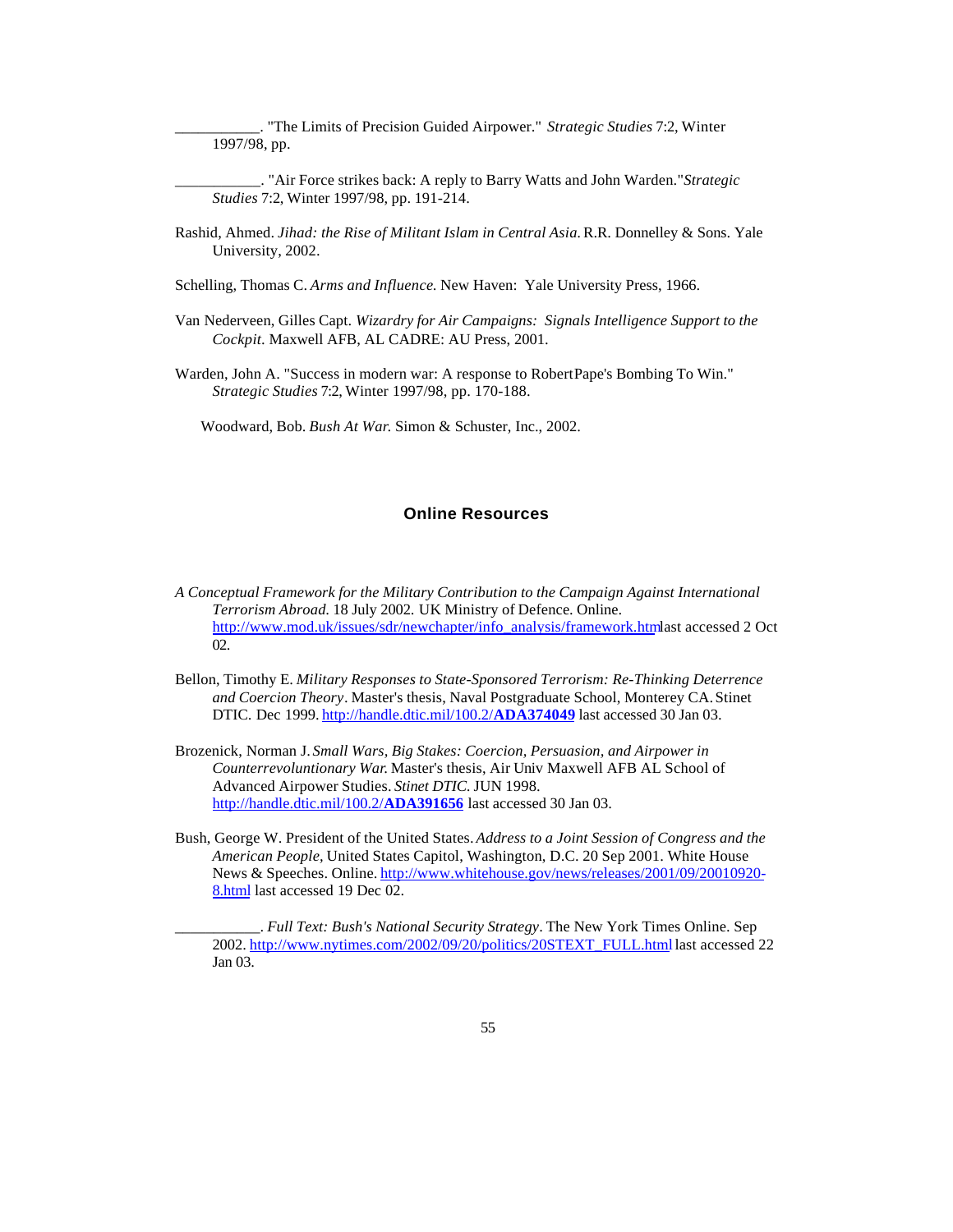___________. "The Limits of Precision Guided Airpower." *Strategic Studies* 7:2, Winter 1997/98, pp.

___________. "Air Force strikes back: A reply to Barry Watts and John Warden."*Strategic Studies* 7:2, Winter 1997/98, pp. 191-214.

Rashid, Ahmed. *Jihad: the Rise of Militant Islam in Central Asia.* R.R. Donnelley & Sons. Yale University, 2002.

Schelling, Thomas C. *Arms and Influence.* New Haven: Yale University Press, 1966.

Van Nederveen, Gilles Capt. *Wizardry for Air Campaigns: Signals Intelligence Support to the Cockpit*. Maxwell AFB, AL CADRE: AU Press, 2001.

Warden, John A. "Success in modern war: A response to RobertPape's Bombing To Win." *Strategic Studies* 7:2, Winter 1997/98, pp. 170-188.

Woodward, Bob. *Bush At War.* Simon & Schuster, Inc., 2002.

## Online Resources

*A Conceptual Framework for the Military Contribution to the Campaign Against International Terrorism Abroad.* 18 July 2002. UK Ministry of Defence. Online. http://www.mod.uk/issues/sdr/newchapter/info_analysis/framework.htmlast accessed 2 Oct 02.

Bellon, Timothy E. *Military Responses to State-Sponsored Terrorism: Re-Thinking Deterrence and Coercion Theory*. Master's thesis, Naval Postgraduate School, Monterey CA. Stinet DTIC. Dec 1999. http://handle.dtic.mil/100.2/**ADA374049** last accessed 30 Jan 03.

Brozenick, Norman J. *Small Wars, Big Stakes: Coercion, Persuasion, and Airpower in Counterrevoluntionary War.* Master's thesis, Air Univ Maxwell AFB AL School of Advanced Airpower Studies. *Stinet DTIC.* JUN 1998. http://handle.dtic.mil/100.2/**ADA391656** last accessed 30 Jan 03.

Bush, George W. President of the United States. *Address to a Joint Session of Congress and the American People*, United States Capitol, Washington, D.C. 20 Sep 2001. White House News & Speeches. Online. http://www.whitehouse.gov/news/releases/2001/09/20010920-8.html last accessed 19 Dec 02.

___________. *Full Text: Bush's National Security Strategy*. The New York Times Online. Sep 2002. http://www.nytimes.com/2002/09/20/politics/20STEXT_FULL.html last accessed 22 Jan 03.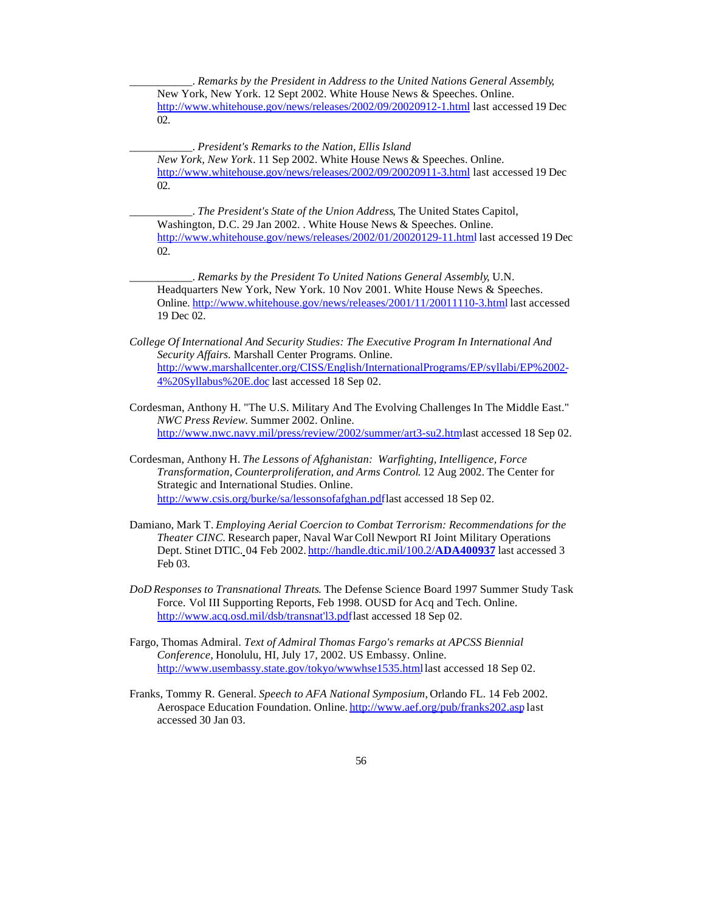___________. *Remarks by the President in Address to the United Nations General Assembly,* New York, New York. 12 Sept 2002. White House News & Speeches. Online. http://www.whitehouse.gov/news/releases/2002/09/20020912-1.html last accessed 19 Dec 02.

___________. *President's Remarks to the Nation, Ellis Island New York, New York*. 11 Sep 2002. White House News & Speeches. Online. http://www.whitehouse.gov/news/releases/2002/09/20020911-3.html last accessed 19 Dec 02.

___________. *The President's State of the Union Address*, The United States Capitol, Washington, D.C. 29 Jan 2002. . White House News & Speeches. Online. http://www.whitehouse.gov/news/releases/2002/01/20020129-11.html last accessed 19 Dec 02.

___________. *Remarks by the President To United Nations General Assembly,* U.N. Headquarters New York, New York. 10 Nov 2001. White House News & Speeches. Online. http://www.whitehouse.gov/news/releases/2001/11/20011110-3.html last accessed 19 Dec 02.

*College Of International And Security Studies: The Executive Program In International And Security Affairs.* Marshall Center Programs. Online. http://www.marshallcenter.org/CISS/English/InternationalPrograms/EP/syllabi/EP%2002-4%20Syllabus%20E.doc last accessed 18 Sep 02.

Cordesman, Anthony H. "The U.S. Military And The Evolving Challenges In The Middle East." *NWC Press Review.* Summer 2002. Online. http://www.nwc.navy.mil/press/review/2002/summer/art3-su2.htmlast accessed 18 Sep 02.

Cordesman, Anthony H. *The Lessons of Afghanistan: Warfighting, Intelligence, Force Transformation, Counterproliferation, and Arms Control.* 12 Aug 2002. The Center for Strategic and International Studies. Online. http://www.csis.org/burke/sa/lessonsofafghan.pdflast accessed 18 Sep 02.

Damiano, Mark T. *Employing Aerial Coercion to Combat Terrorism: Recommendations for the Theater CINC.* Research paper, Naval War Coll Newport RI Joint Military Operations Dept. Stinet DTIC. 04 Feb 2002. http://handle.dtic.mil/100.2/**ADA400937** last accessed 3 Feb 03.

*DoD Responses to Transnational Threats.* The Defense Science Board 1997 Summer Study Task Force. Vol III Supporting Reports, Feb 1998. OUSD for Acq and Tech. Online. http://www.acq.osd.mil/dsb/transnat'l3.pdflast accessed 18 Sep 02.

Fargo, Thomas Admiral. *Text of Admiral Thomas Fargo's remarks at APCSS Biennial Conference,* Honolulu, HI, July 17, 2002. US Embassy. Online. http://www.usembassy.state.gov/tokyo/wwwhse1535.html last accessed 18 Sep 02.

Franks, Tommy R. General. *Speech to AFA National Symposium,* Orlando FL. 14 Feb 2002. Aerospace Education Foundation. Online. http://www.aef.org/pub/franks202.asp last accessed 30 Jan 03.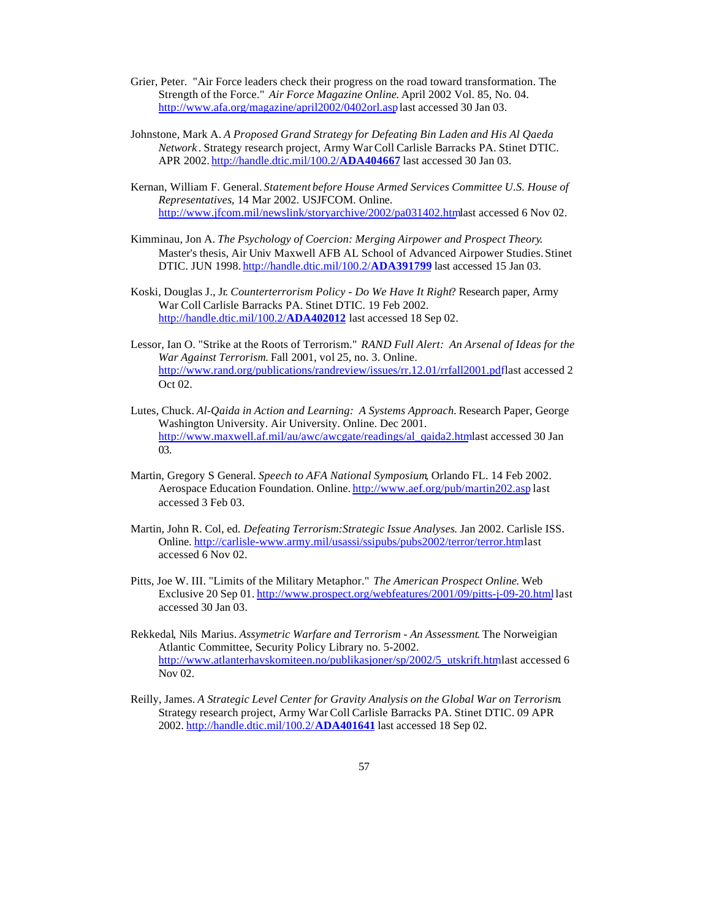Grier, Peter. "Air Force leaders check their progress on the road toward transformation. The Strength of the Force." *Air Force Magazine Online.* April 2002 Vol. 85, No. 04. http://www.afa.org/magazine/april2002/0402orl.asp last accessed 30 Jan 03.

Johnstone, Mark A. *A Proposed Grand Strategy for Defeating Bin Laden and His Al Qaeda Network*. Strategy research project, Army War Coll Carlisle Barracks PA. Stinet DTIC. APR 2002. http://handle.dtic.mil/100.2/**ADA404667** last accessed 30 Jan 03.

Kernan, William F. General. *Statement before House Armed Services Committee U.S. House of Representatives*, 14 Mar 2002. USJFCOM. Online. http://www.jfcom.mil/newslink/storyarchive/2002/pa031402.htmlast accessed 6 Nov 02.

Kimminau, Jon A. *The Psychology of Coercion: Merging Airpower and Prospect Theory.* Master's thesis, Air Univ Maxwell AFB AL School of Advanced Airpower Studies. Stinet DTIC. JUN 1998. http://handle.dtic.mil/100.2/**ADA391799** last accessed 15 Jan 03.

Koski, Douglas J., Jr. *Counterterrorism Policy - Do We Have It Right*? Research paper, Army War Coll Carlisle Barracks PA. Stinet DTIC. 19 Feb 2002. http://handle.dtic.mil/100.2/**ADA402012** last accessed 18 Sep 02.

Lessor, Ian O. "Strike at the Roots of Terrorism." *RAND Full Alert: An Arsenal of Ideas for the War Against Terrorism.* Fall 2001, vol 25, no. 3. Online. http://www.rand.org/publications/randreview/issues/rr.12.01/rrfall2001.pdflast accessed 2 Oct 02.

Lutes, Chuck. *Al-Qaida in Action and Learning: A Systems Approach.* Research Paper, George Washington University. Air University. Online. Dec 2001. http://www.maxwell.af.mil/au/awc/awcgate/readings/al_qaida2.htmlast accessed 30 Jan 03.

Martin, Gregory S General. *Speech to AFA National Symposium*, Orlando FL. 14 Feb 2002. Aerospace Education Foundation. Online. http://www.aef.org/pub/martin202.asp last accessed 3 Feb 03.

Martin, John R. Col, ed. *Defeating Terrorism:Strategic Issue Analyses.* Jan 2002. Carlisle ISS. Online. http://carlisle-www.army.mil/usassi/ssipubs/pubs2002/terror/terror.htmlast accessed 6 Nov 02.

Pitts, Joe W. III. "Limits of the Military Metaphor." *The American Prospect Online.* Web Exclusive 20 Sep 01. http://www.prospect.org/webfeatures/2001/09/pitts-j-09-20.html last accessed 30 Jan 03.

Rekkedal, Nils Marius. *Assymetric Warfare and Terrorism - An Assessment.* The Norweigian Atlantic Committee, Security Policy Library no. 5-2002. http://www.atlanterhavskomiteen.no/publikasjoner/sp/2002/5_utskrift.htmlast accessed 6 Nov 02.

Reilly, James. *A Strategic Level Center for Gravity Analysis on the Global War on Terrorism.* Strategy research project, Army War Coll Carlisle Barracks PA. Stinet DTIC. 09 APR 2002. http://handle.dtic.mil/100.2/**ADA401641** last accessed 18 Sep 02.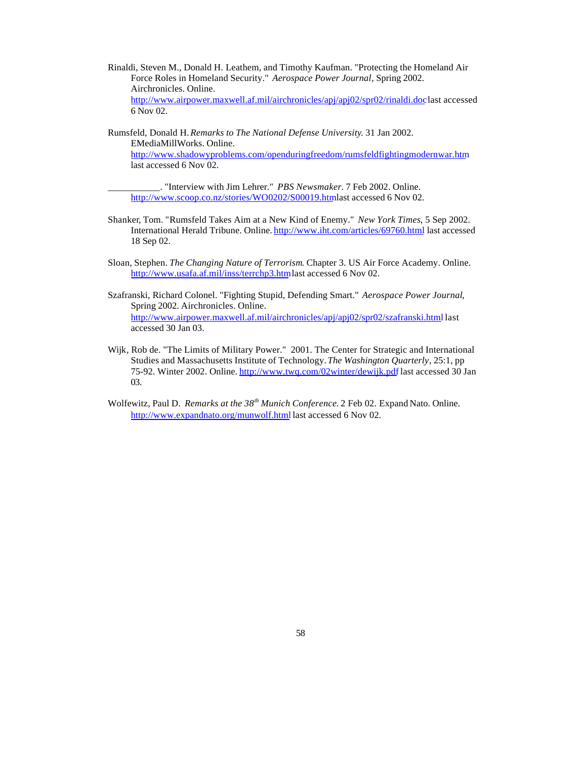Rinaldi, Steven M., Donald H. Leathem, and Timothy Kaufman. "Protecting the Homeland Air Force Roles in Homeland Security." *Aerospace Power Journal*, Spring 2002. Airchronicles. Online. http://www.airpower.maxwell.af.mil/airchronicles/apj/apj02/spr02/rinaldi.doc last accessed 6 Nov 02.

Rumsfeld, Donald H. *Remarks to The National Defense University.* 31 Jan 2002. EMediaMillWorks. Online. http://www.shadowyproblems.com/openduringfreedom/rumsfeldfightingmodernwar.htm last accessed 6 Nov 02.

___________. "Interview with Jim Lehrer." *PBS Newsmaker.* 7 Feb 2002. Online. http://www.scoop.co.nz/stories/WO0202/S00019.htm last accessed 6 Nov 02.

Shanker, Tom. "Rumsfeld Takes Aim at a New Kind of Enemy." *New York Times*, 5 Sep 2002. International Herald Tribune. Online. http://www.iht.com/articles/69760.html last accessed 18 Sep 02.

Sloan, Stephen. *The Changing Nature of Terrorism*. Chapter 3. US Air Force Academy. Online. http://www.usafa.af.mil/inss/terrchp3.htm last accessed 6 Nov 02.

Szafranski, Richard Colonel. "Fighting Stupid, Defending Smart." *Aerospace Power Journal*, Spring 2002. Airchronicles. Online. http://www.airpower.maxwell.af.mil/airchronicles/apj/apj02/spr02/szafranski.html last accessed 30 Jan 03.

Wijk, Rob de. "The Limits of Military Power." 2001. The Center for Strategic and International Studies and Massachusetts Institute of Technology. *The Washington Quarterly*, 25:1, pp 75-92. Winter 2002. Online. http://www.twq.com/02winter/dewijk.pdf last accessed 30 Jan 03.

Wolfewitz, Paul D. *Remarks at the 38th Munich Conference.* 2 Feb 02. Expand Nato. Online. http://www.expandnato.org/munwolf.html last accessed 6 Nov 02.